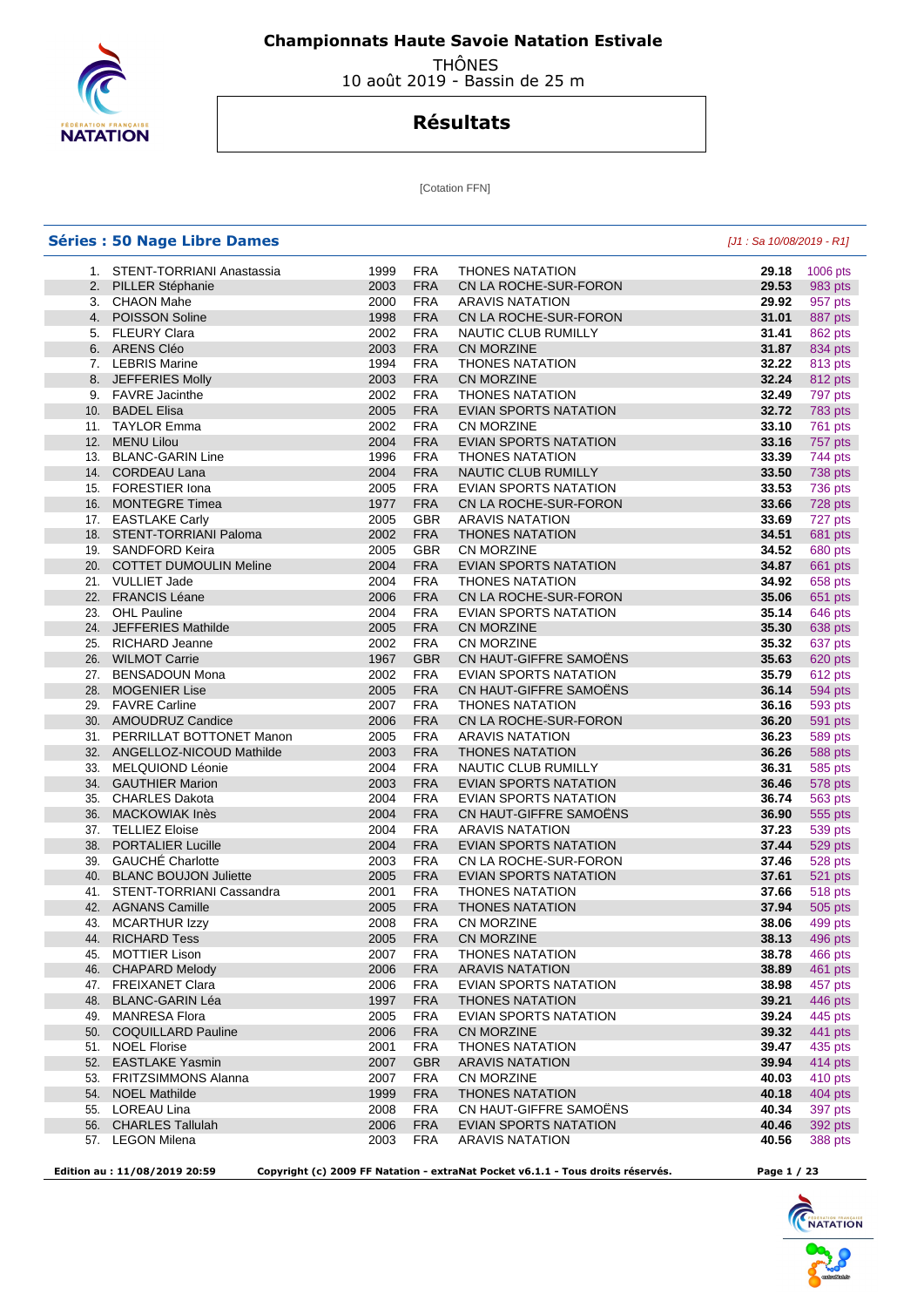# Championnats Haute Savoie Natation Estivale

THÔNES
10 août 2019 - Bassin de 25 m

## Résultats

[Cotation FFN]

### Séries : 50 Nage Libre Dames

*[J1 : Sa 10/08/2019 - R1]*

| | | | | | | |
|---|---|---|---|---|---|---|
| 1. | STENT-TORRIANI Anastassia | 1999 | FRA | THONES NATATION | **29.18** | 1006 pts |
| 2. | PILLER Stéphanie | 2003 | FRA | CN LA ROCHE-SUR-FORON | **29.53** | 983 pts |
| 3. | CHAON Mahe | 2000 | FRA | ARAVIS NATATION | **29.92** | 957 pts |
| 4. | POISSON Soline | 1998 | FRA | CN LA ROCHE-SUR-FORON | **31.01** | 887 pts |
| 5. | FLEURY Clara | 2002 | FRA | NAUTIC CLUB RUMILLY | **31.41** | 862 pts |
| 6. | ARENS Cléo | 2003 | FRA | CN MORZINE | **31.87** | 834 pts |
| 7. | LEBRIS Marine | 1994 | FRA | THONES NATATION | **32.22** | 813 pts |
| 8. | JEFFERIES Molly | 2003 | FRA | CN MORZINE | **32.24** | 812 pts |
| 9. | FAVRE Jacinthe | 2002 | FRA | THONES NATATION | **32.49** | 797 pts |
| 10. | BADEL Elisa | 2005 | FRA | EVIAN SPORTS NATATION | **32.72** | 783 pts |
| 11. | TAYLOR Emma | 2002 | FRA | CN MORZINE | **33.10** | 761 pts |
| 12. | MENU Lilou | 2004 | FRA | EVIAN SPORTS NATATION | **33.16** | 757 pts |
| 13. | BLANC-GARIN Line | 1996 | FRA | THONES NATATION | **33.39** | 744 pts |
| 14. | CORDEAU Lana | 2004 | FRA | NAUTIC CLUB RUMILLY | **33.50** | 738 pts |
| 15. | FORESTIER Iona | 2005 | FRA | EVIAN SPORTS NATATION | **33.53** | 736 pts |
| 16. | MONTEGRE Timea | 1977 | FRA | CN LA ROCHE-SUR-FORON | **33.66** | 728 pts |
| 17. | EASTLAKE Carly | 2005 | GBR | ARAVIS NATATION | **33.69** | 727 pts |
| 18. | STENT-TORRIANI Paloma | 2002 | FRA | THONES NATATION | **34.51** | 681 pts |
| 19. | SANDFORD Keira | 2005 | GBR | CN MORZINE | **34.52** | 680 pts |
| 20. | COTTET DUMOULIN Meline | 2004 | FRA | EVIAN SPORTS NATATION | **34.87** | 661 pts |
| 21. | VULLIET Jade | 2004 | FRA | THONES NATATION | **34.92** | 658 pts |
| 22. | FRANCIS Léane | 2006 | FRA | CN LA ROCHE-SUR-FORON | **35.06** | 651 pts |
| 23. | OHL Pauline | 2004 | FRA | EVIAN SPORTS NATATION | **35.14** | 646 pts |
| 24. | JEFFERIES Mathilde | 2005 | FRA | CN MORZINE | **35.30** | 638 pts |
| 25. | RICHARD Jeanne | 2002 | FRA | CN MORZINE | **35.32** | 637 pts |
| 26. | WILMOT Carrie | 1967 | GBR | CN HAUT-GIFFRE SAMOËNS | **35.63** | 620 pts |
| 27. | BENSADOUN Mona | 2002 | FRA | EVIAN SPORTS NATATION | **35.79** | 612 pts |
| 28. | MOGENIER Lise | 2005 | FRA | CN HAUT-GIFFRE SAMOËNS | **36.14** | 594 pts |
| 29. | FAVRE Carline | 2007 | FRA | THONES NATATION | **36.16** | 593 pts |
| 30. | AMOUDRUZ Candice | 2006 | FRA | CN LA ROCHE-SUR-FORON | **36.20** | 591 pts |
| 31. | PERRILLAT BOTTONET Manon | 2005 | FRA | ARAVIS NATATION | **36.23** | 589 pts |
| 32. | ANGELLOZ-NICOUD Mathilde | 2003 | FRA | THONES NATATION | **36.26** | 588 pts |
| 33. | MELQUIOND Léonie | 2004 | FRA | NAUTIC CLUB RUMILLY | **36.31** | 585 pts |
| 34. | GAUTHIER Marion | 2003 | FRA | EVIAN SPORTS NATATION | **36.46** | 578 pts |
| 35. | CHARLES Dakota | 2004 | FRA | EVIAN SPORTS NATATION | **36.74** | 563 pts |
| 36. | MACKOWIAK Inès | 2004 | FRA | CN HAUT-GIFFRE SAMOËNS | **36.90** | 555 pts |
| 37. | TELLIEZ Eloise | 2004 | FRA | ARAVIS NATATION | **37.23** | 539 pts |
| 38. | PORTALIER Lucille | 2004 | FRA | EVIAN SPORTS NATATION | **37.44** | 529 pts |
| 39. | GAUCHÉ Charlotte | 2003 | FRA | CN LA ROCHE-SUR-FORON | **37.46** | 528 pts |
| 40. | BLANC BOUJON Juliette | 2005 | FRA | EVIAN SPORTS NATATION | **37.61** | 521 pts |
| 41. | STENT-TORRIANI Cassandra | 2001 | FRA | THONES NATATION | **37.66** | 518 pts |
| 42. | AGNANS Camille | 2005 | FRA | THONES NATATION | **37.94** | 505 pts |
| 43. | MCARTHUR Izzy | 2008 | FRA | CN MORZINE | **38.06** | 499 pts |
| 44. | RICHARD Tess | 2005 | FRA | CN MORZINE | **38.13** | 496 pts |
| 45. | MOTTIER Lison | 2007 | FRA | THONES NATATION | **38.78** | 466 pts |
| 46. | CHAPARD Melody | 2006 | FRA | ARAVIS NATATION | **38.89** | 461 pts |
| 47. | FREIXANET Clara | 2006 | FRA | EVIAN SPORTS NATATION | **38.98** | 457 pts |
| 48. | BLANC-GARIN Léa | 1997 | FRA | THONES NATATION | **39.21** | 446 pts |
| 49. | MANRESA Flora | 2005 | FRA | EVIAN SPORTS NATATION | **39.24** | 445 pts |
| 50. | COQUILLARD Pauline | 2006 | FRA | CN MORZINE | **39.32** | 441 pts |
| 51. | NOEL Florise | 2001 | FRA | THONES NATATION | **39.47** | 435 pts |
| 52. | EASTLAKE Yasmin | 2007 | GBR | ARAVIS NATATION | **39.94** | 414 pts |
| 53. | FRITZSIMMONS Alanna | 2007 | FRA | CN MORZINE | **40.03** | 410 pts |
| 54. | NOEL Mathilde | 1999 | FRA | THONES NATATION | **40.18** | 404 pts |
| 55. | LOREAU Lina | 2008 | FRA | CN HAUT-GIFFRE SAMOËNS | **40.34** | 397 pts |
| 56. | CHARLES Tallulah | 2006 | FRA | EVIAN SPORTS NATATION | **40.46** | 392 pts |
| 57. | LEGON Milena | 2003 | FRA | ARAVIS NATATION | **40.56** | 388 pts |

**Edition au : 11/08/2019 20:59** **Copyright (c) 2009 FF Natation - extraNat Pocket v6.1.1 - Tous droits réservés.**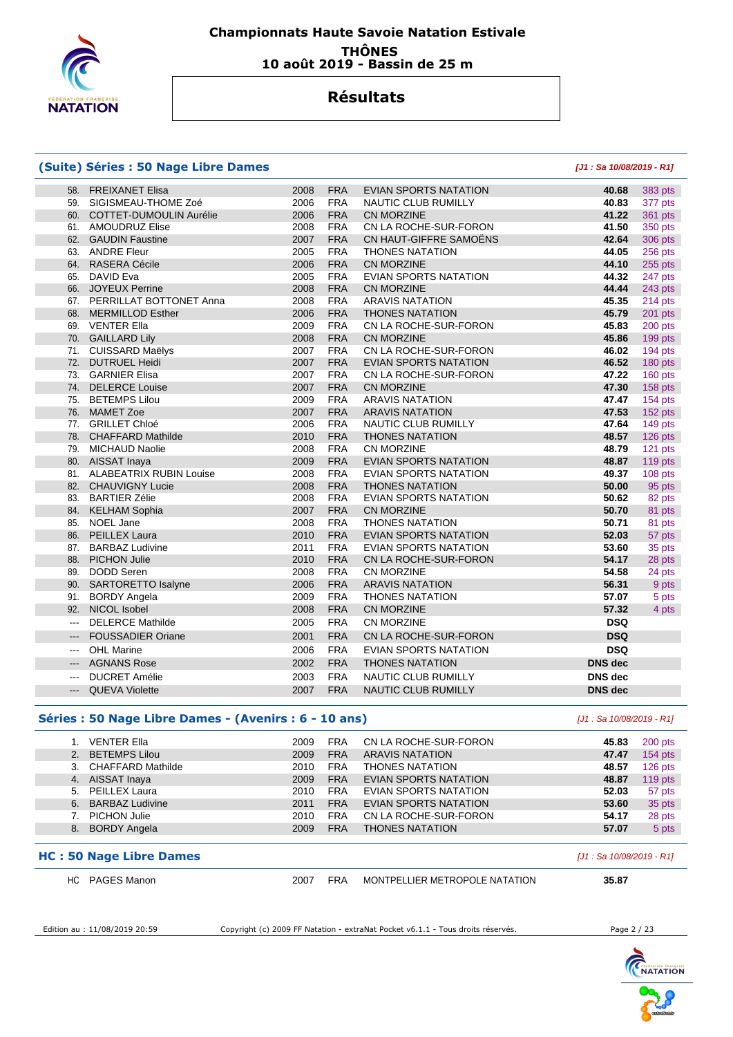# Championnats Haute Savoie Natation Estivale

**THÔNES**

**10 août 2019 - Bassin de 25 m**

## Résultats

### (Suite) Séries : 50 Nage Libre Dames

*[J1 : Sa 10/08/2019 - R1]*

| Rang | Nom | Année | Nat. | Club | Temps | Points |
|---|---|---|---|---|---|---|
| 58. | FREIXANET Elisa | 2008 | FRA | EVIAN SPORTS NATATION | 40.68 | 383 pts |
| 59. | SIGISMEAU-THOME Zoé | 2006 | FRA | NAUTIC CLUB RUMILLY | 40.83 | 377 pts |
| 60. | COTTET-DUMOULIN Aurélie | 2006 | FRA | CN MORZINE | 41.22 | 361 pts |
| 61. | AMOUDRUZ Elise | 2008 | FRA | CN LA ROCHE-SUR-FORON | 41.50 | 350 pts |
| 62. | GAUDIN Faustine | 2007 | FRA | CN HAUT-GIFFRE SAMOËNS | 42.64 | 306 pts |
| 63. | ANDRE Fleur | 2005 | FRA | THONES NATATION | 44.05 | 256 pts |
| 64. | RASERA Cécile | 2006 | FRA | CN MORZINE | 44.10 | 255 pts |
| 65. | DAVID Eva | 2005 | FRA | EVIAN SPORTS NATATION | 44.32 | 247 pts |
| 66. | JOYEUX Perrine | 2008 | FRA | CN MORZINE | 44.44 | 243 pts |
| 67. | PERRILLAT BOTTONET Anna | 2008 | FRA | ARAVIS NATATION | 45.35 | 214 pts |
| 68. | MERMILLOD Esther | 2006 | FRA | THONES NATATION | 45.79 | 201 pts |
| 69. | VENTER Ella | 2009 | FRA | CN LA ROCHE-SUR-FORON | 45.83 | 200 pts |
| 70. | GAILLARD Lily | 2008 | FRA | CN MORZINE | 45.86 | 199 pts |
| 71. | CUISSARD Maëlys | 2007 | FRA | CN LA ROCHE-SUR-FORON | 46.02 | 194 pts |
| 72. | DUTRUEL Heidi | 2007 | FRA | EVIAN SPORTS NATATION | 46.52 | 180 pts |
| 73. | GARNIER Elisa | 2007 | FRA | CN LA ROCHE-SUR-FORON | 47.22 | 160 pts |
| 74. | DELERCE Louise | 2007 | FRA | CN MORZINE | 47.30 | 158 pts |
| 75. | BETEMPS Lilou | 2009 | FRA | ARAVIS NATATION | 47.47 | 154 pts |
| 76. | MAMET Zoe | 2007 | FRA | ARAVIS NATATION | 47.53 | 152 pts |
| 77. | GRILLET Chloé | 2006 | FRA | NAUTIC CLUB RUMILLY | 47.64 | 149 pts |
| 78. | CHAFFARD Mathilde | 2010 | FRA | THONES NATATION | 48.57 | 126 pts |
| 79. | MICHAUD Naolie | 2008 | FRA | CN MORZINE | 48.79 | 121 pts |
| 80. | AISSAT Inaya | 2009 | FRA | EVIAN SPORTS NATATION | 48.87 | 119 pts |
| 81. | ALABEATRIX RUBIN Louise | 2008 | FRA | EVIAN SPORTS NATATION | 49.37 | 108 pts |
| 82. | CHAUVIGNY Lucie | 2008 | FRA | THONES NATATION | 50.00 | 95 pts |
| 83. | BARTIER Zélie | 2008 | FRA | EVIAN SPORTS NATATION | 50.62 | 82 pts |
| 84. | KELHAM Sophia | 2007 | FRA | CN MORZINE | 50.70 | 81 pts |
| 85. | NOEL Jane | 2008 | FRA | THONES NATATION | 50.71 | 81 pts |
| 86. | PEILLEX Laura | 2010 | FRA | EVIAN SPORTS NATATION | 52.03 | 57 pts |
| 87. | BARBAZ Ludivine | 2011 | FRA | EVIAN SPORTS NATATION | 53.60 | 35 pts |
| 88. | PICHON Julie | 2010 | FRA | CN LA ROCHE-SUR-FORON | 54.17 | 28 pts |
| 89. | DODD Seren | 2008 | FRA | CN MORZINE | 54.58 | 24 pts |
| 90. | SARTORETTO Isalyne | 2006 | FRA | ARAVIS NATATION | 56.31 | 9 pts |
| 91. | BORDY Angela | 2009 | FRA | THONES NATATION | 57.07 | 5 pts |
| 92. | NICOL Isobel | 2008 | FRA | CN MORZINE | 57.32 | 4 pts |
| --- | DELERCE Mathilde | 2005 | FRA | CN MORZINE | DSQ | |
| --- | FOUSSADIER Oriane | 2001 | FRA | CN LA ROCHE-SUR-FORON | DSQ | |
| --- | OHL Marine | 2006 | FRA | EVIAN SPORTS NATATION | DSQ | |
| --- | AGNANS Rose | 2002 | FRA | THONES NATATION | DNS dec | |
| --- | DUCRET Amélie | 2003 | FRA | NAUTIC CLUB RUMILLY | DNS dec | |
| --- | QUEVA Violette | 2007 | FRA | NAUTIC CLUB RUMILLY | DNS dec | |

### Séries : 50 Nage Libre Dames - (Avenirs : 6 - 10 ans)

*[J1 : Sa 10/08/2019 - R1]*

| Rang | Nom | Année | Nat. | Club | Temps | Points |
|---|---|---|---|---|---|---|
| 1. | VENTER Ella | 2009 | FRA | CN LA ROCHE-SUR-FORON | 45.83 | 200 pts |
| 2. | BETEMPS Lilou | 2009 | FRA | ARAVIS NATATION | 47.47 | 154 pts |
| 3. | CHAFFARD Mathilde | 2010 | FRA | THONES NATATION | 48.57 | 126 pts |
| 4. | AISSAT Inaya | 2009 | FRA | EVIAN SPORTS NATATION | 48.87 | 119 pts |
| 5. | PEILLEX Laura | 2010 | FRA | EVIAN SPORTS NATATION | 52.03 | 57 pts |
| 6. | BARBAZ Ludivine | 2011 | FRA | EVIAN SPORTS NATATION | 53.60 | 35 pts |
| 7. | PICHON Julie | 2010 | FRA | CN LA ROCHE-SUR-FORON | 54.17 | 28 pts |
| 8. | BORDY Angela | 2009 | FRA | THONES NATATION | 57.07 | 5 pts |

### HC : 50 Nage Libre Dames

*[J1 : Sa 10/08/2019 - R1]*

| Rang | Nom | Année | Nat. | Club | Temps |
|---|---|---|---|---|---|
| HC | PAGES Manon | 2007 | FRA | MONTPELLIER METROPOLE NATATION | 35.87 |

Edition au : 11/08/2019 20:59 — Copyright (c) 2009 FF Natation - extraNat Pocket v6.1.1 - Tous droits réservés.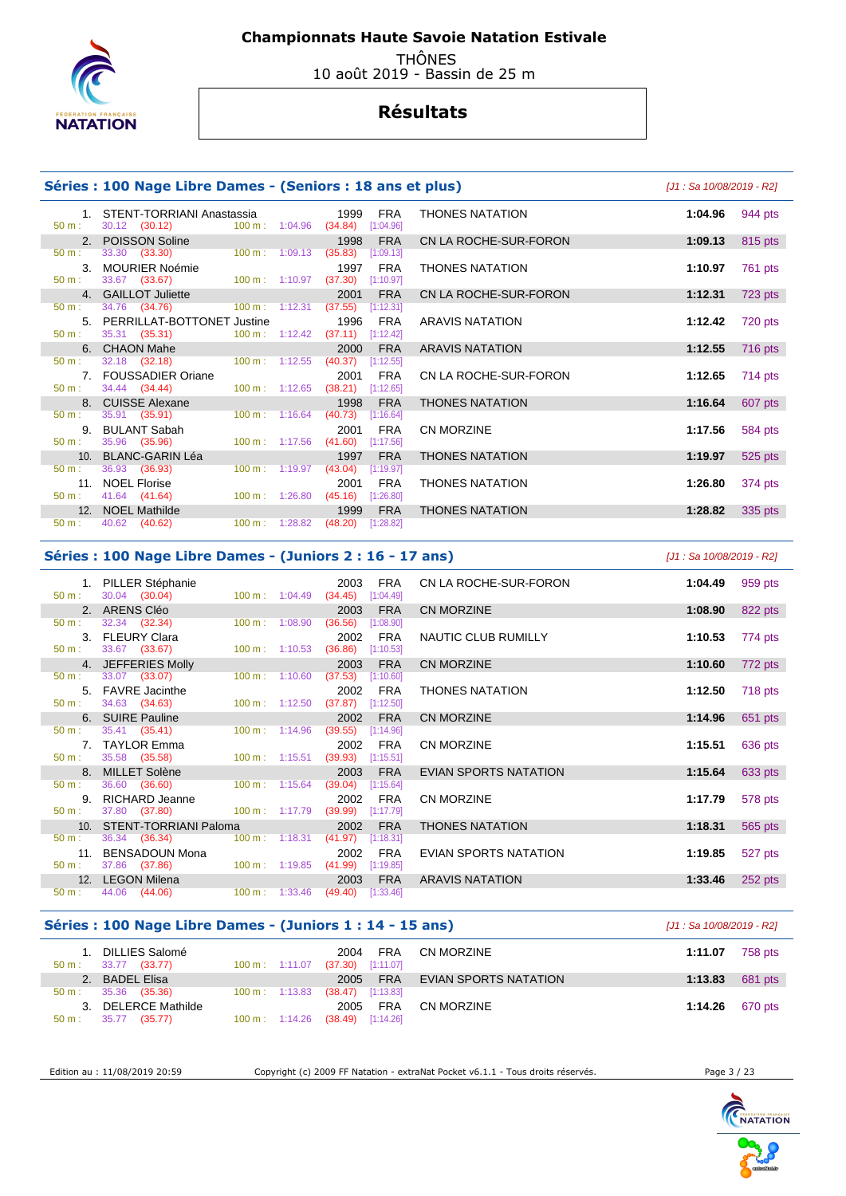# Championnats Haute Savoie Natation Estivale

THÔNES
10 août 2019 - Bassin de 25 m

## Résultats

### Séries : 100 Nage Libre Dames - (Seniors : 18 ans et plus)

*[J1 : Sa 10/08/2019 - R2]*

| Rang | Nom | Année | Nat. | Club | Temps | Points |
|---|---|---|---|---|---|---|
| 1. | STENT-TORRIANI Anastassia | 1999 | FRA | THONES NATATION | 1:04.96 | 944 pts |
| | 50 m : 30.12 (30.12) — 100 m : 1:04.96 (34.84) [1:04.96] | | | | | |
| 2. | POISSON Soline | 1998 | FRA | CN LA ROCHE-SUR-FORON | 1:09.13 | 815 pts |
| | 50 m : 33.30 (33.30) — 100 m : 1:09.13 (35.83) [1:09.13] | | | | | |
| 3. | MOURIER Noémie | 1997 | FRA | THONES NATATION | 1:10.97 | 761 pts |
| | 50 m : 33.67 (33.67) — 100 m : 1:10.97 (37.30) [1:10.97] | | | | | |
| 4. | GAILLOT Juliette | 2001 | FRA | CN LA ROCHE-SUR-FORON | 1:12.31 | 723 pts |
| | 50 m : 34.76 (34.76) — 100 m : 1:12.31 (37.55) [1:12.31] | | | | | |
| 5. | PERRILLAT-BOTTONET Justine | 1996 | FRA | ARAVIS NATATION | 1:12.42 | 720 pts |
| | 50 m : 35.31 (35.31) — 100 m : 1:12.42 (37.11) [1:12.42] | | | | | |
| 6. | CHAON Mahe | 2000 | FRA | ARAVIS NATATION | 1:12.55 | 716 pts |
| | 50 m : 32.18 (32.18) — 100 m : 1:12.55 (40.37) [1:12.55] | | | | | |
| 7. | FOUSSADIER Oriane | 2001 | FRA | CN LA ROCHE-SUR-FORON | 1:12.65 | 714 pts |
| | 50 m : 34.44 (34.44) — 100 m : 1:12.65 (38.21) [1:12.65] | | | | | |
| 8. | CUISSE Alexane | 1998 | FRA | THONES NATATION | 1:16.64 | 607 pts |
| | 50 m : 35.91 (35.91) — 100 m : 1:16.64 (40.73) [1:16.64] | | | | | |
| 9. | BULANT Sabah | 2001 | FRA | CN MORZINE | 1:17.56 | 584 pts |
| | 50 m : 35.96 (35.96) — 100 m : 1:17.56 (41.60) [1:17.56] | | | | | |
| 10. | BLANC-GARIN Léa | 1997 | FRA | THONES NATATION | 1:19.97 | 525 pts |
| | 50 m : 36.93 (36.93) — 100 m : 1:19.97 (43.04) [1:19.97] | | | | | |
| 11. | NOEL Florise | 2001 | FRA | THONES NATATION | 1:26.80 | 374 pts |
| | 50 m : 41.64 (41.64) — 100 m : 1:26.80 (45.16) [1:26.80] | | | | | |
| 12. | NOEL Mathilde | 1999 | FRA | THONES NATATION | 1:28.82 | 335 pts |
| | 50 m : 40.62 (40.62) — 100 m : 1:28.82 (48.20) [1:28.82] | | | | | |

### Séries : 100 Nage Libre Dames - (Juniors 2 : 16 - 17 ans)

*[J1 : Sa 10/08/2019 - R2]*

| Rang | Nom | Année | Nat. | Club | Temps | Points |
|---|---|---|---|---|---|---|
| 1. | PILLER Stéphanie | 2003 | FRA | CN LA ROCHE-SUR-FORON | 1:04.49 | 959 pts |
| | 50 m : 30.04 (30.04) — 100 m : 1:04.49 (34.45) [1:04.49] | | | | | |
| 2. | ARENS Cléo | 2003 | FRA | CN MORZINE | 1:08.90 | 822 pts |
| | 50 m : 32.34 (32.34) — 100 m : 1:08.90 (36.56) [1:08.90] | | | | | |
| 3. | FLEURY Clara | 2002 | FRA | NAUTIC CLUB RUMILLY | 1:10.53 | 774 pts |
| | 50 m : 33.67 (33.67) — 100 m : 1:10.53 (36.86) [1:10.53] | | | | | |
| 4. | JEFFERIES Molly | 2003 | FRA | CN MORZINE | 1:10.60 | 772 pts |
| | 50 m : 33.07 (33.07) — 100 m : 1:10.60 (37.53) [1:10.60] | | | | | |
| 5. | FAVRE Jacinthe | 2002 | FRA | THONES NATATION | 1:12.50 | 718 pts |
| | 50 m : 34.63 (34.63) — 100 m : 1:12.50 (37.87) [1:12.50] | | | | | |
| 6. | SUIRE Pauline | 2002 | FRA | CN MORZINE | 1:14.96 | 651 pts |
| | 50 m : 35.41 (35.41) — 100 m : 1:14.96 (39.55) [1:14.96] | | | | | |
| 7. | TAYLOR Emma | 2002 | FRA | CN MORZINE | 1:15.51 | 636 pts |
| | 50 m : 35.58 (35.58) — 100 m : 1:15.51 (39.93) [1:15.51] | | | | | |
| 8. | MILLET Solène | 2003 | FRA | EVIAN SPORTS NATATION | 1:15.64 | 633 pts |
| | 50 m : 36.60 (36.60) — 100 m : 1:15.64 (39.04) [1:15.64] | | | | | |
| 9. | RICHARD Jeanne | 2002 | FRA | CN MORZINE | 1:17.79 | 578 pts |
| | 50 m : 37.80 (37.80) — 100 m : 1:17.79 (39.99) [1:17.79] | | | | | |
| 10. | STENT-TORRIANI Paloma | 2002 | FRA | THONES NATATION | 1:18.31 | 565 pts |
| | 50 m : 36.34 (36.34) — 100 m : 1:18.31 (41.97) [1:18.31] | | | | | |
| 11. | BENSADOUN Mona | 2002 | FRA | EVIAN SPORTS NATATION | 1:19.85 | 527 pts |
| | 50 m : 37.86 (37.86) — 100 m : 1:19.85 (41.99) [1:19.85] | | | | | |
| 12. | LEGON Milena | 2003 | FRA | ARAVIS NATATION | 1:33.46 | 252 pts |
| | 50 m : 44.06 (44.06) — 100 m : 1:33.46 (49.40) [1:33.46] | | | | | |

### Séries : 100 Nage Libre Dames - (Juniors 1 : 14 - 15 ans)

*[J1 : Sa 10/08/2019 - R2]*

| Rang | Nom | Année | Nat. | Club | Temps | Points |
|---|---|---|---|---|---|---|
| 1. | DILLIES Salomé | 2004 | FRA | CN MORZINE | 1:11.07 | 758 pts |
| | 50 m : 33.77 (33.77) — 100 m : 1:11.07 (37.30) [1:11.07] | | | | | |
| 2. | BADEL Elisa | 2005 | FRA | EVIAN SPORTS NATATION | 1:13.83 | 681 pts |
| | 50 m : 35.36 (35.36) — 100 m : 1:13.83 (38.47) [1:13.83] | | | | | |
| 3. | DELERCE Mathilde | 2005 | FRA | CN MORZINE | 1:14.26 | 670 pts |
| | 50 m : 35.77 (35.77) — 100 m : 1:14.26 (38.49) [1:14.26] | | | | | |

Edition au : 11/08/2019 20:59 — Copyright (c) 2009 FF Natation - extraNat Pocket v6.1.1 - Tous droits réservés.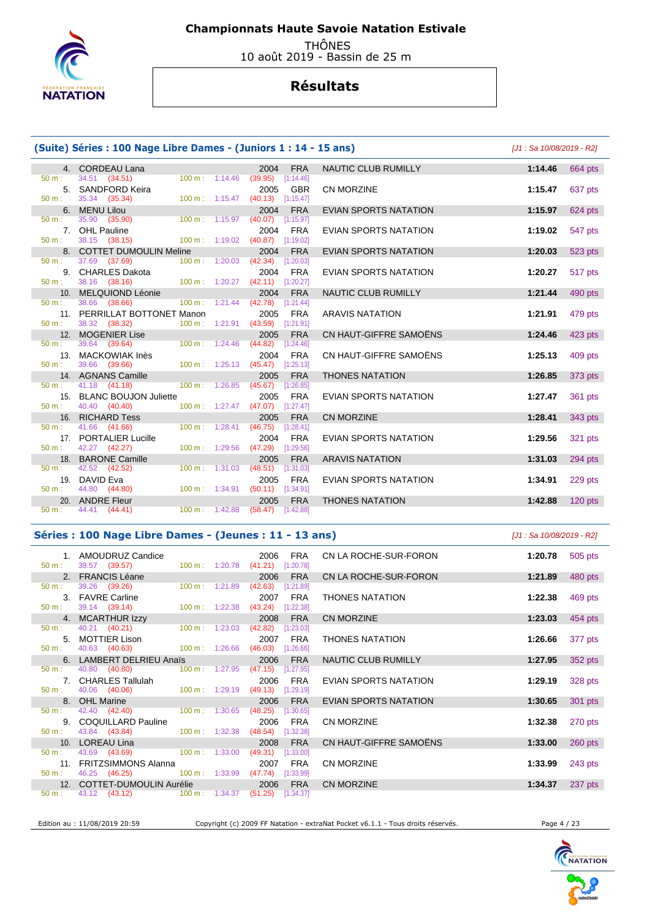# Championnats Haute Savoie Natation Estivale

THÔNES
10 août 2019 - Bassin de 25 m

## Résultats

### (Suite) Séries : 100 Nage Libre Dames - (Juniors 1 : 14 - 15 ans)

[J1 : Sa 10/08/2019 - R2]

| Rang | Nom | Année | Nat. | Club | Temps | Points |
|---|---|---|---|---|---|---|
| 4. | CORDEAU Lana | 2004 | FRA | NAUTIC CLUB RUMILLY | 1:14.46 | 664 pts |
| | 50 m : 34.51 (34.51) 100 m : 1:14.46 (39.95) [1:14.46] | | | | | |
| 5. | SANDFORD Keira | 2005 | GBR | CN MORZINE | 1:15.47 | 637 pts |
| | 50 m : 35.34 (35.34) 100 m : 1:15.47 (40.13) [1:15.47] | | | | | |
| 6. | MENU Lilou | 2004 | FRA | EVIAN SPORTS NATATION | 1:15.97 | 624 pts |
| | 50 m : 35.90 (35.90) 100 m : 1:15.97 (40.07) [1:15.97] | | | | | |
| 7. | OHL Pauline | 2004 | FRA | EVIAN SPORTS NATATION | 1:19.02 | 547 pts |
| | 50 m : 38.15 (38.15) 100 m : 1:19.02 (40.87) [1:19.02] | | | | | |
| 8. | COTTET DUMOULIN Meline | 2004 | FRA | EVIAN SPORTS NATATION | 1:20.03 | 523 pts |
| | 50 m : 37.69 (37.69) 100 m : 1:20.03 (42.34) [1:20.03] | | | | | |
| 9. | CHARLES Dakota | 2004 | FRA | EVIAN SPORTS NATATION | 1:20.27 | 517 pts |
| | 50 m : 38.16 (38.16) 100 m : 1:20.27 (42.11) [1:20.27] | | | | | |
| 10. | MELQUIOND Léonie | 2004 | FRA | NAUTIC CLUB RUMILLY | 1:21.44 | 490 pts |
| | 50 m : 38.66 (38.66) 100 m : 1:21.44 (42.78) [1:21.44] | | | | | |
| 11. | PERRILLAT BOTTONET Manon | 2005 | FRA | ARAVIS NATATION | 1:21.91 | 479 pts |
| | 50 m : 38.32 (38.32) 100 m : 1:21.91 (43.59) [1:21.91] | | | | | |
| 12. | MOGENIER Lise | 2005 | FRA | CN HAUT-GIFFRE SAMOËNS | 1:24.46 | 423 pts |
| | 50 m : 39.64 (39.64) 100 m : 1:24.46 (44.82) [1:24.46] | | | | | |
| 13. | MACKOWIAK Inès | 2004 | FRA | CN HAUT-GIFFRE SAMOËNS | 1:25.13 | 409 pts |
| | 50 m : 39.66 (39.66) 100 m : 1:25.13 (45.47) [1:25.13] | | | | | |
| 14. | AGNANS Camille | 2005 | FRA | THONES NATATION | 1:26.85 | 373 pts |
| | 50 m : 41.18 (41.18) 100 m : 1:26.85 (45.67) [1:26.85] | | | | | |
| 15. | BLANC BOUJON Juliette | 2005 | FRA | EVIAN SPORTS NATATION | 1:27.47 | 361 pts |
| | 50 m : 40.40 (40.40) 100 m : 1:27.47 (47.07) [1:27.47] | | | | | |
| 16. | RICHARD Tess | 2005 | FRA | CN MORZINE | 1:28.41 | 343 pts |
| | 50 m : 41.66 (41.66) 100 m : 1:28.41 (46.75) [1:28.41] | | | | | |
| 17. | PORTALIER Lucille | 2004 | FRA | EVIAN SPORTS NATATION | 1:29.56 | 321 pts |
| | 50 m : 42.27 (42.27) 100 m : 1:29.56 (47.29) [1:29.56] | | | | | |
| 18. | BARONE Camille | 2005 | FRA | ARAVIS NATATION | 1:31.03 | 294 pts |
| | 50 m : 42.52 (42.52) 100 m : 1:31.03 (48.51) [1:31.03] | | | | | |
| 19. | DAVID Eva | 2005 | FRA | EVIAN SPORTS NATATION | 1:34.91 | 229 pts |
| | 50 m : 44.80 (44.80) 100 m : 1:34.91 (50.11) [1:34.91] | | | | | |
| 20. | ANDRE Fleur | 2005 | FRA | THONES NATATION | 1:42.88 | 120 pts |
| | 50 m : 44.41 (44.41) 100 m : 1:42.88 (58.47) [1:42.88] | | | | | |

### Séries : 100 Nage Libre Dames - (Jeunes : 11 - 13 ans)

[J1 : Sa 10/08/2019 - R2]

| Rang | Nom | Année | Nat. | Club | Temps | Points |
|---|---|---|---|---|---|---|
| 1. | AMOUDRUZ Candice | 2006 | FRA | CN LA ROCHE-SUR-FORON | 1:20.78 | 505 pts |
| | 50 m : 39.57 (39.57) 100 m : 1:20.78 (41.21) [1:20.78] | | | | | |
| 2. | FRANCIS Léane | 2006 | FRA | CN LA ROCHE-SUR-FORON | 1:21.89 | 480 pts |
| | 50 m : 39.26 (39.26) 100 m : 1:21.89 (42.63) [1:21.89] | | | | | |
| 3. | FAVRE Carline | 2007 | FRA | THONES NATATION | 1:22.38 | 469 pts |
| | 50 m : 39.14 (39.14) 100 m : 1:22.38 (43.24) [1:22.38] | | | | | |
| 4. | MCARTHUR Izzy | 2008 | FRA | CN MORZINE | 1:23.03 | 454 pts |
| | 50 m : 40.21 (40.21) 100 m : 1:23.03 (42.82) [1:23.03] | | | | | |
| 5. | MOTTIER Lison | 2007 | FRA | THONES NATATION | 1:26.66 | 377 pts |
| | 50 m : 40.63 (40.63) 100 m : 1:26.66 (46.03) [1:26.66] | | | | | |
| 6. | LAMBERT DELRIEU Anaïs | 2006 | FRA | NAUTIC CLUB RUMILLY | 1:27.95 | 352 pts |
| | 50 m : 40.80 (40.80) 100 m : 1:27.95 (47.15) [1:27.95] | | | | | |
| 7. | CHARLES Tallulah | 2006 | FRA | EVIAN SPORTS NATATION | 1:29.19 | 328 pts |
| | 50 m : 40.06 (40.06) 100 m : 1:29.19 (49.13) [1:29.19] | | | | | |
| 8. | OHL Marine | 2006 | FRA | EVIAN SPORTS NATATION | 1:30.65 | 301 pts |
| | 50 m : 42.40 (42.40) 100 m : 1:30.65 (48.25) [1:30.65] | | | | | |
| 9. | COQUILLARD Pauline | 2006 | FRA | CN MORZINE | 1:32.38 | 270 pts |
| | 50 m : 43.84 (43.84) 100 m : 1:32.38 (48.54) [1:32.38] | | | | | |
| 10. | LOREAU Lina | 2008 | FRA | CN HAUT-GIFFRE SAMOËNS | 1:33.00 | 260 pts |
| | 50 m : 43.69 (43.69) 100 m : 1:33.00 (49.31) [1:33.00] | | | | | |
| 11. | FRITZSIMMONS Alanna | 2007 | FRA | CN MORZINE | 1:33.99 | 243 pts |
| | 50 m : 46.25 (46.25) 100 m : 1:33.99 (47.74) [1:33.99] | | | | | |
| 12. | COTTET-DUMOULIN Aurélie | 2006 | FRA | CN MORZINE | 1:34.37 | 237 pts |
| | 50 m : 43.12 (43.12) 100 m : 1:34.37 (51.25) [1:34.37] | | | | | |

Edition au : 11/08/2019 20:59 — Copyright (c) 2009 FF Natation - extraNat Pocket v6.1.1 - Tous droits réservés.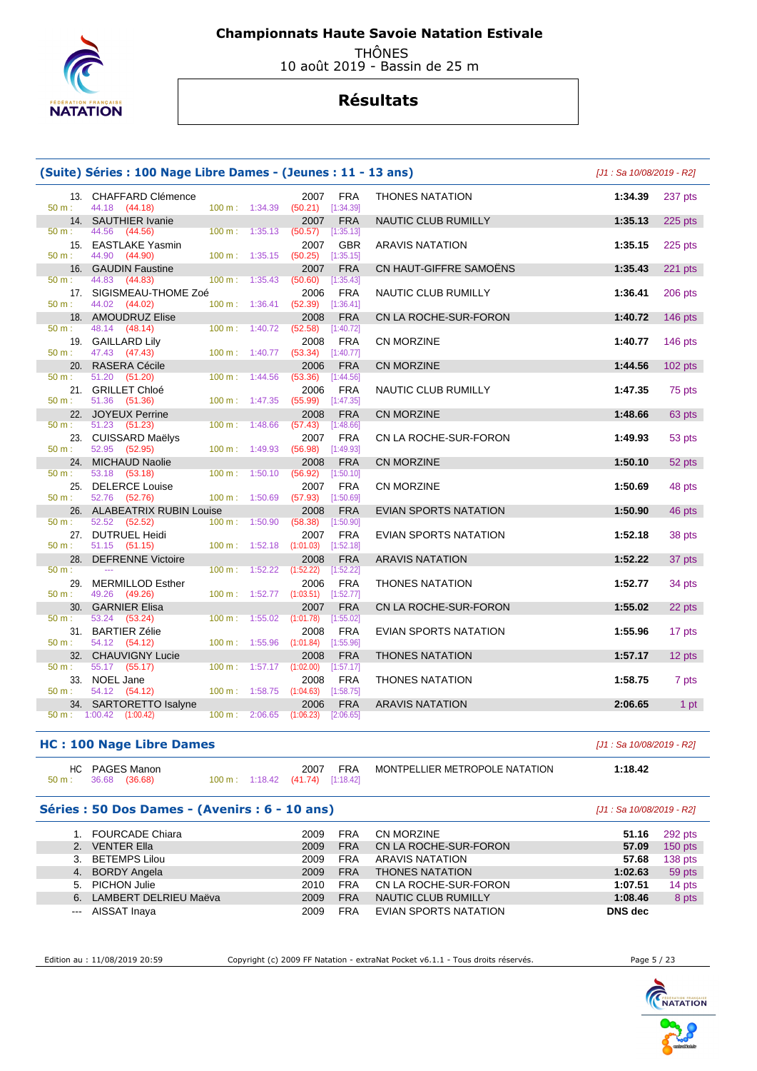# Championnats Haute Savoie Natation Estivale

THÔNES
10 août 2019 - Bassin de 25 m

## Résultats

### (Suite) Séries : 100 Nage Libre Dames - (Jeunes : 11 - 13 ans)

*[J1 : Sa 10/08/2019 - R2]*

| Rang | Nom | Année | Nat. | Club | Temps | Points | 50 m | 100 m |
|---|---|---|---|---|---|---|---|---|
| 13. | CHAFFARD Clémence | 2007 | FRA | THONES NATATION | 1:34.39 | 237 pts | 44.18 (44.18) | 1:34.39 (50.21) [1:34.39] |
| 14. | SAUTHIER Ivanie | 2007 | FRA | NAUTIC CLUB RUMILLY | 1:35.13 | 225 pts | 44.56 (44.56) | 1:35.13 (50.57) [1:35.13] |
| 15. | EASTLAKE Yasmin | 2007 | GBR | ARAVIS NATATION | 1:35.15 | 225 pts | 44.90 (44.90) | 1:35.15 (50.25) [1:35.15] |
| 16. | GAUDIN Faustine | 2007 | FRA | CN HAUT-GIFFRE SAMOËNS | 1:35.43 | 221 pts | 44.83 (44.83) | 1:35.43 (50.60) [1:35.43] |
| 17. | SIGISMEAU-THOME Zoé | 2006 | FRA | NAUTIC CLUB RUMILLY | 1:36.41 | 206 pts | 44.02 (44.02) | 1:36.41 (52.39) [1:36.41] |
| 18. | AMOUDRUZ Elise | 2008 | FRA | CN LA ROCHE-SUR-FORON | 1:40.72 | 146 pts | 48.14 (48.14) | 1:40.72 (52.58) [1:40.72] |
| 19. | GAILLARD Lily | 2008 | FRA | CN MORZINE | 1:40.77 | 146 pts | 47.43 (47.43) | 1:40.77 (53.34) [1:40.77] |
| 20. | RASERA Cécile | 2006 | FRA | CN MORZINE | 1:44.56 | 102 pts | 51.20 (51.20) | 1:44.56 (53.36) [1:44.56] |
| 21. | GRILLET Chloé | 2006 | FRA | NAUTIC CLUB RUMILLY | 1:47.35 | 75 pts | 51.36 (51.36) | 1:47.35 (55.99) [1:47.35] |
| 22. | JOYEUX Perrine | 2008 | FRA | CN MORZINE | 1:48.66 | 63 pts | 51.23 (51.23) | 1:48.66 (57.43) [1:48.66] |
| 23. | CUISSARD Maëlys | 2007 | FRA | CN LA ROCHE-SUR-FORON | 1:49.93 | 53 pts | 52.95 (52.95) | 1:49.93 (56.98) [1:49.93] |
| 24. | MICHAUD Naolie | 2008 | FRA | CN MORZINE | 1:50.10 | 52 pts | 53.18 (53.18) | 1:50.10 (56.92) [1:50.10] |
| 25. | DELERCE Louise | 2007 | FRA | CN MORZINE | 1:50.69 | 48 pts | 52.76 (52.76) | 1:50.69 (57.93) [1:50.69] |
| 26. | ALABEATRIX RUBIN Louise | 2008 | FRA | EVIAN SPORTS NATATION | 1:50.90 | 46 pts | 52.52 (52.52) | 1:50.90 (58.38) [1:50.90] |
| 27. | DUTRUEL Heidi | 2007 | FRA | EVIAN SPORTS NATATION | 1:52.18 | 38 pts | 51.15 (51.15) | 1:52.18 (1:01.03) [1:52.18] |
| 28. | DEFRENNE Victoire | 2008 | FRA | ARAVIS NATATION | 1:52.22 | 37 pts | --- | 1:52.22 (1:52.22) [1:52.22] |
| 29. | MERMILLOD Esther | 2006 | FRA | THONES NATATION | 1:52.77 | 34 pts | 49.26 (49.26) | 1:52.77 (1:03.51) [1:52.77] |
| 30. | GARNIER Elisa | 2007 | FRA | CN LA ROCHE-SUR-FORON | 1:55.02 | 22 pts | 53.24 (53.24) | 1:55.02 (1:01.78) [1:55.02] |
| 31. | BARTIER Zélie | 2008 | FRA | EVIAN SPORTS NATATION | 1:55.96 | 17 pts | 54.12 (54.12) | 1:55.96 (1:01.84) [1:55.96] |
| 32. | CHAUVIGNY Lucie | 2008 | FRA | THONES NATATION | 1:57.17 | 12 pts | 55.17 (55.17) | 1:57.17 (1:02.00) [1:57.17] |
| 33. | NOEL Jane | 2008 | FRA | THONES NATATION | 1:58.75 | 7 pts | 54.12 (54.12) | 1:58.75 (1:04.63) [1:58.75] |
| 34. | SARTORETTO Isalyne | 2006 | FRA | ARAVIS NATATION | 2:06.65 | 1 pt | 1:00.42 (1:00.42) | 2:06.65 (1:06.23) [2:06.65] |

### HC : 100 Nage Libre Dames

*[J1 : Sa 10/08/2019 - R2]*

| Rang | Nom | Année | Nat. | Club | Temps | 50 m | 100 m |
|---|---|---|---|---|---|---|---|
| HC | PAGES Manon | 2007 | FRA | MONTPELLIER METROPOLE NATATION | 1:18.42 | 36.68 (36.68) | 1:18.42 (41.74) [1:18.42] |

### Séries : 50 Dos Dames - (Avenirs : 6 - 10 ans)

*[J1 : Sa 10/08/2019 - R2]*

| Rang | Nom | Année | Nat. | Club | Temps | Points |
|---|---|---|---|---|---|---|
| 1. | FOURCADE Chiara | 2009 | FRA | CN MORZINE | 51.16 | 292 pts |
| 2. | VENTER Ella | 2009 | FRA | CN LA ROCHE-SUR-FORON | 57.09 | 150 pts |
| 3. | BETEMPS Lilou | 2009 | FRA | ARAVIS NATATION | 57.68 | 138 pts |
| 4. | BORDY Angela | 2009 | FRA | THONES NATATION | 1:02.63 | 59 pts |
| 5. | PICHON Julie | 2010 | FRA | CN LA ROCHE-SUR-FORON | 1:07.51 | 14 pts |
| 6. | LAMBERT DELRIEU Maëva | 2009 | FRA | NAUTIC CLUB RUMILLY | 1:08.46 | 8 pts |
| --- | AISSAT Inaya | 2009 | FRA | EVIAN SPORTS NATATION | DNS dec | |

Edition au : 11/08/2019 20:59 — Copyright (c) 2009 FF Natation - extraNat Pocket v6.1.1 - Tous droits réservés.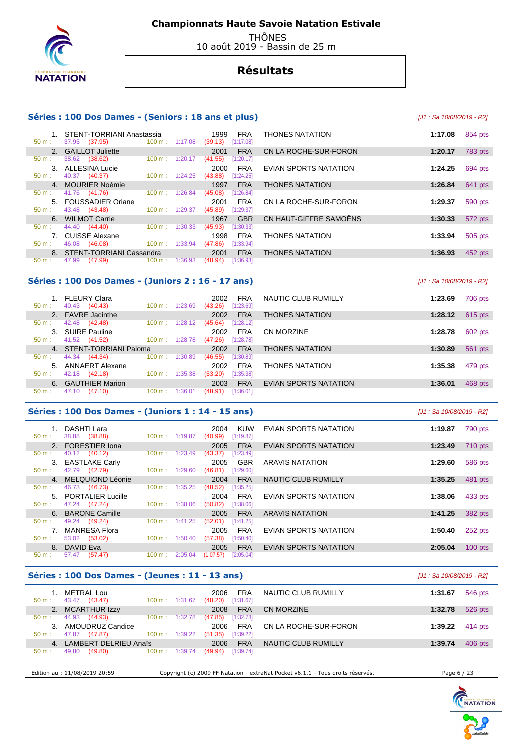# Championnats Haute Savoie Natation Estivale

THÔNES
10 août 2019 - Bassin de 25 m

## Résultats

### Séries : 100 Dos Dames - (Seniors : 18 ans et plus)

*[J1 : Sa 10/08/2019 - R2]*

| Rang | Nom | Année | Nat. | Club | Temps | Points |
|---|---|---|---|---|---|---|
| 1. | STENT-TORRIANI Anastassia | 1999 | FRA | THONES NATATION | 1:17.08 | 854 pts |
| | 50 m : 37.95 (37.95) — 100 m : 1:17.08 (39.13) [1:17.08] | | | | | |
| 2. | GAILLOT Juliette | 2001 | FRA | CN LA ROCHE-SUR-FORON | 1:20.17 | 783 pts |
| | 50 m : 38.62 (38.62) — 100 m : 1:20.17 (41.55) [1:20.17] | | | | | |
| 3. | ALLESINA Lucie | 2000 | FRA | EVIAN SPORTS NATATION | 1:24.25 | 694 pts |
| | 50 m : 40.37 (40.37) — 100 m : 1:24.25 (43.88) [1:24.25] | | | | | |
| 4. | MOURIER Noémie | 1997 | FRA | THONES NATATION | 1:26.84 | 641 pts |
| | 50 m : 41.76 (41.76) — 100 m : 1:26.84 (45.08) [1:26.84] | | | | | |
| 5. | FOUSSADIER Oriane | 2001 | FRA | CN LA ROCHE-SUR-FORON | 1:29.37 | 590 pts |
| | 50 m : 43.48 (43.48) — 100 m : 1:29.37 (45.89) [1:29.37] | | | | | |
| 6. | WILMOT Carrie | 1967 | GBR | CN HAUT-GIFFRE SAMOËNS | 1:30.33 | 572 pts |
| | 50 m : 44.40 (44.40) — 100 m : 1:30.33 (45.93) [1:30.33] | | | | | |
| 7. | CUISSE Alexane | 1998 | FRA | THONES NATATION | 1:33.94 | 505 pts |
| | 50 m : 46.08 (46.08) — 100 m : 1:33.94 (47.86) [1:33.94] | | | | | |
| 8. | STENT-TORRIANI Cassandra | 2001 | FRA | THONES NATATION | 1:36.93 | 452 pts |
| | 50 m : 47.99 (47.99) — 100 m : 1:36.93 (48.94) [1:36.93] | | | | | |

### Séries : 100 Dos Dames - (Juniors 2 : 16 - 17 ans)

*[J1 : Sa 10/08/2019 - R2]*

| Rang | Nom | Année | Nat. | Club | Temps | Points |
|---|---|---|---|---|---|---|
| 1. | FLEURY Clara | 2002 | FRA | NAUTIC CLUB RUMILLY | 1:23.69 | 706 pts |
| | 50 m : 40.43 (40.43) — 100 m : 1:23.69 (43.26) [1:23.69] | | | | | |
| 2. | FAVRE Jacinthe | 2002 | FRA | THONES NATATION | 1:28.12 | 615 pts |
| | 50 m : 42.48 (42.48) — 100 m : 1:28.12 (45.64) [1:28.12] | | | | | |
| 3. | SUIRE Pauline | 2002 | FRA | CN MORZINE | 1:28.78 | 602 pts |
| | 50 m : 41.52 (41.52) — 100 m : 1:28.78 (47.26) [1:28.78] | | | | | |
| 4. | STENT-TORRIANI Paloma | 2002 | FRA | THONES NATATION | 1:30.89 | 561 pts |
| | 50 m : 44.34 (44.34) — 100 m : 1:30.89 (46.55) [1:30.89] | | | | | |
| 5. | ANNAERT Alexane | 2002 | FRA | THONES NATATION | 1:35.38 | 479 pts |
| | 50 m : 42.18 (42.18) — 100 m : 1:35.38 (53.20) [1:35.38] | | | | | |
| 6. | GAUTHIER Marion | 2003 | FRA | EVIAN SPORTS NATATION | 1:36.01 | 468 pts |
| | 50 m : 47.10 (47.10) — 100 m : 1:36.01 (48.91) [1:36.01] | | | | | |

### Séries : 100 Dos Dames - (Juniors 1 : 14 - 15 ans)

*[J1 : Sa 10/08/2019 - R2]*

| Rang | Nom | Année | Nat. | Club | Temps | Points |
|---|---|---|---|---|---|---|
| 1. | DASHTI Lara | 2004 | KUW | EVIAN SPORTS NATATION | 1:19.87 | 790 pts |
| | 50 m : 38.88 (38.88) — 100 m : 1:19.87 (40.99) [1:19.87] | | | | | |
| 2. | FORESTIER Iona | 2005 | FRA | EVIAN SPORTS NATATION | 1:23.49 | 710 pts |
| | 50 m : 40.12 (40.12) — 100 m : 1:23.49 (43.37) [1:23.49] | | | | | |
| 3. | EASTLAKE Carly | 2005 | GBR | ARAVIS NATATION | 1:29.60 | 586 pts |
| | 50 m : 42.79 (42.79) — 100 m : 1:29.60 (46.81) [1:29.60] | | | | | |
| 4. | MELQUIOND Léonie | 2004 | FRA | NAUTIC CLUB RUMILLY | 1:35.25 | 481 pts |
| | 50 m : 46.73 (46.73) — 100 m : 1:35.25 (48.52) [1:35.25] | | | | | |
| 5. | PORTALIER Lucille | 2004 | FRA | EVIAN SPORTS NATATION | 1:38.06 | 433 pts |
| | 50 m : 47.24 (47.24) — 100 m : 1:38.06 (50.82) [1:38.06] | | | | | |
| 6. | BARONE Camille | 2005 | FRA | ARAVIS NATATION | 1:41.25 | 382 pts |
| | 50 m : 49.24 (49.24) — 100 m : 1:41.25 (52.01) [1:41.25] | | | | | |
| 7. | MANRESA Flora | 2005 | FRA | EVIAN SPORTS NATATION | 1:50.40 | 252 pts |
| | 50 m : 53.02 (53.02) — 100 m : 1:50.40 (57.38) [1:50.40] | | | | | |
| 8. | DAVID Eva | 2005 | FRA | EVIAN SPORTS NATATION | 2:05.04 | 100 pts |
| | 50 m : 57.47 (57.47) — 100 m : 2:05.04 (1:07.57) [2:05.04] | | | | | |

### Séries : 100 Dos Dames - (Jeunes : 11 - 13 ans)

*[J1 : Sa 10/08/2019 - R2]*

| Rang | Nom | Année | Nat. | Club | Temps | Points |
|---|---|---|---|---|---|---|
| 1. | METRAL Lou | 2006 | FRA | NAUTIC CLUB RUMILLY | 1:31.67 | 546 pts |
| | 50 m : 43.47 (43.47) — 100 m : 1:31.67 (48.20) [1:31.67] | | | | | |
| 2. | MCARTHUR Izzy | 2008 | FRA | CN MORZINE | 1:32.78 | 526 pts |
| | 50 m : 44.93 (44.93) — 100 m : 1:32.78 (47.85) [1:32.78] | | | | | |
| 3. | AMOUDRUZ Candice | 2006 | FRA | CN LA ROCHE-SUR-FORON | 1:39.22 | 414 pts |
| | 50 m : 47.87 (47.87) — 100 m : 1:39.22 (51.35) [1:39.22] | | | | | |
| 4. | LAMBERT DELRIEU Anaïs | 2006 | FRA | NAUTIC CLUB RUMILLY | 1:39.74 | 406 pts |
| | 50 m : 49.80 (49.80) — 100 m : 1:39.74 (49.94) [1:39.74] | | | | | |

Edition au : 11/08/2019 20:59 — Copyright (c) 2009 FF Natation - extraNat Pocket v6.1.1 - Tous droits réservés.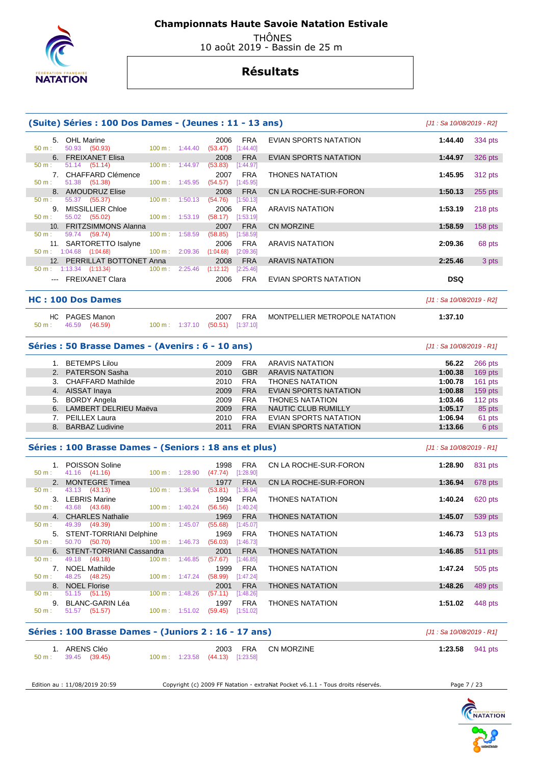# Championnats Haute Savoie Natation Estivale

THÔNES
10 août 2019 - Bassin de 25 m

## Résultats

### (Suite) Séries : 100 Dos Dames - (Jeunes : 11 - 13 ans)

*[J1 : Sa 10/08/2019 - R2]*

| Rang | Nom | Année | Nat. | Club | Temps | Points |
|---|---|---|---|---|---|---|
| 5. | OHL Marine | 2006 | FRA | EVIAN SPORTS NATATION | **1:44.40** | 334 pts |
| | 50 m : 50.93 (50.93) — 100 m : 1:44.40 (53.47) [1:44.40] | | | | | |
| 6. | FREIXANET Elisa | 2008 | FRA | EVIAN SPORTS NATATION | **1:44.97** | 326 pts |
| | 50 m : 51.14 (51.14) — 100 m : 1:44.97 (53.83) [1:44.97] | | | | | |
| 7. | CHAFFARD Clémence | 2007 | FRA | THONES NATATION | **1:45.95** | 312 pts |
| | 50 m : 51.38 (51.38) — 100 m : 1:45.95 (54.57) [1:45.95] | | | | | |
| 8. | AMOUDRUZ Elise | 2008 | FRA | CN LA ROCHE-SUR-FORON | **1:50.13** | 255 pts |
| | 50 m : 55.37 (55.37) — 100 m : 1:50.13 (54.76) [1:50.13] | | | | | |
| 9. | MISSILLIER Chloe | 2006 | FRA | ARAVIS NATATION | **1:53.19** | 218 pts |
| | 50 m : 55.02 (55.02) — 100 m : 1:53.19 (58.17) [1:53.19] | | | | | |
| 10. | FRITZSIMMONS Alanna | 2007 | FRA | CN MORZINE | **1:58.59** | 158 pts |
| | 50 m : 59.74 (59.74) — 100 m : 1:58.59 (58.85) [1:58.59] | | | | | |
| 11. | SARTORETTO Isalyne | 2006 | FRA | ARAVIS NATATION | **2:09.36** | 68 pts |
| | 50 m : 1:04.68 (1:04.68) — 100 m : 2:09.36 (1:04.68) [2:09.36] | | | | | |
| 12. | PERRILLAT BOTTONET Anna | 2008 | FRA | ARAVIS NATATION | **2:25.46** | 3 pts |
| | 50 m : 1:13.34 (1:13.34) — 100 m : 2:25.46 (1:12.12) [2:25.46] | | | | | |
| --- | FREIXANET Clara | 2006 | FRA | EVIAN SPORTS NATATION | **DSQ** | |

### HC : 100 Dos Dames

*[J1 : Sa 10/08/2019 - R2]*

| Rang | Nom | Année | Nat. | Club | Temps | Points |
|---|---|---|---|---|---|---|
| HC | PAGES Manon | 2007 | FRA | MONTPELLIER METROPOLE NATATION | **1:37.10** | |
| | 50 m : 46.59 (46.59) — 100 m : 1:37.10 (50.51) [1:37.10] | | | | | |

### Séries : 50 Brasse Dames - (Avenirs : 6 - 10 ans)

*[J1 : Sa 10/08/2019 - R1]*

| Rang | Nom | Année | Nat. | Club | Temps | Points |
|---|---|---|---|---|---|---|
| 1. | BETEMPS Lilou | 2009 | FRA | ARAVIS NATATION | **56.22** | 266 pts |
| 2. | PATERSON Sasha | 2010 | GBR | ARAVIS NATATION | **1:00.38** | 169 pts |
| 3. | CHAFFARD Mathilde | 2010 | FRA | THONES NATATION | **1:00.78** | 161 pts |
| 4. | AISSAT Inaya | 2009 | FRA | EVIAN SPORTS NATATION | **1:00.88** | 159 pts |
| 5. | BORDY Angela | 2009 | FRA | THONES NATATION | **1:03.46** | 112 pts |
| 6. | LAMBERT DELRIEU Maëva | 2009 | FRA | NAUTIC CLUB RUMILLY | **1:05.17** | 85 pts |
| 7. | PEILLEX Laura | 2010 | FRA | EVIAN SPORTS NATATION | **1:06.94** | 61 pts |
| 8. | BARBAZ Ludivine | 2011 | FRA | EVIAN SPORTS NATATION | **1:13.66** | 6 pts |

### Séries : 100 Brasse Dames - (Seniors : 18 ans et plus)

*[J1 : Sa 10/08/2019 - R1]*

| Rang | Nom | Année | Nat. | Club | Temps | Points |
|---|---|---|---|---|---|---|
| 1. | POISSON Soline | 1998 | FRA | CN LA ROCHE-SUR-FORON | **1:28.90** | 831 pts |
| | 50 m : 41.16 (41.16) — 100 m : 1:28.90 (47.74) [1:28.90] | | | | | |
| 2. | MONTEGRE Timea | 1977 | FRA | CN LA ROCHE-SUR-FORON | **1:36.94** | 678 pts |
| | 50 m : 43.13 (43.13) — 100 m : 1:36.94 (53.81) [1:36.94] | | | | | |
| 3. | LEBRIS Marine | 1994 | FRA | THONES NATATION | **1:40.24** | 620 pts |
| | 50 m : 43.68 (43.68) — 100 m : 1:40.24 (56.56) [1:40.24] | | | | | |
| 4. | CHARLES Nathalie | 1969 | FRA | THONES NATATION | **1:45.07** | 539 pts |
| | 50 m : 49.39 (49.39) — 100 m : 1:45.07 (55.68) [1:45.07] | | | | | |
| 5. | STENT-TORRIANI Delphine | 1969 | FRA | THONES NATATION | **1:46.73** | 513 pts |
| | 50 m : 50.70 (50.70) — 100 m : 1:46.73 (56.03) [1:46.73] | | | | | |
| 6. | STENT-TORRIANI Cassandra | 2001 | FRA | THONES NATATION | **1:46.85** | 511 pts |
| | 50 m : 49.18 (49.18) — 100 m : 1:46.85 (57.67) [1:46.85] | | | | | |
| 7. | NOEL Mathilde | 1999 | FRA | THONES NATATION | **1:47.24** | 505 pts |
| | 50 m : 48.25 (48.25) — 100 m : 1:47.24 (58.99) [1:47.24] | | | | | |
| 8. | NOEL Florise | 2001 | FRA | THONES NATATION | **1:48.26** | 489 pts |
| | 50 m : 51.15 (51.15) — 100 m : 1:48.26 (57.11) [1:48.26] | | | | | |
| 9. | BLANC-GARIN Léa | 1997 | FRA | THONES NATATION | **1:51.02** | 448 pts |
| | 50 m : 51.57 (51.57) — 100 m : 1:51.02 (59.45) [1:51.02] | | | | | |

### Séries : 100 Brasse Dames - (Juniors 2 : 16 - 17 ans)

*[J1 : Sa 10/08/2019 - R1]*

| Rang | Nom | Année | Nat. | Club | Temps | Points |
|---|---|---|---|---|---|---|
| 1. | ARENS Cléo | 2003 | FRA | CN MORZINE | **1:23.58** | 941 pts |
| | 50 m : 39.45 (39.45) — 100 m : 1:23.58 (44.13) [1:23.58] | | | | | |

Edition au : 11/08/2019 20:59 — Copyright (c) 2009 FF Natation - extraNat Pocket v6.1.1 - Tous droits réservés.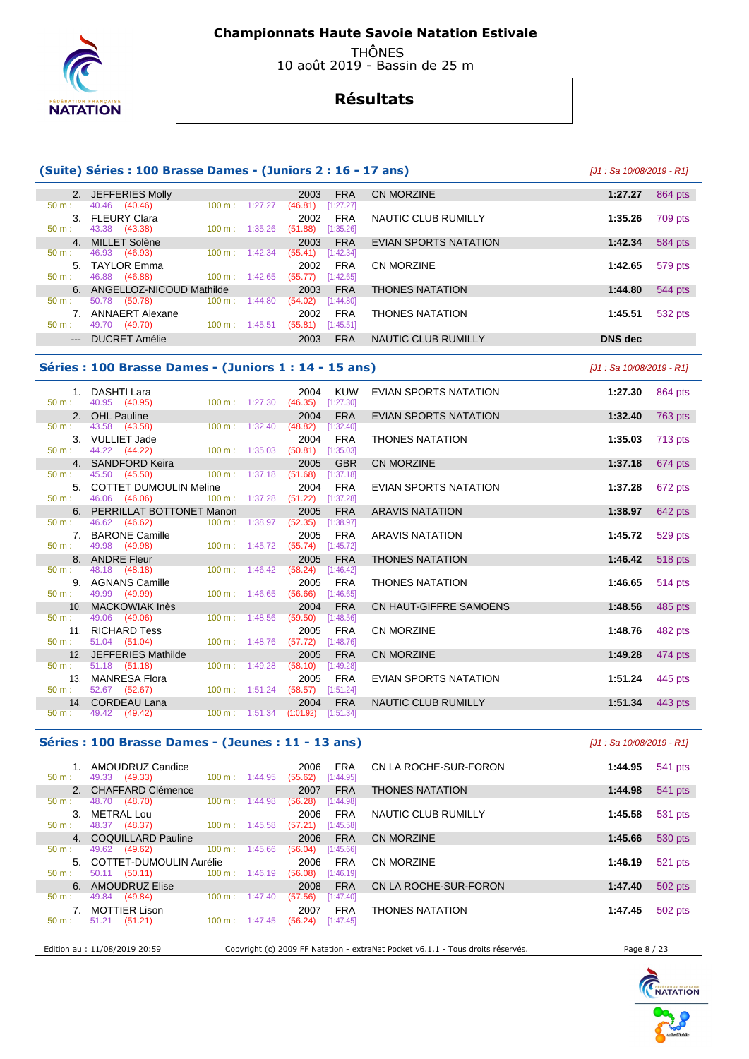# Championnats Haute Savoie Natation Estivale

THÔNES
10 août 2019 - Bassin de 25 m

## Résultats

### (Suite) Séries : 100 Brasse Dames - (Juniors 2 : 16 - 17 ans)

*[J1 : Sa 10/08/2019 - R1]*

| Rang | Nom | Année | Nat. | Club | Temps | Points |
|---|---|---|---|---|---|---|
| 2. | JEFFERIES Molly | 2003 | FRA | CN MORZINE | **1:27.27** | 864 pts |
| | 50 m : 40.46 (40.46) — 100 m : 1:27.27 (46.81) [1:27.27] | | | | | |
| 3. | FLEURY Clara | 2002 | FRA | NAUTIC CLUB RUMILLY | **1:35.26** | 709 pts |
| | 50 m : 43.38 (43.38) — 100 m : 1:35.26 (51.88) [1:35.26] | | | | | |
| 4. | MILLET Solène | 2003 | FRA | EVIAN SPORTS NATATION | **1:42.34** | 584 pts |
| | 50 m : 46.93 (46.93) — 100 m : 1:42.34 (55.41) [1:42.34] | | | | | |
| 5. | TAYLOR Emma | 2002 | FRA | CN MORZINE | **1:42.65** | 579 pts |
| | 50 m : 46.88 (46.88) — 100 m : 1:42.65 (55.77) [1:42.65] | | | | | |
| 6. | ANGELLOZ-NICOUD Mathilde | 2003 | FRA | THONES NATATION | **1:44.80** | 544 pts |
| | 50 m : 50.78 (50.78) — 100 m : 1:44.80 (54.02) [1:44.80] | | | | | |
| 7. | ANNAERT Alexane | 2002 | FRA | THONES NATATION | **1:45.51** | 532 pts |
| | 50 m : 49.70 (49.70) — 100 m : 1:45.51 (55.81) [1:45.51] | | | | | |
| --- | DUCRET Amélie | 2003 | FRA | NAUTIC CLUB RUMILLY | **DNS dec** | |

### Séries : 100 Brasse Dames - (Juniors 1 : 14 - 15 ans)

*[J1 : Sa 10/08/2019 - R1]*

| Rang | Nom | Année | Nat. | Club | Temps | Points |
|---|---|---|---|---|---|---|
| 1. | DASHTI Lara | 2004 | KUW | EVIAN SPORTS NATATION | **1:27.30** | 864 pts |
| | 50 m : 40.95 (40.95) — 100 m : 1:27.30 (46.35) [1:27.30] | | | | | |
| 2. | OHL Pauline | 2004 | FRA | EVIAN SPORTS NATATION | **1:32.40** | 763 pts |
| | 50 m : 43.58 (43.58) — 100 m : 1:32.40 (48.82) [1:32.40] | | | | | |
| 3. | VULLIET Jade | 2004 | FRA | THONES NATATION | **1:35.03** | 713 pts |
| | 50 m : 44.22 (44.22) — 100 m : 1:35.03 (50.81) [1:35.03] | | | | | |
| 4. | SANDFORD Keira | 2005 | GBR | CN MORZINE | **1:37.18** | 674 pts |
| | 50 m : 45.50 (45.50) — 100 m : 1:37.18 (51.68) [1:37.18] | | | | | |
| 5. | COTTET DUMOULIN Meline | 2004 | FRA | EVIAN SPORTS NATATION | **1:37.28** | 672 pts |
| | 50 m : 46.06 (46.06) — 100 m : 1:37.28 (51.22) [1:37.28] | | | | | |
| 6. | PERRILLAT BOTTONET Manon | 2005 | FRA | ARAVIS NATATION | **1:38.97** | 642 pts |
| | 50 m : 46.62 (46.62) — 100 m : 1:38.97 (52.35) [1:38.97] | | | | | |
| 7. | BARONE Camille | 2005 | FRA | ARAVIS NATATION | **1:45.72** | 529 pts |
| | 50 m : 49.98 (49.98) — 100 m : 1:45.72 (55.74) [1:45.72] | | | | | |
| 8. | ANDRE Fleur | 2005 | FRA | THONES NATATION | **1:46.42** | 518 pts |
| | 50 m : 48.18 (48.18) — 100 m : 1:46.42 (58.24) [1:46.42] | | | | | |
| 9. | AGNANS Camille | 2005 | FRA | THONES NATATION | **1:46.65** | 514 pts |
| | 50 m : 49.99 (49.99) — 100 m : 1:46.65 (56.66) [1:46.65] | | | | | |
| 10. | MACKOWIAK Inès | 2004 | FRA | CN HAUT-GIFFRE SAMOËNS | **1:48.56** | 485 pts |
| | 50 m : 49.06 (49.06) — 100 m : 1:48.56 (59.50) [1:48.56] | | | | | |
| 11. | RICHARD Tess | 2005 | FRA | CN MORZINE | **1:48.76** | 482 pts |
| | 50 m : 51.04 (51.04) — 100 m : 1:48.76 (57.72) [1:48.76] | | | | | |
| 12. | JEFFERIES Mathilde | 2005 | FRA | CN MORZINE | **1:49.28** | 474 pts |
| | 50 m : 51.18 (51.18) — 100 m : 1:49.28 (58.10) [1:49.28] | | | | | |
| 13. | MANRESA Flora | 2005 | FRA | EVIAN SPORTS NATATION | **1:51.24** | 445 pts |
| | 50 m : 52.67 (52.67) — 100 m : 1:51.24 (58.57) [1:51.24] | | | | | |
| 14. | CORDEAU Lana | 2004 | FRA | NAUTIC CLUB RUMILLY | **1:51.34** | 443 pts |
| | 50 m : 49.42 (49.42) — 100 m : 1:51.34 (1:01.92) [1:51.34] | | | | | |

### Séries : 100 Brasse Dames - (Jeunes : 11 - 13 ans)

*[J1 : Sa 10/08/2019 - R1]*

| Rang | Nom | Année | Nat. | Club | Temps | Points |
|---|---|---|---|---|---|---|
| 1. | AMOUDRUZ Candice | 2006 | FRA | CN LA ROCHE-SUR-FORON | **1:44.95** | 541 pts |
| | 50 m : 49.33 (49.33) — 100 m : 1:44.95 (55.62) [1:44.95] | | | | | |
| 2. | CHAFFARD Clémence | 2007 | FRA | THONES NATATION | **1:44.98** | 541 pts |
| | 50 m : 48.70 (48.70) — 100 m : 1:44.98 (56.28) [1:44.98] | | | | | |
| 3. | METRAL Lou | 2006 | FRA | NAUTIC CLUB RUMILLY | **1:45.58** | 531 pts |
| | 50 m : 48.37 (48.37) — 100 m : 1:45.58 (57.21) [1:45.58] | | | | | |
| 4. | COQUILLARD Pauline | 2006 | FRA | CN MORZINE | **1:45.66** | 530 pts |
| | 50 m : 49.62 (49.62) — 100 m : 1:45.66 (56.04) [1:45.66] | | | | | |
| 5. | COTTET-DUMOULIN Aurélie | 2006 | FRA | CN MORZINE | **1:46.19** | 521 pts |
| | 50 m : 50.11 (50.11) — 100 m : 1:46.19 (56.08) [1:46.19] | | | | | |
| 6. | AMOUDRUZ Elise | 2008 | FRA | CN LA ROCHE-SUR-FORON | **1:47.40** | 502 pts |
| | 50 m : 49.84 (49.84) — 100 m : 1:47.40 (57.56) [1:47.40] | | | | | |
| 7. | MOTTIER Lison | 2007 | FRA | THONES NATATION | **1:47.45** | 502 pts |
| | 50 m : 51.21 (51.21) — 100 m : 1:47.45 (56.24) [1:47.45] | | | | | |

Edition au : 11/08/2019 20:59 — Copyright (c) 2009 FF Natation - extraNat Pocket v6.1.1 - Tous droits réservés.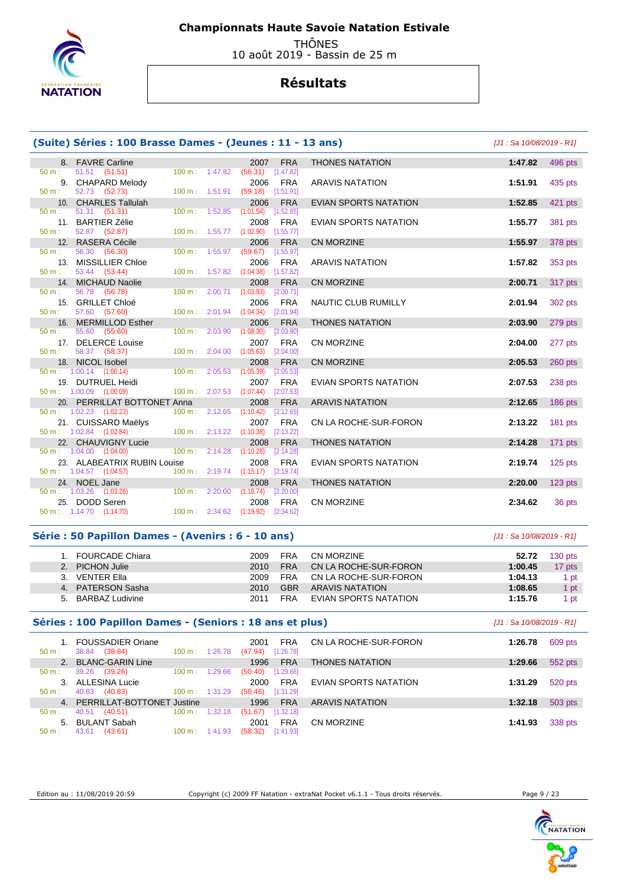# Championnats Haute Savoie Natation Estivale

THÔNES
10 août 2019 - Bassin de 25 m

## Résultats

### (Suite) Séries : 100 Brasse Dames - (Jeunes : 11 - 13 ans)

[J1 : Sa 10/08/2019 - R1]

| Rg | Nom | Année | Nat | Club | Temps | Points |
|---|---|---|---|---|---|---|
| 8. | FAVRE Carline | 2007 | FRA | THONES NATATION | 1:47.82 | 496 pts |
| | 50 m : 51.51 (51.51) — 100 m : 1:47.82 (56.31) [1:47.82] | | | | | |
| 9. | CHAPARD Melody | 2006 | FRA | ARAVIS NATATION | 1:51.91 | 435 pts |
| | 50 m : 52.73 (52.73) — 100 m : 1:51.91 (59.18) [1:51.91] | | | | | |
| 10. | CHARLES Tallulah | 2006 | FRA | EVIAN SPORTS NATATION | 1:52.85 | 421 pts |
| | 50 m : 51.31 (51.31) — 100 m : 1:52.85 (1:01.54) [1:52.85] | | | | | |
| 11. | BARTIER Zélie | 2008 | FRA | EVIAN SPORTS NATATION | 1:55.77 | 381 pts |
| | 50 m : 52.87 (52.87) — 100 m : 1:55.77 (1:02.90) [1:55.77] | | | | | |
| 12. | RASERA Cécile | 2006 | FRA | CN MORZINE | 1:55.97 | 378 pts |
| | 50 m : 56.30 (56.30) — 100 m : 1:55.97 (59.67) [1:55.97] | | | | | |
| 13. | MISSILLIER Chloe | 2006 | FRA | ARAVIS NATATION | 1:57.82 | 353 pts |
| | 50 m : 53.44 (53.44) — 100 m : 1:57.82 (1:04.38) [1:57.82] | | | | | |
| 14. | MICHAUD Naolie | 2008 | FRA | CN MORZINE | 2:00.71 | 317 pts |
| | 50 m : 56.78 (56.78) — 100 m : 2:00.71 (1:03.93) [2:00.71] | | | | | |
| 15. | GRILLET Chloé | 2006 | FRA | NAUTIC CLUB RUMILLY | 2:01.94 | 302 pts |
| | 50 m : 57.60 (57.60) — 100 m : 2:01.94 (1:04.34) [2:01.94] | | | | | |
| 16. | MERMILLOD Esther | 2006 | FRA | THONES NATATION | 2:03.90 | 279 pts |
| | 50 m : 55.60 (55.60) — 100 m : 2:03.90 (1:08.30) [2:03.90] | | | | | |
| 17. | DELERCE Louise | 2007 | FRA | CN MORZINE | 2:04.00 | 277 pts |
| | 50 m : 58.37 (58.37) — 100 m : 2:04.00 (1:05.63) [2:04.00] | | | | | |
| 18. | NICOL Isobel | 2008 | FRA | CN MORZINE | 2:05.53 | 260 pts |
| | 50 m : 1:00.14 (1:00.14) — 100 m : 2:05.53 (1:05.39) [2:05.53] | | | | | |
| 19. | DUTRUEL Heidi | 2007 | FRA | EVIAN SPORTS NATATION | 2:07.53 | 238 pts |
| | 50 m : 1:00.09 (1:00.09) — 100 m : 2:07.53 (1:07.44) [2:07.53] | | | | | |
| 20. | PERRILLAT BOTTONET Anna | 2008 | FRA | ARAVIS NATATION | 2:12.65 | 186 pts |
| | 50 m : 1:02.23 (1:02.23) — 100 m : 2:12.65 (1:10.42) [2:12.65] | | | | | |
| 21. | CUISSARD Maëlys | 2007 | FRA | CN LA ROCHE-SUR-FORON | 2:13.22 | 181 pts |
| | 50 m : 1:02.84 (1:02.84) — 100 m : 2:13.22 (1:10.38) [2:13.22] | | | | | |
| 22. | CHAUVIGNY Lucie | 2008 | FRA | THONES NATATION | 2:14.28 | 171 pts |
| | 50 m : 1:04.00 (1:04.00) — 100 m : 2:14.28 (1:10.28) [2:14.28] | | | | | |
| 23. | ALABEATRIX RUBIN Louise | 2008 | FRA | EVIAN SPORTS NATATION | 2:19.74 | 125 pts |
| | 50 m : 1:04.57 (1:04.57) — 100 m : 2:19.74 (1:15.17) [2:19.74] | | | | | |
| 24. | NOEL Jane | 2008 | FRA | THONES NATATION | 2:20.00 | 123 pts |
| | 50 m : 1:03.26 (1:03.26) — 100 m : 2:20.00 (1:16.74) [2:20.00] | | | | | |
| 25. | DODD Seren | 2008 | FRA | CN MORZINE | 2:34.62 | 36 pts |
| | 50 m : 1:14.70 (1:14.70) — 100 m : 2:34.62 (1:19.92) [2:34.62] | | | | | |

### Série : 50 Papillon Dames - (Avenirs : 6 - 10 ans)

[J1 : Sa 10/08/2019 - R1]

| Rg | Nom | Année | Nat | Club | Temps | Points |
|---|---|---|---|---|---|---|
| 1. | FOURCADE Chiara | 2009 | FRA | CN MORZINE | 52.72 | 130 pts |
| 2. | PICHON Julie | 2010 | FRA | CN LA ROCHE-SUR-FORON | 1:00.45 | 17 pts |
| 3. | VENTER Ella | 2009 | FRA | CN LA ROCHE-SUR-FORON | 1:04.13 | 1 pt |
| 4. | PATERSON Sasha | 2010 | GBR | ARAVIS NATATION | 1:08.65 | 1 pt |
| 5. | BARBAZ Ludivine | 2011 | FRA | EVIAN SPORTS NATATION | 1:15.76 | 1 pt |

### Séries : 100 Papillon Dames - (Seniors : 18 ans et plus)

[J1 : Sa 10/08/2019 - R1]

| Rg | Nom | Année | Nat | Club | Temps | Points |
|---|---|---|---|---|---|---|
| 1. | FOUSSADIER Oriane | 2001 | FRA | CN LA ROCHE-SUR-FORON | 1:26.78 | 609 pts |
| | 50 m : 38.84 (38.84) — 100 m : 1:26.78 (47.94) [1:26.78] | | | | | |
| 2. | BLANC-GARIN Line | 1996 | FRA | THONES NATATION | 1:29.66 | 552 pts |
| | 50 m : 39.26 (39.26) — 100 m : 1:29.66 (50.40) [1:29.66] | | | | | |
| 3. | ALLESINA Lucie | 2000 | FRA | EVIAN SPORTS NATATION | 1:31.29 | 520 pts |
| | 50 m : 40.83 (40.83) — 100 m : 1:31.29 (50.46) [1:31.29] | | | | | |
| 4. | PERRILLAT-BOTTONET Justine | 1996 | FRA | ARAVIS NATATION | 1:32.18 | 503 pts |
| | 50 m : 40.51 (40.51) — 100 m : 1:32.18 (51.67) [1:32.18] | | | | | |
| 5. | BULANT Sabah | 2001 | FRA | CN MORZINE | 1:41.93 | 338 pts |
| | 50 m : 43.61 (43.61) — 100 m : 1:41.93 (58.32) [1:41.93] | | | | | |

Edition au : 11/08/2019 20:59 — Copyright (c) 2009 FF Natation - extraNat Pocket v6.1.1 - Tous droits réservés.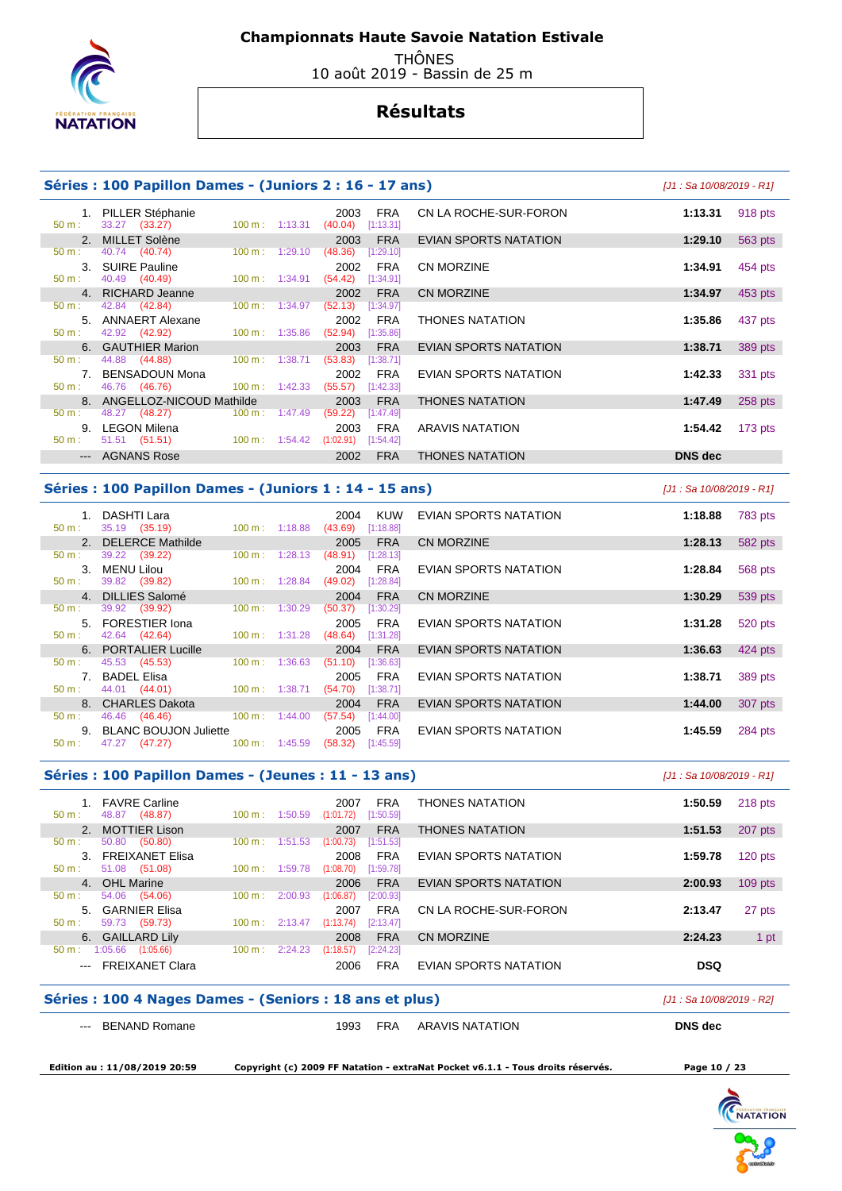# Championnats Haute Savoie Natation Estivale

THÔNES

10 août 2019 - Bassin de 25 m

## Résultats

### Séries : 100 Papillon Dames - (Juniors 2 : 16 - 17 ans)

*[J1 : Sa 10/08/2019 - R1]*

| Rang | Nom | Année | Nat. | Club | Temps | Points |
|---|---|---|---|---|---|---|
| 1. | PILLER Stéphanie | 2003 | FRA | CN LA ROCHE-SUR-FORON | 1:13.31 | 918 pts |
| | 50 m : 33.27 (33.27) — 100 m : 1:13.31 (40.04) [1:13.31] | | | | | |
| 2. | MILLET Solène | 2003 | FRA | EVIAN SPORTS NATATION | 1:29.10 | 563 pts |
| | 50 m : 40.74 (40.74) — 100 m : 1:29.10 (48.36) [1:29.10] | | | | | |
| 3. | SUIRE Pauline | 2002 | FRA | CN MORZINE | 1:34.91 | 454 pts |
| | 50 m : 40.49 (40.49) — 100 m : 1:34.91 (54.42) [1:34.91] | | | | | |
| 4. | RICHARD Jeanne | 2002 | FRA | CN MORZINE | 1:34.97 | 453 pts |
| | 50 m : 42.84 (42.84) — 100 m : 1:34.97 (52.13) [1:34.97] | | | | | |
| 5. | ANNAERT Alexane | 2002 | FRA | THONES NATATION | 1:35.86 | 437 pts |
| | 50 m : 42.92 (42.92) — 100 m : 1:35.86 (52.94) [1:35.86] | | | | | |
| 6. | GAUTHIER Marion | 2003 | FRA | EVIAN SPORTS NATATION | 1:38.71 | 389 pts |
| | 50 m : 44.88 (44.88) — 100 m : 1:38.71 (53.83) [1:38.71] | | | | | |
| 7. | BENSADOUN Mona | 2002 | FRA | EVIAN SPORTS NATATION | 1:42.33 | 331 pts |
| | 50 m : 46.76 (46.76) — 100 m : 1:42.33 (55.57) [1:42.33] | | | | | |
| 8. | ANGELLOZ-NICOUD Mathilde | 2003 | FRA | THONES NATATION | 1:47.49 | 258 pts |
| | 50 m : 48.27 (48.27) — 100 m : 1:47.49 (59.22) [1:47.49] | | | | | |
| 9. | LEGON Milena | 2003 | FRA | ARAVIS NATATION | 1:54.42 | 173 pts |
| | 50 m : 51.51 (51.51) — 100 m : 1:54.42 (1:02.91) [1:54.42] | | | | | |
| --- | AGNANS Rose | 2002 | FRA | THONES NATATION | DNS dec | |

### Séries : 100 Papillon Dames - (Juniors 1 : 14 - 15 ans)

*[J1 : Sa 10/08/2019 - R1]*

| Rang | Nom | Année | Nat. | Club | Temps | Points |
|---|---|---|---|---|---|---|
| 1. | DASHTI Lara | 2004 | KUW | EVIAN SPORTS NATATION | 1:18.88 | 783 pts |
| | 50 m : 35.19 (35.19) — 100 m : 1:18.88 (43.69) [1:18.88] | | | | | |
| 2. | DELERCE Mathilde | 2005 | FRA | CN MORZINE | 1:28.13 | 582 pts |
| | 50 m : 39.22 (39.22) — 100 m : 1:28.13 (48.91) [1:28.13] | | | | | |
| 3. | MENU Lilou | 2004 | FRA | EVIAN SPORTS NATATION | 1:28.84 | 568 pts |
| | 50 m : 39.82 (39.82) — 100 m : 1:28.84 (49.02) [1:28.84] | | | | | |
| 4. | DILLIES Salomé | 2004 | FRA | CN MORZINE | 1:30.29 | 539 pts |
| | 50 m : 39.92 (39.92) — 100 m : 1:30.29 (50.37) [1:30.29] | | | | | |
| 5. | FORESTIER Iona | 2005 | FRA | EVIAN SPORTS NATATION | 1:31.28 | 520 pts |
| | 50 m : 42.64 (42.64) — 100 m : 1:31.28 (48.64) [1:31.28] | | | | | |
| 6. | PORTALIER Lucille | 2004 | FRA | EVIAN SPORTS NATATION | 1:36.63 | 424 pts |
| | 50 m : 45.53 (45.53) — 100 m : 1:36.63 (51.10) [1:36.63] | | | | | |
| 7. | BADEL Elisa | 2005 | FRA | EVIAN SPORTS NATATION | 1:38.71 | 389 pts |
| | 50 m : 44.01 (44.01) — 100 m : 1:38.71 (54.70) [1:38.71] | | | | | |
| 8. | CHARLES Dakota | 2004 | FRA | EVIAN SPORTS NATATION | 1:44.00 | 307 pts |
| | 50 m : 46.46 (46.46) — 100 m : 1:44.00 (57.54) [1:44.00] | | | | | |
| 9. | BLANC BOUJON Juliette | 2005 | FRA | EVIAN SPORTS NATATION | 1:45.59 | 284 pts |
| | 50 m : 47.27 (47.27) — 100 m : 1:45.59 (58.32) [1:45.59] | | | | | |

### Séries : 100 Papillon Dames - (Jeunes : 11 - 13 ans)

*[J1 : Sa 10/08/2019 - R1]*

| Rang | Nom | Année | Nat. | Club | Temps | Points |
|---|---|---|---|---|---|---|
| 1. | FAVRE Carline | 2007 | FRA | THONES NATATION | 1:50.59 | 218 pts |
| | 50 m : 48.87 (48.87) — 100 m : 1:50.59 (1:01.72) [1:50.59] | | | | | |
| 2. | MOTTIER Lison | 2007 | FRA | THONES NATATION | 1:51.53 | 207 pts |
| | 50 m : 50.80 (50.80) — 100 m : 1:51.53 (1:00.73) [1:51.53] | | | | | |
| 3. | FREIXANET Elisa | 2008 | FRA | EVIAN SPORTS NATATION | 1:59.78 | 120 pts |
| | 50 m : 51.08 (51.08) — 100 m : 1:59.78 (1:08.70) [1:59.78] | | | | | |
| 4. | OHL Marine | 2006 | FRA | EVIAN SPORTS NATATION | 2:00.93 | 109 pts |
| | 50 m : 54.06 (54.06) — 100 m : 2:00.93 (1:06.87) [2:00.93] | | | | | |
| 5. | GARNIER Elisa | 2007 | FRA | CN LA ROCHE-SUR-FORON | 2:13.47 | 27 pts |
| | 50 m : 59.73 (59.73) — 100 m : 2:13.47 (1:13.74) [2:13.47] | | | | | |
| 6. | GAILLARD Lily | 2008 | FRA | CN MORZINE | 2:24.23 | 1 pt |
| | 50 m : 1:05.66 (1:05.66) — 100 m : 2:24.23 (1:18.57) [2:24.23] | | | | | |
| --- | FREIXANET Clara | 2006 | FRA | EVIAN SPORTS NATATION | DSQ | |

### Séries : 100 4 Nages Dames - (Seniors : 18 ans et plus)

*[J1 : Sa 10/08/2019 - R2]*

| Rang | Nom | Année | Nat. | Club | Temps | Points |
|---|---|---|---|---|---|---|
| --- | BENAND Romane | 1993 | FRA | ARAVIS NATATION | DNS dec | |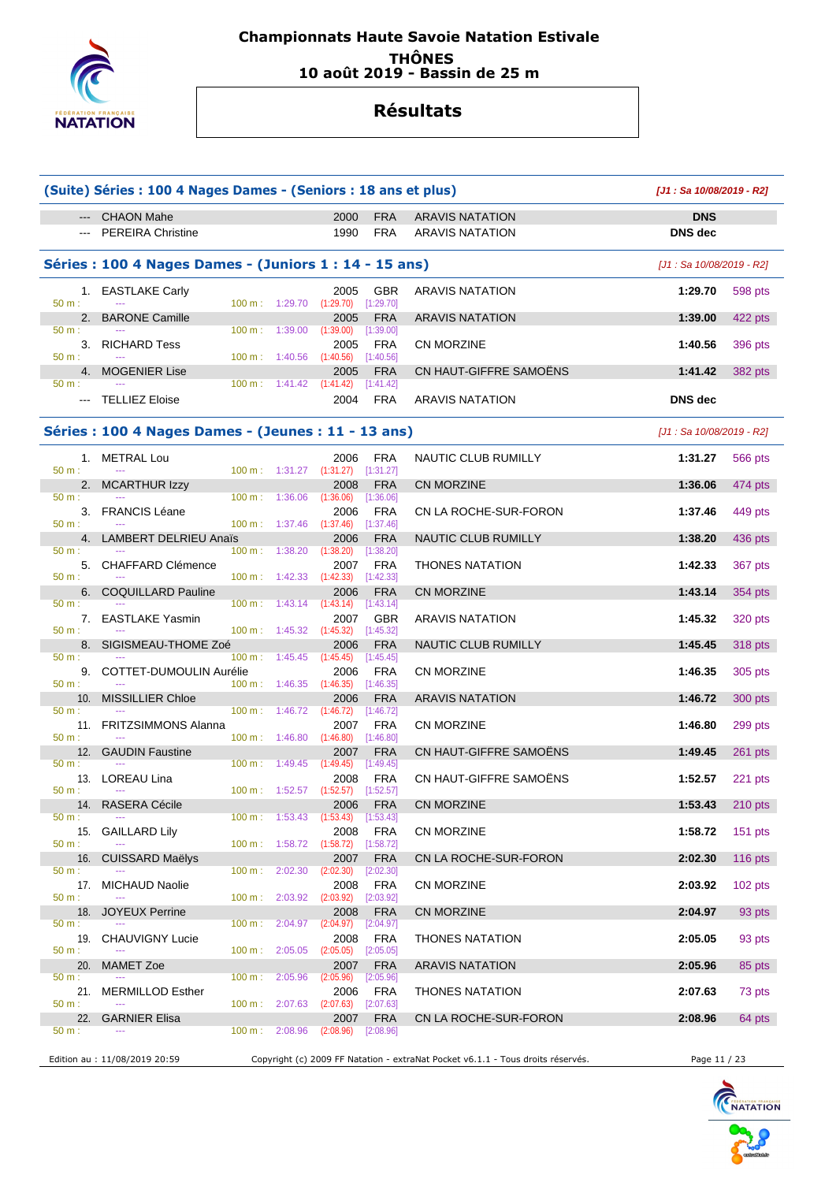# Championnats Haute Savoie Natation Estivale

**THÔNES**

**10 août 2019 - Bassin de 25 m**

## Résultats

### (Suite) Séries : 100 4 Nages Dames - (Seniors : 18 ans et plus)

*[J1 : Sa 10/08/2019 - R2]*

| Rang | Nom | Année | Nat. | Club | Temps | Points |
|---|---|---|---|---|---|---|
| --- | CHAON Mahe | 2000 | FRA | ARAVIS NATATION | DNS | |
| --- | PEREIRA Christine | 1990 | FRA | ARAVIS NATATION | DNS dec | |

### Séries : 100 4 Nages Dames - (Juniors 1 : 14 - 15 ans)

*[J1 : Sa 10/08/2019 - R2]*

| Rang | Nom | Année | Nat. | Club | Temps | Points |
|---|---|---|---|---|---|---|
| 1. | EASTLAKE Carly | 2005 | GBR | ARAVIS NATATION | 1:29.70 | 598 pts |
| | 50 m : --- 100 m : 1:29.70 (1:29.70) [1:29.70] | | | | | |
| 2. | BARONE Camille | 2005 | FRA | ARAVIS NATATION | 1:39.00 | 422 pts |
| | 50 m : --- 100 m : 1:39.00 (1:39.00) [1:39.00] | | | | | |
| 3. | RICHARD Tess | 2005 | FRA | CN MORZINE | 1:40.56 | 396 pts |
| | 50 m : --- 100 m : 1:40.56 (1:40.56) [1:40.56] | | | | | |
| 4. | MOGENIER Lise | 2005 | FRA | CN HAUT-GIFFRE SAMOËNS | 1:41.42 | 382 pts |
| | 50 m : --- 100 m : 1:41.42 (1:41.42) [1:41.42] | | | | | |
| --- | TELLIEZ Eloise | 2004 | FRA | ARAVIS NATATION | DNS dec | |

### Séries : 100 4 Nages Dames - (Jeunes : 11 - 13 ans)

*[J1 : Sa 10/08/2019 - R2]*

| Rang | Nom | Année | Nat. | Club | Temps | Points |
|---|---|---|---|---|---|---|
| 1. | METRAL Lou | 2006 | FRA | NAUTIC CLUB RUMILLY | 1:31.27 | 566 pts |
| | 50 m : --- 100 m : 1:31.27 (1:31.27) [1:31.27] | | | | | |
| 2. | MCARTHUR Izzy | 2008 | FRA | CN MORZINE | 1:36.06 | 474 pts |
| | 50 m : --- 100 m : 1:36.06 (1:36.06) [1:36.06] | | | | | |
| 3. | FRANCIS Léane | 2006 | FRA | CN LA ROCHE-SUR-FORON | 1:37.46 | 449 pts |
| | 50 m : --- 100 m : 1:37.46 (1:37.46) [1:37.46] | | | | | |
| 4. | LAMBERT DELRIEU Anaïs | 2006 | FRA | NAUTIC CLUB RUMILLY | 1:38.20 | 436 pts |
| | 50 m : --- 100 m : 1:38.20 (1:38.20) [1:38.20] | | | | | |
| 5. | CHAFFARD Clémence | 2007 | FRA | THONES NATATION | 1:42.33 | 367 pts |
| | 50 m : --- 100 m : 1:42.33 (1:42.33) [1:42.33] | | | | | |
| 6. | COQUILLARD Pauline | 2006 | FRA | CN MORZINE | 1:43.14 | 354 pts |
| | 50 m : --- 100 m : 1:43.14 (1:43.14) [1:43.14] | | | | | |
| 7. | EASTLAKE Yasmin | 2007 | GBR | ARAVIS NATATION | 1:45.32 | 320 pts |
| | 50 m : --- 100 m : 1:45.32 (1:45.32) [1:45.32] | | | | | |
| 8. | SIGISMEAU-THOME Zoé | 2006 | FRA | NAUTIC CLUB RUMILLY | 1:45.45 | 318 pts |
| | 50 m : --- 100 m : 1:45.45 (1:45.45) [1:45.45] | | | | | |
| 9. | COTTET-DUMOULIN Aurélie | 2006 | FRA | CN MORZINE | 1:46.35 | 305 pts |
| | 50 m : --- 100 m : 1:46.35 (1:46.35) [1:46.35] | | | | | |
| 10. | MISSILLIER Chloe | 2006 | FRA | ARAVIS NATATION | 1:46.72 | 300 pts |
| | 50 m : --- 100 m : 1:46.72 (1:46.72) [1:46.72] | | | | | |
| 11. | FRITZSIMMONS Alanna | 2007 | FRA | CN MORZINE | 1:46.80 | 299 pts |
| | 50 m : --- 100 m : 1:46.80 (1:46.80) [1:46.80] | | | | | |
| 12. | GAUDIN Faustine | 2007 | FRA | CN HAUT-GIFFRE SAMOËNS | 1:49.45 | 261 pts |
| | 50 m : --- 100 m : 1:49.45 (1:49.45) [1:49.45] | | | | | |
| 13. | LOREAU Lina | 2008 | FRA | CN HAUT-GIFFRE SAMOËNS | 1:52.57 | 221 pts |
| | 50 m : --- 100 m : 1:52.57 (1:52.57) [1:52.57] | | | | | |
| 14. | RASERA Cécile | 2006 | FRA | CN MORZINE | 1:53.43 | 210 pts |
| | 50 m : --- 100 m : 1:53.43 (1:53.43) [1:53.43] | | | | | |
| 15. | GAILLARD Lily | 2008 | FRA | CN MORZINE | 1:58.72 | 151 pts |
| | 50 m : --- 100 m : 1:58.72 (1:58.72) [1:58.72] | | | | | |
| 16. | CUISSARD Maëlys | 2007 | FRA | CN LA ROCHE-SUR-FORON | 2:02.30 | 116 pts |
| | 50 m : --- 100 m : 2:02.30 (2:02.30) [2:02.30] | | | | | |
| 17. | MICHAUD Naolie | 2008 | FRA | CN MORZINE | 2:03.92 | 102 pts |
| | 50 m : --- 100 m : 2:03.92 (2:03.92) [2:03.92] | | | | | |
| 18. | JOYEUX Perrine | 2008 | FRA | CN MORZINE | 2:04.97 | 93 pts |
| | 50 m : --- 100 m : 2:04.97 (2:04.97) [2:04.97] | | | | | |
| 19. | CHAUVIGNY Lucie | 2008 | FRA | THONES NATATION | 2:05.05 | 93 pts |
| | 50 m : --- 100 m : 2:05.05 (2:05.05) [2:05.05] | | | | | |
| 20. | MAMET Zoe | 2007 | FRA | ARAVIS NATATION | 2:05.96 | 85 pts |
| | 50 m : --- 100 m : 2:05.96 (2:05.96) [2:05.96] | | | | | |
| 21. | MERMILLOD Esther | 2006 | FRA | THONES NATATION | 2:07.63 | 73 pts |
| | 50 m : --- 100 m : 2:07.63 (2:07.63) [2:07.63] | | | | | |
| 22. | GARNIER Elisa | 2007 | FRA | CN LA ROCHE-SUR-FORON | 2:08.96 | 64 pts |
| | 50 m : --- 100 m : 2:08.96 (2:08.96) [2:08.96] | | | | | |

Edition au : 11/08/2019 20:59 — Copyright (c) 2009 FF Natation - extraNat Pocket v6.1.1 - Tous droits réservés.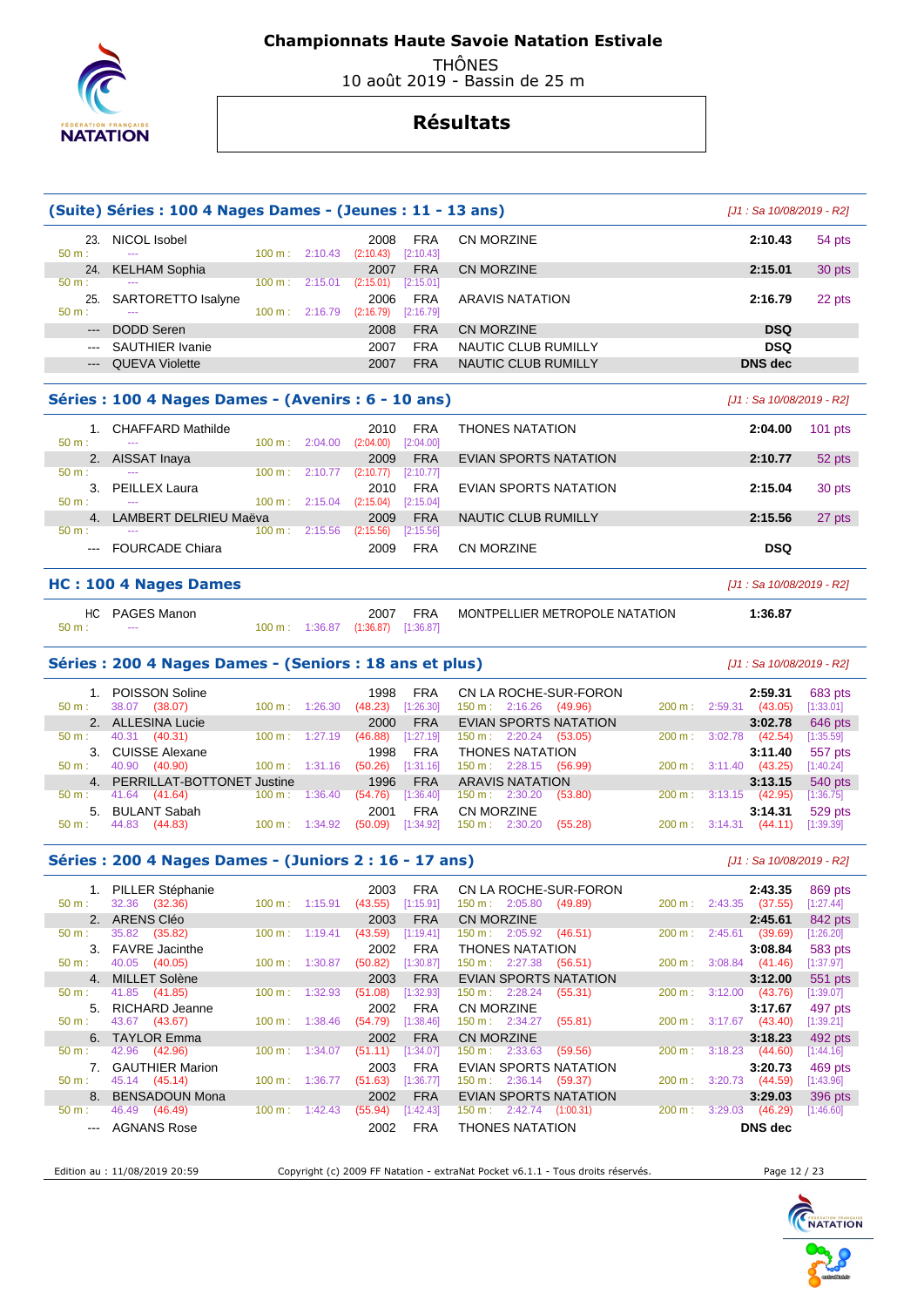# Championnats Haute Savoie Natation Estivale

THÔNES
10 août 2019 - Bassin de 25 m

## Résultats

### (Suite) Séries : 100 4 Nages Dames - (Jeunes : 11 - 13 ans)

*[J1 : Sa 10/08/2019 - R2]*

| Pl. | Nom | Année | Nat. | Club | Temps | Points |
|---|---|---|---|---|---|---|
| 23. | NICOL Isobel | 2008 | FRA | CN MORZINE | 2:10.43 | 54 pts |
| | 50 m : --- / 100 m : 2:10.43 (2:10.43) [2:10.43] | | | | | |
| 24. | KELHAM Sophia | 2007 | FRA | CN MORZINE | 2:15.01 | 30 pts |
| | 50 m : --- / 100 m : 2:15.01 (2:15.01) [2:15.01] | | | | | |
| 25. | SARTORETTO Isalyne | 2006 | FRA | ARAVIS NATATION | 2:16.79 | 22 pts |
| | 50 m : --- / 100 m : 2:16.79 (2:16.79) [2:16.79] | | | | | |
| --- | DODD Seren | 2008 | FRA | CN MORZINE | DSQ | |
| --- | SAUTHIER Ivanie | 2007 | FRA | NAUTIC CLUB RUMILLY | DSQ | |
| --- | QUEVA Violette | 2007 | FRA | NAUTIC CLUB RUMILLY | DNS dec | |

### Séries : 100 4 Nages Dames - (Avenirs : 6 - 10 ans)

*[J1 : Sa 10/08/2019 - R2]*

| Pl. | Nom | Année | Nat. | Club | Temps | Points |
|---|---|---|---|---|---|---|
| 1. | CHAFFARD Mathilde | 2010 | FRA | THONES NATATION | 2:04.00 | 101 pts |
| | 50 m : --- / 100 m : 2:04.00 (2:04.00) [2:04.00] | | | | | |
| 2. | AISSAT Inaya | 2009 | FRA | EVIAN SPORTS NATATION | 2:10.77 | 52 pts |
| | 50 m : --- / 100 m : 2:10.77 (2:10.77) [2:10.77] | | | | | |
| 3. | PEILLEX Laura | 2010 | FRA | EVIAN SPORTS NATATION | 2:15.04 | 30 pts |
| | 50 m : --- / 100 m : 2:15.04 (2:15.04) [2:15.04] | | | | | |
| 4. | LAMBERT DELRIEU Maëva | 2009 | FRA | NAUTIC CLUB RUMILLY | 2:15.56 | 27 pts |
| | 50 m : --- / 100 m : 2:15.56 (2:15.56) [2:15.56] | | | | | |
| --- | FOURCADE Chiara | 2009 | FRA | CN MORZINE | DSQ | |

### HC : 100 4 Nages Dames

*[J1 : Sa 10/08/2019 - R2]*

| Pl. | Nom | Année | Nat. | Club | Temps |
|---|---|---|---|---|---|
| HC | PAGES Manon | 2007 | FRA | MONTPELLIER METROPOLE NATATION | 1:36.87 |
| | 50 m : --- / 100 m : 1:36.87 (1:36.87) [1:36.87] | | | | |

### Séries : 200 4 Nages Dames - (Seniors : 18 ans et plus)

*[J1 : Sa 10/08/2019 - R2]*

| Pl. | Nom | Année | Nat. | Club | Temps | Points |
|---|---|---|---|---|---|---|
| 1. | POISSON Soline | 1998 | FRA | CN LA ROCHE-SUR-FORON | 2:59.31 | 683 pts |
| | 50 m : 38.07 (38.07) / 100 m : 1:26.30 (48.23) [1:26.30] / 150 m : 2:16.26 (49.96) / 200 m : 2:59.31 (43.05) [1:33.01] | | | | | |
| 2. | ALLESINA Lucie | 2000 | FRA | EVIAN SPORTS NATATION | 3:02.78 | 646 pts |
| | 50 m : 40.31 (40.31) / 100 m : 1:27.19 (46.88) [1:27.19] / 150 m : 2:20.24 (53.05) / 200 m : 3:02.78 (42.54) [1:35.59] | | | | | |
| 3. | CUISSE Alexane | 1998 | FRA | THONES NATATION | 3:11.40 | 557 pts |
| | 50 m : 40.90 (40.90) / 100 m : 1:31.16 (50.26) [1:31.16] / 150 m : 2:28.15 (56.99) / 200 m : 3:11.40 (43.25) [1:40.24] | | | | | |
| 4. | PERRILLAT-BOTTONET Justine | 1996 | FRA | ARAVIS NATATION | 3:13.15 | 540 pts |
| | 50 m : 41.64 (41.64) / 100 m : 1:36.40 (54.76) [1:36.40] / 150 m : 2:30.20 (53.80) / 200 m : 3:13.15 (42.95) [1:36.75] | | | | | |
| 5. | BULANT Sabah | 2001 | FRA | CN MORZINE | 3:14.31 | 529 pts |
| | 50 m : 44.83 (44.83) / 100 m : 1:34.92 (50.09) [1:34.92] / 150 m : 2:30.20 (55.28) / 200 m : 3:14.31 (44.11) [1:39.39] | | | | | |

### Séries : 200 4 Nages Dames - (Juniors 2 : 16 - 17 ans)

*[J1 : Sa 10/08/2019 - R2]*

| Pl. | Nom | Année | Nat. | Club | Temps | Points |
|---|---|---|---|---|---|---|
| 1. | PILLER Stéphanie | 2003 | FRA | CN LA ROCHE-SUR-FORON | 2:43.35 | 869 pts |
| | 50 m : 32.36 (32.36) / 100 m : 1:15.91 (43.55) [1:15.91] / 150 m : 2:05.80 (49.89) / 200 m : 2:43.35 (37.55) [1:27.44] | | | | | |
| 2. | ARENS Cléo | 2003 | FRA | CN MORZINE | 2:45.61 | 842 pts |
| | 50 m : 35.82 (35.82) / 100 m : 1:19.41 (43.59) [1:19.41] / 150 m : 2:05.92 (46.51) / 200 m : 2:45.61 (39.69) [1:26.20] | | | | | |
| 3. | FAVRE Jacinthe | 2002 | FRA | THONES NATATION | 3:08.84 | 583 pts |
| | 50 m : 40.05 (40.05) / 100 m : 1:30.87 (50.82) [1:30.87] / 150 m : 2:27.38 (56.51) / 200 m : 3:08.84 (41.46) [1:37.97] | | | | | |
| 4. | MILLET Solène | 2003 | FRA | EVIAN SPORTS NATATION | 3:12.00 | 551 pts |
| | 50 m : 41.85 (41.85) / 100 m : 1:32.93 (51.08) [1:32.93] / 150 m : 2:28.24 (55.31) / 200 m : 3:12.00 (43.76) [1:39.07] | | | | | |
| 5. | RICHARD Jeanne | 2002 | FRA | CN MORZINE | 3:17.67 | 497 pts |
| | 50 m : 43.67 (43.67) / 100 m : 1:38.46 (54.79) [1:38.46] / 150 m : 2:34.27 (55.81) / 200 m : 3:17.67 (43.40) [1:39.21] | | | | | |
| 6. | TAYLOR Emma | 2002 | FRA | CN MORZINE | 3:18.23 | 492 pts |
| | 50 m : 42.96 (42.96) / 100 m : 1:34.07 (51.11) [1:34.07] / 150 m : 2:33.63 (59.56) / 200 m : 3:18.23 (44.60) [1:44.16] | | | | | |
| 7. | GAUTHIER Marion | 2003 | FRA | EVIAN SPORTS NATATION | 3:20.73 | 469 pts |
| | 50 m : 45.14 (45.14) / 100 m : 1:36.77 (51.63) [1:36.77] / 150 m : 2:36.14 (59.37) / 200 m : 3:20.73 (44.59) [1:43.96] | | | | | |
| 8. | BENSADOUN Mona | 2002 | FRA | EVIAN SPORTS NATATION | 3:29.03 | 396 pts |
| | 50 m : 46.49 (46.49) / 100 m : 1:42.43 (55.94) [1:42.43] / 150 m : 2:42.74 (1:00.31) / 200 m : 3:29.03 (46.29) [1:46.60] | | | | | |
| --- | AGNANS Rose | 2002 | FRA | THONES NATATION | DNS dec | |

Edition au : 11/08/2019 20:59 — Copyright (c) 2009 FF Natation - extraNat Pocket v6.1.1 - Tous droits réservés.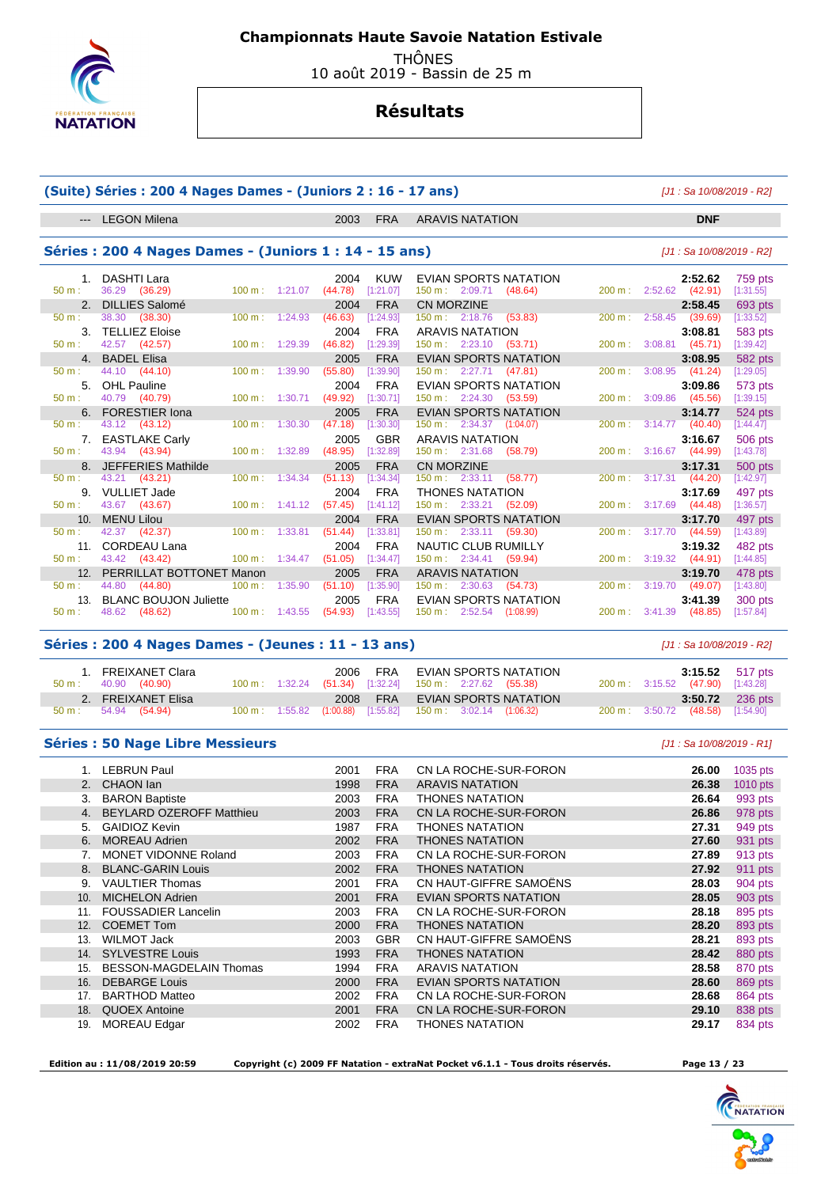# Championnats Haute Savoie Natation Estivale

THÔNES
10 août 2019 - Bassin de 25 m

## Résultats

### (Suite) Séries : 200 4 Nages Dames - (Juniors 2 : 16 - 17 ans)

*[J1 : Sa 10/08/2019 - R2]*

| Rang | Nom | Année | Nat. | Club | Temps | Points |
|---|---|---|---|---|---|---|
| --- | LEGON Milena | 2003 | FRA | ARAVIS NATATION | DNF | |

### Séries : 200 4 Nages Dames - (Juniors 1 : 14 - 15 ans)

*[J1 : Sa 10/08/2019 - R2]*

| Rang | Nom | Année | Nat. | Club | Temps | Points |
|---|---|---|---|---|---|---|
| 1. | DASHTI Lara | 2004 | KUW | EVIAN SPORTS NATATION | 2:52.62 | 759 pts |
| | 50 m : 36.29 (36.29) | 100 m : 1:21.07 (44.78) [1:21.07] | | 150 m : 2:09.71 (48.64) | 200 m : 2:52.62 (42.91) [1:31.55] | |
| 2. | DILLIES Salomé | 2004 | FRA | CN MORZINE | 2:58.45 | 693 pts |
| | 50 m : 38.30 (38.30) | 100 m : 1:24.93 (46.63) [1:24.93] | | 150 m : 2:18.76 (53.83) | 200 m : 2:58.45 (39.69) [1:33.52] | |
| 3. | TELLIEZ Eloise | 2004 | FRA | ARAVIS NATATION | 3:08.81 | 583 pts |
| | 50 m : 42.57 (42.57) | 100 m : 1:29.39 (46.82) [1:29.39] | | 150 m : 2:23.10 (53.71) | 200 m : 3:08.81 (45.71) [1:39.42] | |
| 4. | BADEL Elisa | 2005 | FRA | EVIAN SPORTS NATATION | 3:08.95 | 582 pts |
| | 50 m : 44.10 (44.10) | 100 m : 1:39.90 (55.80) [1:39.90] | | 150 m : 2:27.71 (47.81) | 200 m : 3:08.95 (41.24) [1:29.05] | |
| 5. | OHL Pauline | 2004 | FRA | EVIAN SPORTS NATATION | 3:09.86 | 573 pts |
| | 50 m : 40.79 (40.79) | 100 m : 1:30.71 (49.92) [1:30.71] | | 150 m : 2:24.30 (53.59) | 200 m : 3:09.86 (45.56) [1:39.15] | |
| 6. | FORESTIER Iona | 2005 | FRA | EVIAN SPORTS NATATION | 3:14.77 | 524 pts |
| | 50 m : 43.12 (43.12) | 100 m : 1:30.30 (47.18) [1:30.30] | | 150 m : 2:34.37 (1:04.07) | 200 m : 3:14.77 (40.40) [1:44.47] | |
| 7. | EASTLAKE Carly | 2005 | GBR | ARAVIS NATATION | 3:16.67 | 506 pts |
| | 50 m : 43.94 (43.94) | 100 m : 1:32.89 (48.95) [1:32.89] | | 150 m : 2:31.68 (58.79) | 200 m : 3:16.67 (44.99) [1:43.78] | |
| 8. | JEFFERIES Mathilde | 2005 | FRA | CN MORZINE | 3:17.31 | 500 pts |
| | 50 m : 43.21 (43.21) | 100 m : 1:34.34 (51.13) [1:34.34] | | 150 m : 2:33.11 (58.77) | 200 m : 3:17.31 (44.20) [1:42.97] | |
| 9. | VULLIET Jade | 2004 | FRA | THONES NATATION | 3:17.69 | 497 pts |
| | 50 m : 43.67 (43.67) | 100 m : 1:41.12 (57.45) [1:41.12] | | 150 m : 2:33.21 (52.09) | 200 m : 3:17.69 (44.48) [1:36.57] | |
| 10. | MENU Lilou | 2004 | FRA | EVIAN SPORTS NATATION | 3:17.70 | 497 pts |
| | 50 m : 42.37 (42.37) | 100 m : 1:33.81 (51.44) [1:33.81] | | 150 m : 2:33.11 (59.30) | 200 m : 3:17.70 (44.59) [1:43.89] | |
| 11. | CORDEAU Lana | 2004 | FRA | NAUTIC CLUB RUMILLY | 3:19.32 | 482 pts |
| | 50 m : 43.42 (43.42) | 100 m : 1:34.47 (51.05) [1:34.47] | | 150 m : 2:34.41 (59.94) | 200 m : 3:19.32 (44.91) [1:44.85] | |
| 12. | PERRILLAT BOTTONET Manon | 2005 | FRA | ARAVIS NATATION | 3:19.70 | 478 pts |
| | 50 m : 44.80 (44.80) | 100 m : 1:35.90 (51.10) [1:35.90] | | 150 m : 2:30.63 (54.73) | 200 m : 3:19.70 (49.07) [1:43.80] | |
| 13. | BLANC BOUJON Juliette | 2005 | FRA | EVIAN SPORTS NATATION | 3:41.39 | 300 pts |
| | 50 m : 48.62 (48.62) | 100 m : 1:43.55 (54.93) [1:43.55] | | 150 m : 2:52.54 (1:08.99) | 200 m : 3:41.39 (48.85) [1:57.84] | |

### Séries : 200 4 Nages Dames - (Jeunes : 11 - 13 ans)

*[J1 : Sa 10/08/2019 - R2]*

| Rang | Nom | Année | Nat. | Club | Temps | Points |
|---|---|---|---|---|---|---|
| 1. | FREIXANET Clara | 2006 | FRA | EVIAN SPORTS NATATION | 3:15.52 | 517 pts |
| | 50 m : 40.90 (40.90) | 100 m : 1:32.24 (51.34) [1:32.24] | | 150 m : 2:27.62 (55.38) | 200 m : 3:15.52 (47.90) [1:43.28] | |
| 2. | FREIXANET Elisa | 2008 | FRA | EVIAN SPORTS NATATION | 3:50.72 | 236 pts |
| | 50 m : 54.94 (54.94) | 100 m : 1:55.82 (1:00.88) [1:55.82] | | 150 m : 3:02.14 (1:06.32) | 200 m : 3:50.72 (48.58) [1:54.90] | |

### Séries : 50 Nage Libre Messieurs

*[J1 : Sa 10/08/2019 - R1]*

| Rang | Nom | Année | Nat. | Club | Temps | Points |
|---|---|---|---|---|---|---|
| 1. | LEBRUN Paul | 2001 | FRA | CN LA ROCHE-SUR-FORON | 26.00 | 1035 pts |
| 2. | CHAON Ian | 1998 | FRA | ARAVIS NATATION | 26.38 | 1010 pts |
| 3. | BARON Baptiste | 2003 | FRA | THONES NATATION | 26.64 | 993 pts |
| 4. | BEYLARD OZEROFF Matthieu | 2003 | FRA | CN LA ROCHE-SUR-FORON | 26.86 | 978 pts |
| 5. | GAIDIOZ Kevin | 1987 | FRA | THONES NATATION | 27.31 | 949 pts |
| 6. | MOREAU Adrien | 2002 | FRA | THONES NATATION | 27.60 | 931 pts |
| 7. | MONET VIDONNE Roland | 2003 | FRA | CN LA ROCHE-SUR-FORON | 27.89 | 913 pts |
| 8. | BLANC-GARIN Louis | 2002 | FRA | THONES NATATION | 27.92 | 911 pts |
| 9. | VAULTIER Thomas | 2001 | FRA | CN HAUT-GIFFRE SAMOËNS | 28.03 | 904 pts |
| 10. | MICHELON Adrien | 2001 | FRA | EVIAN SPORTS NATATION | 28.05 | 903 pts |
| 11. | FOUSSADIER Lancelin | 2003 | FRA | CN LA ROCHE-SUR-FORON | 28.18 | 895 pts |
| 12. | COEMET Tom | 2000 | FRA | THONES NATATION | 28.20 | 893 pts |
| 13. | WILMOT Jack | 2003 | GBR | CN HAUT-GIFFRE SAMOËNS | 28.21 | 893 pts |
| 14. | SYLVESTRE Louis | 1993 | FRA | THONES NATATION | 28.42 | 880 pts |
| 15. | BESSON-MAGDELAIN Thomas | 1994 | FRA | ARAVIS NATATION | 28.58 | 870 pts |
| 16. | DEBARGE Louis | 2000 | FRA | EVIAN SPORTS NATATION | 28.60 | 869 pts |
| 17. | BARTHOD Matteo | 2002 | FRA | CN LA ROCHE-SUR-FORON | 28.68 | 864 pts |
| 18. | QUOEX Antoine | 2001 | FRA | CN LA ROCHE-SUR-FORON | 29.10 | 838 pts |
| 19. | MOREAU Edgar | 2002 | FRA | THONES NATATION | 29.17 | 834 pts |

Edition au : 11/08/2019 20:59 — Copyright (c) 2009 FF Natation - extraNat Pocket v6.1.1 - Tous droits réservés.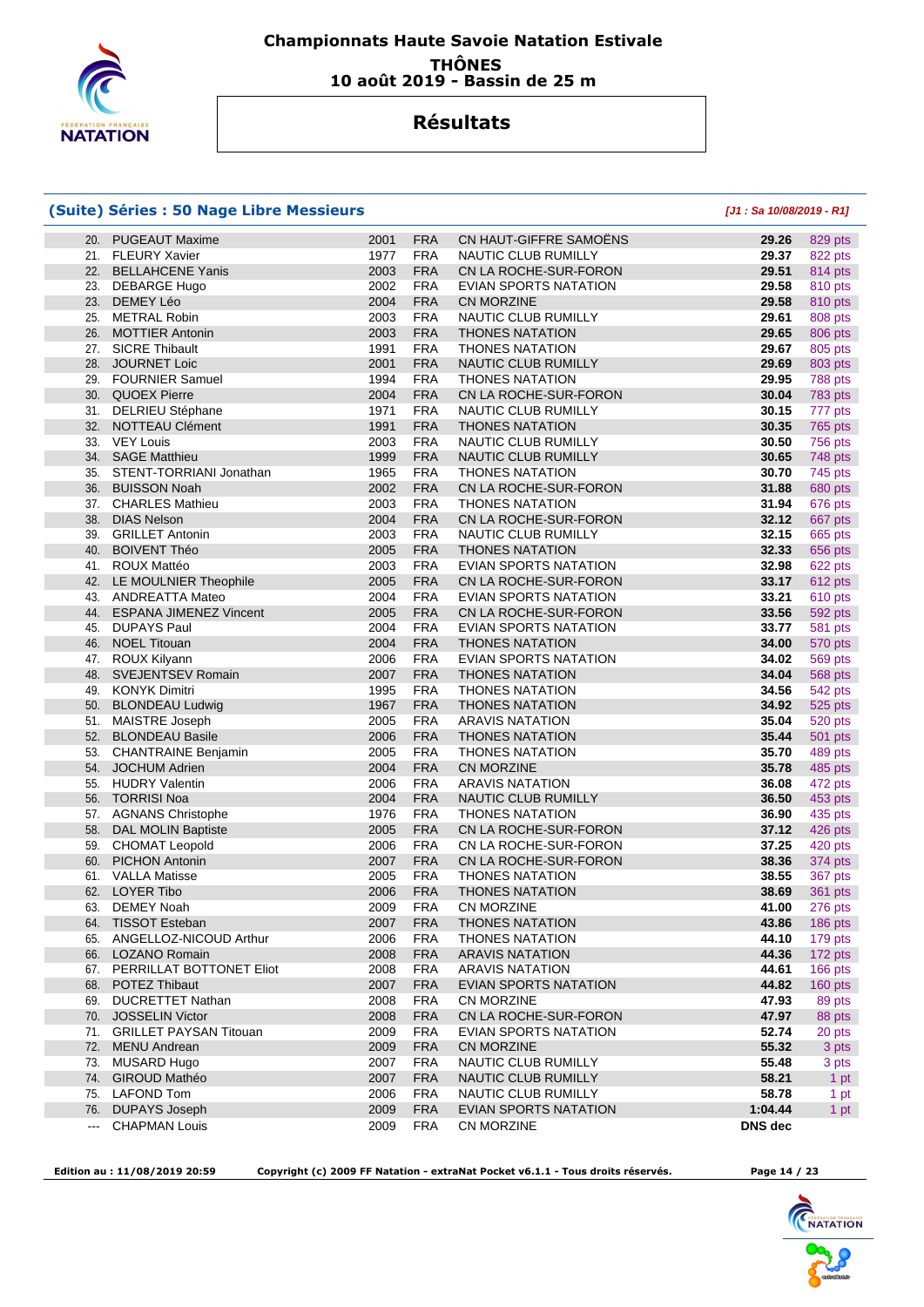# Championnats Haute Savoie Natation Estivale

**THÔNES**
**10 août 2019 - Bassin de 25 m**

## Résultats

### (Suite) Séries : 50 Nage Libre Messieurs

*[J1 : Sa 10/08/2019 - R1]*

| Rang | Nom | Année | Nation | Club | Temps | Points |
|---|---|---|---|---|---|---|
| 20. | PUGEAUT Maxime | 2001 | FRA | CN HAUT-GIFFRE SAMOËNS | 29.26 | 829 pts |
| 21. | FLEURY Xavier | 1977 | FRA | NAUTIC CLUB RUMILLY | 29.37 | 822 pts |
| 22. | BELLAHCENE Yanis | 2003 | FRA | CN LA ROCHE-SUR-FORON | 29.51 | 814 pts |
| 23. | DEBARGE Hugo | 2002 | FRA | EVIAN SPORTS NATATION | 29.58 | 810 pts |
| 23. | DEMEY Léo | 2004 | FRA | CN MORZINE | 29.58 | 810 pts |
| 25. | METRAL Robin | 2003 | FRA | NAUTIC CLUB RUMILLY | 29.61 | 808 pts |
| 26. | MOTTIER Antonin | 2003 | FRA | THONES NATATION | 29.65 | 806 pts |
| 27. | SICRE Thibault | 1991 | FRA | THONES NATATION | 29.67 | 805 pts |
| 28. | JOURNET Loic | 2001 | FRA | NAUTIC CLUB RUMILLY | 29.69 | 803 pts |
| 29. | FOURNIER Samuel | 1994 | FRA | THONES NATATION | 29.95 | 788 pts |
| 30. | QUOEX Pierre | 2004 | FRA | CN LA ROCHE-SUR-FORON | 30.04 | 783 pts |
| 31. | DELRIEU Stéphane | 1971 | FRA | NAUTIC CLUB RUMILLY | 30.15 | 777 pts |
| 32. | NOTTEAU Clément | 1991 | FRA | THONES NATATION | 30.35 | 765 pts |
| 33. | VEY Louis | 2003 | FRA | NAUTIC CLUB RUMILLY | 30.50 | 756 pts |
| 34. | SAGE Matthieu | 1999 | FRA | NAUTIC CLUB RUMILLY | 30.65 | 748 pts |
| 35. | STENT-TORRIANI Jonathan | 1965 | FRA | THONES NATATION | 30.70 | 745 pts |
| 36. | BUISSON Noah | 2002 | FRA | CN LA ROCHE-SUR-FORON | 31.88 | 680 pts |
| 37. | CHARLES Mathieu | 2003 | FRA | THONES NATATION | 31.94 | 676 pts |
| 38. | DIAS Nelson | 2004 | FRA | CN LA ROCHE-SUR-FORON | 32.12 | 667 pts |
| 39. | GRILLET Antonin | 2003 | FRA | NAUTIC CLUB RUMILLY | 32.15 | 665 pts |
| 40. | BOIVENT Théo | 2005 | FRA | THONES NATATION | 32.33 | 656 pts |
| 41. | ROUX Mattéo | 2003 | FRA | EVIAN SPORTS NATATION | 32.98 | 622 pts |
| 42. | LE MOULNIER Theophile | 2005 | FRA | CN LA ROCHE-SUR-FORON | 33.17 | 612 pts |
| 43. | ANDREATTA Mateo | 2004 | FRA | EVIAN SPORTS NATATION | 33.21 | 610 pts |
| 44. | ESPANA JIMENEZ Vincent | 2005 | FRA | CN LA ROCHE-SUR-FORON | 33.56 | 592 pts |
| 45. | DUPAYS Paul | 2004 | FRA | EVIAN SPORTS NATATION | 33.77 | 581 pts |
| 46. | NOEL Titouan | 2004 | FRA | THONES NATATION | 34.00 | 570 pts |
| 47. | ROUX Kilyann | 2006 | FRA | EVIAN SPORTS NATATION | 34.02 | 569 pts |
| 48. | SVEJENTSEV Romain | 2007 | FRA | THONES NATATION | 34.04 | 568 pts |
| 49. | KONYK Dimitri | 1995 | FRA | THONES NATATION | 34.56 | 542 pts |
| 50. | BLONDEAU Ludwig | 1967 | FRA | THONES NATATION | 34.92 | 525 pts |
| 51. | MAISTRE Joseph | 2005 | FRA | ARAVIS NATATION | 35.04 | 520 pts |
| 52. | BLONDEAU Basile | 2006 | FRA | THONES NATATION | 35.44 | 501 pts |
| 53. | CHANTRAINE Benjamin | 2005 | FRA | THONES NATATION | 35.70 | 489 pts |
| 54. | JOCHUM Adrien | 2004 | FRA | CN MORZINE | 35.78 | 485 pts |
| 55. | HUDRY Valentin | 2006 | FRA | ARAVIS NATATION | 36.08 | 472 pts |
| 56. | TORRISI Noa | 2004 | FRA | NAUTIC CLUB RUMILLY | 36.50 | 453 pts |
| 57. | AGNANS Christophe | 1976 | FRA | THONES NATATION | 36.90 | 435 pts |
| 58. | DAL MOLIN Baptiste | 2005 | FRA | CN LA ROCHE-SUR-FORON | 37.12 | 426 pts |
| 59. | CHOMAT Leopold | 2006 | FRA | CN LA ROCHE-SUR-FORON | 37.25 | 420 pts |
| 60. | PICHON Antonin | 2007 | FRA | CN LA ROCHE-SUR-FORON | 38.36 | 374 pts |
| 61. | VALLA Matisse | 2005 | FRA | THONES NATATION | 38.55 | 367 pts |
| 62. | LOYER Tibo | 2006 | FRA | THONES NATATION | 38.69 | 361 pts |
| 63. | DEMEY Noah | 2009 | FRA | CN MORZINE | 41.00 | 276 pts |
| 64. | TISSOT Esteban | 2007 | FRA | THONES NATATION | 43.86 | 186 pts |
| 65. | ANGELLOZ-NICOUD Arthur | 2006 | FRA | THONES NATATION | 44.10 | 179 pts |
| 66. | LOZANO Romain | 2008 | FRA | ARAVIS NATATION | 44.36 | 172 pts |
| 67. | PERRILLAT BOTTONET Eliot | 2008 | FRA | ARAVIS NATATION | 44.61 | 166 pts |
| 68. | POTEZ Thibaut | 2007 | FRA | EVIAN SPORTS NATATION | 44.82 | 160 pts |
| 69. | DUCRETTET Nathan | 2008 | FRA | CN MORZINE | 47.93 | 89 pts |
| 70. | JOSSELIN Victor | 2008 | FRA | CN LA ROCHE-SUR-FORON | 47.97 | 88 pts |
| 71. | GRILLET PAYSAN Titouan | 2009 | FRA | EVIAN SPORTS NATATION | 52.74 | 20 pts |
| 72. | MENU Andrean | 2009 | FRA | CN MORZINE | 55.32 | 3 pts |
| 73. | MUSARD Hugo | 2007 | FRA | NAUTIC CLUB RUMILLY | 55.48 | 3 pts |
| 74. | GIROUD Mathéo | 2007 | FRA | NAUTIC CLUB RUMILLY | 58.21 | 1 pt |
| 75. | LAFOND Tom | 2006 | FRA | NAUTIC CLUB RUMILLY | 58.78 | 1 pt |
| 76. | DUPAYS Joseph | 2009 | FRA | EVIAN SPORTS NATATION | 1:04.44 | 1 pt |
| --- | CHAPMAN Louis | 2009 | FRA | CN MORZINE | DNS dec | |

**Edition au : 11/08/2019 20:59** **Copyright (c) 2009 FF Natation - extraNat Pocket v6.1.1 - Tous droits réservés.**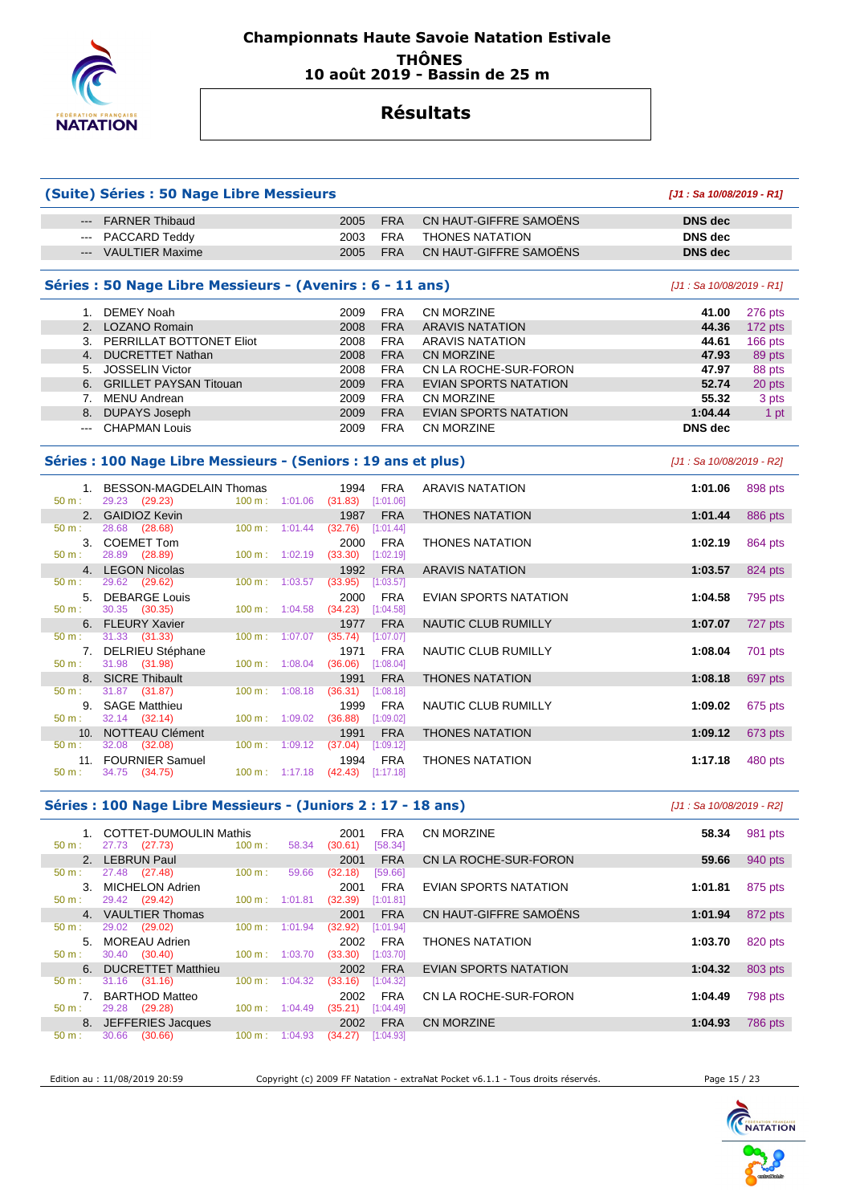# Championnats Haute Savoie Natation Estivale

**THÔNES**
**10 août 2019 - Bassin de 25 m**

## Résultats

### (Suite) Séries : 50 Nage Libre Messieurs

*[J1 : Sa 10/08/2019 - R1]*

| Rang | Nom | Année | Nat. | Club | Temps | Points |
|---|---|---|---|---|---|---|
| --- | FARNER Thibaud | 2005 | FRA | CN HAUT-GIFFRE SAMOËNS | DNS dec | |
| --- | PACCARD Teddy | 2003 | FRA | THONES NATATION | DNS dec | |
| --- | VAULTIER Maxime | 2005 | FRA | CN HAUT-GIFFRE SAMOËNS | DNS dec | |

### Séries : 50 Nage Libre Messieurs - (Avenirs : 6 - 11 ans)

*[J1 : Sa 10/08/2019 - R1]*

| Rang | Nom | Année | Nat. | Club | Temps | Points |
|---|---|---|---|---|---|---|
| 1. | DEMEY Noah | 2009 | FRA | CN MORZINE | 41.00 | 276 pts |
| 2. | LOZANO Romain | 2008 | FRA | ARAVIS NATATION | 44.36 | 172 pts |
| 3. | PERRILLAT BOTTONET Eliot | 2008 | FRA | ARAVIS NATATION | 44.61 | 166 pts |
| 4. | DUCRETTET Nathan | 2008 | FRA | CN MORZINE | 47.93 | 89 pts |
| 5. | JOSSELIN Victor | 2008 | FRA | CN LA ROCHE-SUR-FORON | 47.97 | 88 pts |
| 6. | GRILLET PAYSAN Titouan | 2009 | FRA | EVIAN SPORTS NATATION | 52.74 | 20 pts |
| 7. | MENU Andrean | 2009 | FRA | CN MORZINE | 55.32 | 3 pts |
| 8. | DUPAYS Joseph | 2009 | FRA | EVIAN SPORTS NATATION | 1:04.44 | 1 pt |
| --- | CHAPMAN Louis | 2009 | FRA | CN MORZINE | DNS dec | |

### Séries : 100 Nage Libre Messieurs - (Seniors : 19 ans et plus)

*[J1 : Sa 10/08/2019 - R2]*

| Rang | Nom | Année | Nat. | Club | Temps | Points | 50 m | 100 m |
|---|---|---|---|---|---|---|---|---|
| 1. | BESSON-MAGDELAIN Thomas | 1994 | FRA | ARAVIS NATATION | 1:01.06 | 898 pts | 29.23 (29.23) | 1:01.06 (31.83) [1:01.06] |
| 2. | GAIDIOZ Kevin | 1987 | FRA | THONES NATATION | 1:01.44 | 886 pts | 28.68 (28.68) | 1:01.44 (32.76) [1:01.44] |
| 3. | COEMET Tom | 2000 | FRA | THONES NATATION | 1:02.19 | 864 pts | 28.89 (28.89) | 1:02.19 (33.30) [1:02.19] |
| 4. | LEGON Nicolas | 1992 | FRA | ARAVIS NATATION | 1:03.57 | 824 pts | 29.62 (29.62) | 1:03.57 (33.95) [1:03.57] |
| 5. | DEBARGE Louis | 2000 | FRA | EVIAN SPORTS NATATION | 1:04.58 | 795 pts | 30.35 (30.35) | 1:04.58 (34.23) [1:04.58] |
| 6. | FLEURY Xavier | 1977 | FRA | NAUTIC CLUB RUMILLY | 1:07.07 | 727 pts | 31.33 (31.33) | 1:07.07 (35.74) [1:07.07] |
| 7. | DELRIEU Stéphane | 1971 | FRA | NAUTIC CLUB RUMILLY | 1:08.04 | 701 pts | 31.98 (31.98) | 1:08.04 (36.06) [1:08.04] |
| 8. | SICRE Thibault | 1991 | FRA | THONES NATATION | 1:08.18 | 697 pts | 31.87 (31.87) | 1:08.18 (36.31) [1:08.18] |
| 9. | SAGE Matthieu | 1999 | FRA | NAUTIC CLUB RUMILLY | 1:09.02 | 675 pts | 32.14 (32.14) | 1:09.02 (36.88) [1:09.02] |
| 10. | NOTTEAU Clément | 1991 | FRA | THONES NATATION | 1:09.12 | 673 pts | 32.08 (32.08) | 1:09.12 (37.04) [1:09.12] |
| 11. | FOURNIER Samuel | 1994 | FRA | THONES NATATION | 1:17.18 | 480 pts | 34.75 (34.75) | 1:17.18 (42.43) [1:17.18] |

### Séries : 100 Nage Libre Messieurs - (Juniors 2 : 17 - 18 ans)

*[J1 : Sa 10/08/2019 - R2]*

| Rang | Nom | Année | Nat. | Club | Temps | Points | 50 m | 100 m |
|---|---|---|---|---|---|---|---|---|
| 1. | COTTET-DUMOULIN Mathis | 2001 | FRA | CN MORZINE | 58.34 | 981 pts | 27.73 (27.73) | 58.34 (30.61) [58.34] |
| 2. | LEBRUN Paul | 2001 | FRA | CN LA ROCHE-SUR-FORON | 59.66 | 940 pts | 27.48 (27.48) | 59.66 (32.18) [59.66] |
| 3. | MICHELON Adrien | 2001 | FRA | EVIAN SPORTS NATATION | 1:01.81 | 875 pts | 29.42 (29.42) | 1:01.81 (32.39) [1:01.81] |
| 4. | VAULTIER Thomas | 2001 | FRA | CN HAUT-GIFFRE SAMOËNS | 1:01.94 | 872 pts | 29.02 (29.02) | 1:01.94 (32.92) [1:01.94] |
| 5. | MOREAU Adrien | 2002 | FRA | THONES NATATION | 1:03.70 | 820 pts | 30.40 (30.40) | 1:03.70 (33.30) [1:03.70] |
| 6. | DUCRETTET Matthieu | 2002 | FRA | EVIAN SPORTS NATATION | 1:04.32 | 803 pts | 31.16 (31.16) | 1:04.32 (33.16) [1:04.32] |
| 7. | BARTHOD Matteo | 2002 | FRA | CN LA ROCHE-SUR-FORON | 1:04.49 | 798 pts | 29.28 (29.28) | 1:04.49 (35.21) [1:04.49] |
| 8. | JEFFERIES Jacques | 2002 | FRA | CN MORZINE | 1:04.93 | 786 pts | 30.66 (30.66) | 1:04.93 (34.27) [1:04.93] |

Edition au : 11/08/2019 20:59 — Copyright (c) 2009 FF Natation - extraNat Pocket v6.1.1 - Tous droits réservés.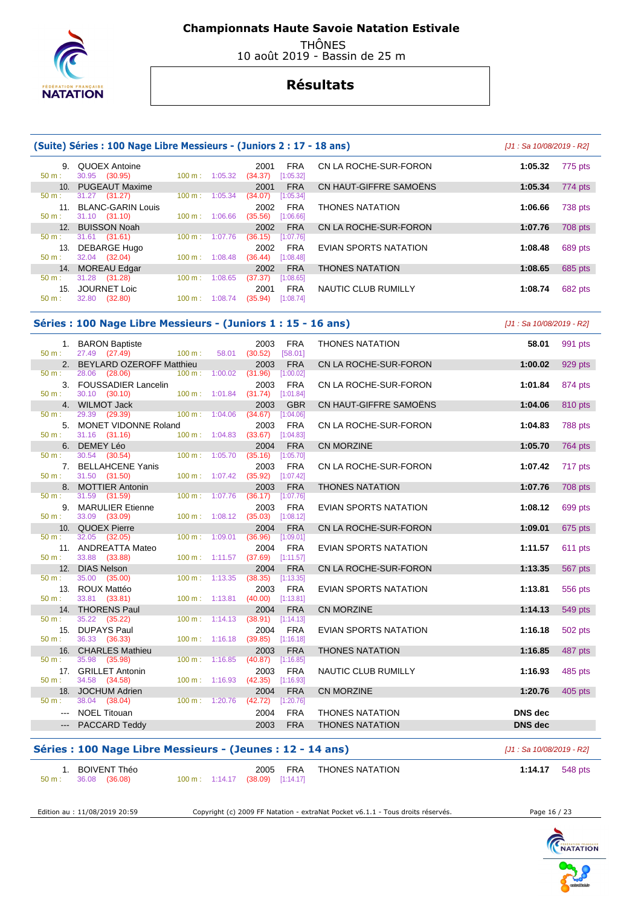# Championnats Haute Savoie Natation Estivale

THÔNES
10 août 2019 - Bassin de 25 m

## Résultats

### (Suite) Séries : 100 Nage Libre Messieurs - (Juniors 2 : 17 - 18 ans)

*[J1 : Sa 10/08/2019 - R2]*

| Rang | Nom | Année | Nat. | Club | Temps | Points |
|---|---|---|---|---|---|---|
| 9. | QUOEX Antoine | 2001 | FRA | CN LA ROCHE-SUR-FORON | 1:05.32 | 775 pts |
| | 50 m : 30.95 (30.95) — 100 m : 1:05.32 (34.37) [1:05.32] | | | | | |
| 10. | PUGEAUT Maxime | 2001 | FRA | CN HAUT-GIFFRE SAMOËNS | 1:05.34 | 774 pts |
| | 50 m : 31.27 (31.27) — 100 m : 1:05.34 (34.07) [1:05.34] | | | | | |
| 11. | BLANC-GARIN Louis | 2002 | FRA | THONES NATATION | 1:06.66 | 738 pts |
| | 50 m : 31.10 (31.10) — 100 m : 1:06.66 (35.56) [1:06.66] | | | | | |
| 12. | BUISSON Noah | 2002 | FRA | CN LA ROCHE-SUR-FORON | 1:07.76 | 708 pts |
| | 50 m : 31.61 (31.61) — 100 m : 1:07.76 (36.15) [1:07.76] | | | | | |
| 13. | DEBARGE Hugo | 2002 | FRA | EVIAN SPORTS NATATION | 1:08.48 | 689 pts |
| | 50 m : 32.04 (32.04) — 100 m : 1:08.48 (36.44) [1:08.48] | | | | | |
| 14. | MOREAU Edgar | 2002 | FRA | THONES NATATION | 1:08.65 | 685 pts |
| | 50 m : 31.28 (31.28) — 100 m : 1:08.65 (37.37) [1:08.65] | | | | | |
| 15. | JOURNET Loic | 2001 | FRA | NAUTIC CLUB RUMILLY | 1:08.74 | 682 pts |
| | 50 m : 32.80 (32.80) — 100 m : 1:08.74 (35.94) [1:08.74] | | | | | |

### Séries : 100 Nage Libre Messieurs - (Juniors 1 : 15 - 16 ans)

*[J1 : Sa 10/08/2019 - R2]*

| Rang | Nom | Année | Nat. | Club | Temps | Points |
|---|---|---|---|---|---|---|
| 1. | BARON Baptiste | 2003 | FRA | THONES NATATION | 58.01 | 991 pts |
| | 50 m : 27.49 (27.49) — 100 m : 58.01 (30.52) [58.01] | | | | | |
| 2. | BEYLARD OZEROFF Matthieu | 2003 | FRA | CN LA ROCHE-SUR-FORON | 1:00.02 | 929 pts |
| | 50 m : 28.06 (28.06) — 100 m : 1:00.02 (31.96) [1:00.02] | | | | | |
| 3. | FOUSSADIER Lancelin | 2003 | FRA | CN LA ROCHE-SUR-FORON | 1:01.84 | 874 pts |
| | 50 m : 30.10 (30.10) — 100 m : 1:01.84 (31.74) [1:01.84] | | | | | |
| 4. | WILMOT Jack | 2003 | GBR | CN HAUT-GIFFRE SAMOËNS | 1:04.06 | 810 pts |
| | 50 m : 29.39 (29.39) — 100 m : 1:04.06 (34.67) [1:04.06] | | | | | |
| 5. | MONET VIDONNE Roland | 2003 | FRA | CN LA ROCHE-SUR-FORON | 1:04.83 | 788 pts |
| | 50 m : 31.16 (31.16) — 100 m : 1:04.83 (33.67) [1:04.83] | | | | | |
| 6. | DEMEY Léo | 2004 | FRA | CN MORZINE | 1:05.70 | 764 pts |
| | 50 m : 30.54 (30.54) — 100 m : 1:05.70 (35.16) [1:05.70] | | | | | |
| 7. | BELLAHCENE Yanis | 2003 | FRA | CN LA ROCHE-SUR-FORON | 1:07.42 | 717 pts |
| | 50 m : 31.50 (31.50) — 100 m : 1:07.42 (35.92) [1:07.42] | | | | | |
| 8. | MOTTIER Antonin | 2003 | FRA | THONES NATATION | 1:07.76 | 708 pts |
| | 50 m : 31.59 (31.59) — 100 m : 1:07.76 (36.17) [1:07.76] | | | | | |
| 9. | MARULIER Etienne | 2003 | FRA | EVIAN SPORTS NATATION | 1:08.12 | 699 pts |
| | 50 m : 33.09 (33.09) — 100 m : 1:08.12 (35.03) [1:08.12] | | | | | |
| 10. | QUOEX Pierre | 2004 | FRA | CN LA ROCHE-SUR-FORON | 1:09.01 | 675 pts |
| | 50 m : 32.05 (32.05) — 100 m : 1:09.01 (36.96) [1:09.01] | | | | | |
| 11. | ANDREATTA Mateo | 2004 | FRA | EVIAN SPORTS NATATION | 1:11.57 | 611 pts |
| | 50 m : 33.88 (33.88) — 100 m : 1:11.57 (37.69) [1:11.57] | | | | | |
| 12. | DIAS Nelson | 2004 | FRA | CN LA ROCHE-SUR-FORON | 1:13.35 | 567 pts |
| | 50 m : 35.00 (35.00) — 100 m : 1:13.35 (38.35) [1:13.35] | | | | | |
| 13. | ROUX Mattéo | 2003 | FRA | EVIAN SPORTS NATATION | 1:13.81 | 556 pts |
| | 50 m : 33.81 (33.81) — 100 m : 1:13.81 (40.00) [1:13.81] | | | | | |
| 14. | THORENS Paul | 2004 | FRA | CN MORZINE | 1:14.13 | 549 pts |
| | 50 m : 35.22 (35.22) — 100 m : 1:14.13 (38.91) [1:14.13] | | | | | |
| 15. | DUPAYS Paul | 2004 | FRA | EVIAN SPORTS NATATION | 1:16.18 | 502 pts |
| | 50 m : 36.33 (36.33) — 100 m : 1:16.18 (39.85) [1:16.18] | | | | | |
| 16. | CHARLES Mathieu | 2003 | FRA | THONES NATATION | 1:16.85 | 487 pts |
| | 50 m : 35.98 (35.98) — 100 m : 1:16.85 (40.87) [1:16.85] | | | | | |
| 17. | GRILLET Antonin | 2003 | FRA | NAUTIC CLUB RUMILLY | 1:16.93 | 485 pts |
| | 50 m : 34.58 (34.58) — 100 m : 1:16.93 (42.35) [1:16.93] | | | | | |
| 18. | JOCHUM Adrien | 2004 | FRA | CN MORZINE | 1:20.76 | 405 pts |
| | 50 m : 38.04 (38.04) — 100 m : 1:20.76 (42.72) [1:20.76] | | | | | |
| --- | NOEL Titouan | 2004 | FRA | THONES NATATION | DNS dec | |
| --- | PACCARD Teddy | 2003 | FRA | THONES NATATION | DNS dec | |

### Séries : 100 Nage Libre Messieurs - (Jeunes : 12 - 14 ans)

*[J1 : Sa 10/08/2019 - R2]*

| Rang | Nom | Année | Nat. | Club | Temps | Points |
|---|---|---|---|---|---|---|
| 1. | BOIVENT Théo | 2005 | FRA | THONES NATATION | 1:14.17 | 548 pts |
| | 50 m : 36.08 (36.08) — 100 m : 1:14.17 (38.09) [1:14.17] | | | | | |

Edition au : 11/08/2019 20:59 — Copyright (c) 2009 FF Natation - extraNat Pocket v6.1.1 - Tous droits réservés.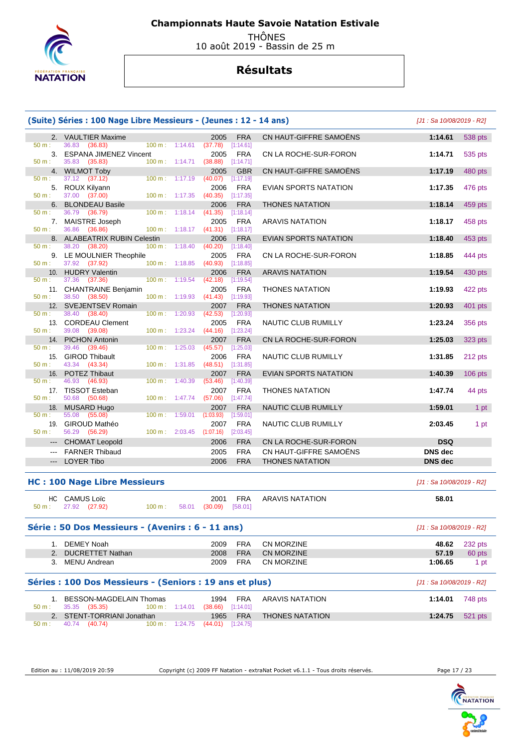# Championnats Haute Savoie Natation Estivale

THÔNES
10 août 2019 - Bassin de 25 m

## Résultats

### (Suite) Séries : 100 Nage Libre Messieurs - (Jeunes : 12 - 14 ans)

*[J1 : Sa 10/08/2019 - R2]*

| Rang | Nom | Année | Nat. | Club | Temps | Points |
|---|---|---|---|---|---|---|
| 2. | VAULTIER Maxime | 2005 | FRA | CN HAUT-GIFFRE SAMOËNS | 1:14.61 | 538 pts |
| | 50 m : 36.83 (36.83) 100 m : 1:14.61 (37.78) [1:14.61] | | | | | |
| 3. | ESPANA JIMENEZ Vincent | 2005 | FRA | CN LA ROCHE-SUR-FORON | 1:14.71 | 535 pts |
| | 50 m : 35.83 (35.83) 100 m : 1:14.71 (38.88) [1:14.71] | | | | | |
| 4. | WILMOT Toby | 2005 | GBR | CN HAUT-GIFFRE SAMOËNS | 1:17.19 | 480 pts |
| | 50 m : 37.12 (37.12) 100 m : 1:17.19 (40.07) [1:17.19] | | | | | |
| 5. | ROUX Kilyann | 2006 | FRA | EVIAN SPORTS NATATION | 1:17.35 | 476 pts |
| | 50 m : 37.00 (37.00) 100 m : 1:17.35 (40.35) [1:17.35] | | | | | |
| 6. | BLONDEAU Basile | 2006 | FRA | THONES NATATION | 1:18.14 | 459 pts |
| | 50 m : 36.79 (36.79) 100 m : 1:18.14 (41.35) [1:18.14] | | | | | |
| 7. | MAISTRE Joseph | 2005 | FRA | ARAVIS NATATION | 1:18.17 | 458 pts |
| | 50 m : 36.86 (36.86) 100 m : 1:18.17 (41.31) [1:18.17] | | | | | |
| 8. | ALABEATRIX RUBIN Celestin | 2006 | FRA | EVIAN SPORTS NATATION | 1:18.40 | 453 pts |
| | 50 m : 38.20 (38.20) 100 m : 1:18.40 (40.20) [1:18.40] | | | | | |
| 9. | LE MOULNIER Theophile | 2005 | FRA | CN LA ROCHE-SUR-FORON | 1:18.85 | 444 pts |
| | 50 m : 37.92 (37.92) 100 m : 1:18.85 (40.93) [1:18.85] | | | | | |
| 10. | HUDRY Valentin | 2006 | FRA | ARAVIS NATATION | 1:19.54 | 430 pts |
| | 50 m : 37.36 (37.36) 100 m : 1:19.54 (42.18) [1:19.54] | | | | | |
| 11. | CHANTRAINE Benjamin | 2005 | FRA | THONES NATATION | 1:19.93 | 422 pts |
| | 50 m : 38.50 (38.50) 100 m : 1:19.93 (41.43) [1:19.93] | | | | | |
| 12. | SVEJENTSEV Romain | 2007 | FRA | THONES NATATION | 1:20.93 | 401 pts |
| | 50 m : 38.40 (38.40) 100 m : 1:20.93 (42.53) [1:20.93] | | | | | |
| 13. | CORDEAU Clement | 2005 | FRA | NAUTIC CLUB RUMILLY | 1:23.24 | 356 pts |
| | 50 m : 39.08 (39.08) 100 m : 1:23.24 (44.16) [1:23.24] | | | | | |
| 14. | PICHON Antonin | 2007 | FRA | CN LA ROCHE-SUR-FORON | 1:25.03 | 323 pts |
| | 50 m : 39.46 (39.46) 100 m : 1:25.03 (45.57) [1:25.03] | | | | | |
| 15. | GIROD Thibault | 2006 | FRA | NAUTIC CLUB RUMILLY | 1:31.85 | 212 pts |
| | 50 m : 43.34 (43.34) 100 m : 1:31.85 (48.51) [1:31.85] | | | | | |
| 16. | POTEZ Thibaut | 2007 | FRA | EVIAN SPORTS NATATION | 1:40.39 | 106 pts |
| | 50 m : 46.93 (46.93) 100 m : 1:40.39 (53.46) [1:40.39] | | | | | |
| 17. | TISSOT Esteban | 2007 | FRA | THONES NATATION | 1:47.74 | 44 pts |
| | 50 m : 50.68 (50.68) 100 m : 1:47.74 (57.06) [1:47.74] | | | | | |
| 18. | MUSARD Hugo | 2007 | FRA | NAUTIC CLUB RUMILLY | 1:59.01 | 1 pt |
| | 50 m : 55.08 (55.08) 100 m : 1:59.01 (1:03.93) [1:59.01] | | | | | |
| 19. | GIROUD Mathéo | 2007 | FRA | NAUTIC CLUB RUMILLY | 2:03.45 | 1 pt |
| | 50 m : 56.29 (56.29) 100 m : 2:03.45 (1:07.16) [2:03.45] | | | | | |
| --- | CHOMAT Leopold | 2006 | FRA | CN LA ROCHE-SUR-FORON | DSQ | |
| --- | FARNER Thibaud | 2005 | FRA | CN HAUT-GIFFRE SAMOËNS | DNS dec | |
| --- | LOYER Tibo | 2006 | FRA | THONES NATATION | DNS dec | |

### HC : 100 Nage Libre Messieurs

*[J1 : Sa 10/08/2019 - R2]*

| Rang | Nom | Année | Nat. | Club | Temps | Points |
|---|---|---|---|---|---|---|
| HC | CAMUS Loïc | 2001 | FRA | ARAVIS NATATION | 58.01 | |
| | 50 m : 27.92 (27.92) 100 m : 58.01 (30.09) [58.01] | | | | | |

### Série : 50 Dos Messieurs - (Avenirs : 6 - 11 ans)

*[J1 : Sa 10/08/2019 - R2]*

| Rang | Nom | Année | Nat. | Club | Temps | Points |
|---|---|---|---|---|---|---|
| 1. | DEMEY Noah | 2009 | FRA | CN MORZINE | 48.62 | 232 pts |
| 2. | DUCRETTET Nathan | 2008 | FRA | CN MORZINE | 57.19 | 60 pts |
| 3. | MENU Andrean | 2009 | FRA | CN MORZINE | 1:06.65 | 1 pt |

### Séries : 100 Dos Messieurs - (Seniors : 19 ans et plus)

*[J1 : Sa 10/08/2019 - R2]*

| Rang | Nom | Année | Nat. | Club | Temps | Points |
|---|---|---|---|---|---|---|
| 1. | BESSON-MAGDELAIN Thomas | 1994 | FRA | ARAVIS NATATION | 1:14.01 | 748 pts |
| | 50 m : 35.35 (35.35) 100 m : 1:14.01 (38.66) [1:14.01] | | | | | |
| 2. | STENT-TORRIANI Jonathan | 1965 | FRA | THONES NATATION | 1:24.75 | 521 pts |
| | 50 m : 40.74 (40.74) 100 m : 1:24.75 (44.01) [1:24.75] | | | | | |

Edition au : 11/08/2019 20:59 — Copyright (c) 2009 FF Natation - extraNat Pocket v6.1.1 - Tous droits réservés.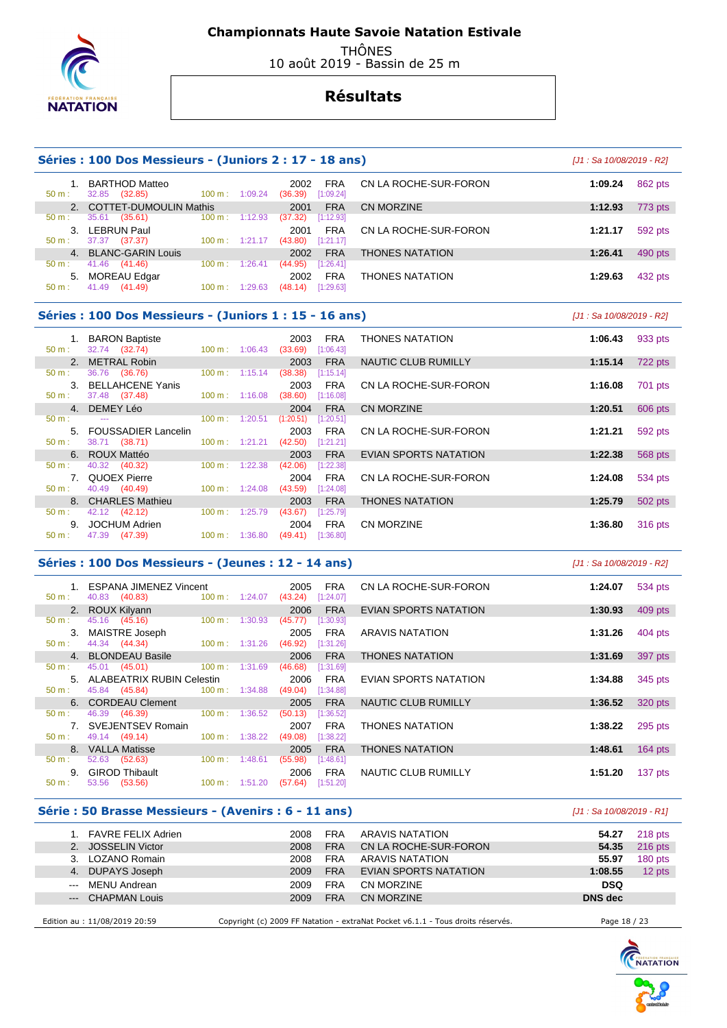# Championnats Haute Savoie Natation Estivale

THÔNES
10 août 2019 - Bassin de 25 m

## Résultats

### Séries : 100 Dos Messieurs - (Juniors 2 : 17 - 18 ans)

*[J1 : Sa 10/08/2019 - R2]*

| Place | Nom | Année | Nat. | Club | Temps | Points |
|---|---|---|---|---|---|---|
| 1. | BARTHOD Matteo | 2002 | FRA | CN LA ROCHE-SUR-FORON | 1:09.24 | 862 pts |
| | 50 m : 32.85 (32.85) — 100 m : 1:09.24 (36.39) [1:09.24] | | | | | |
| 2. | COTTET-DUMOULIN Mathis | 2001 | FRA | CN MORZINE | 1:12.93 | 773 pts |
| | 50 m : 35.61 (35.61) — 100 m : 1:12.93 (37.32) [1:12.93] | | | | | |
| 3. | LEBRUN Paul | 2001 | FRA | CN LA ROCHE-SUR-FORON | 1:21.17 | 592 pts |
| | 50 m : 37.37 (37.37) — 100 m : 1:21.17 (43.80) [1:21.17] | | | | | |
| 4. | BLANC-GARIN Louis | 2002 | FRA | THONES NATATION | 1:26.41 | 490 pts |
| | 50 m : 41.46 (41.46) — 100 m : 1:26.41 (44.95) [1:26.41] | | | | | |
| 5. | MOREAU Edgar | 2002 | FRA | THONES NATATION | 1:29.63 | 432 pts |
| | 50 m : 41.49 (41.49) — 100 m : 1:29.63 (48.14) [1:29.63] | | | | | |

### Séries : 100 Dos Messieurs - (Juniors 1 : 15 - 16 ans)

*[J1 : Sa 10/08/2019 - R2]*

| Place | Nom | Année | Nat. | Club | Temps | Points |
|---|---|---|---|---|---|---|
| 1. | BARON Baptiste | 2003 | FRA | THONES NATATION | 1:06.43 | 933 pts |
| | 50 m : 32.74 (32.74) — 100 m : 1:06.43 (33.69) [1:06.43] | | | | | |
| 2. | METRAL Robin | 2003 | FRA | NAUTIC CLUB RUMILLY | 1:15.14 | 722 pts |
| | 50 m : 36.76 (36.76) — 100 m : 1:15.14 (38.38) [1:15.14] | | | | | |
| 3. | BELLAHCENE Yanis | 2003 | FRA | CN LA ROCHE-SUR-FORON | 1:16.08 | 701 pts |
| | 50 m : 37.48 (37.48) — 100 m : 1:16.08 (38.60) [1:16.08] | | | | | |
| 4. | DEMEY Léo | 2004 | FRA | CN MORZINE | 1:20.51 | 606 pts |
| | 50 m : --- — 100 m : 1:20.51 (1:20.51) [1:20.51] | | | | | |
| 5. | FOUSSADIER Lancelin | 2003 | FRA | CN LA ROCHE-SUR-FORON | 1:21.21 | 592 pts |
| | 50 m : 38.71 (38.71) — 100 m : 1:21.21 (42.50) [1:21.21] | | | | | |
| 6. | ROUX Mattéo | 2003 | FRA | EVIAN SPORTS NATATION | 1:22.38 | 568 pts |
| | 50 m : 40.32 (40.32) — 100 m : 1:22.38 (42.06) [1:22.38] | | | | | |
| 7. | QUOEX Pierre | 2004 | FRA | CN LA ROCHE-SUR-FORON | 1:24.08 | 534 pts |
| | 50 m : 40.49 (40.49) — 100 m : 1:24.08 (43.59) [1:24.08] | | | | | |
| 8. | CHARLES Mathieu | 2003 | FRA | THONES NATATION | 1:25.79 | 502 pts |
| | 50 m : 42.12 (42.12) — 100 m : 1:25.79 (43.67) [1:25.79] | | | | | |
| 9. | JOCHUM Adrien | 2004 | FRA | CN MORZINE | 1:36.80 | 316 pts |
| | 50 m : 47.39 (47.39) — 100 m : 1:36.80 (49.41) [1:36.80] | | | | | |

### Séries : 100 Dos Messieurs - (Jeunes : 12 - 14 ans)

*[J1 : Sa 10/08/2019 - R2]*

| Place | Nom | Année | Nat. | Club | Temps | Points |
|---|---|---|---|---|---|---|
| 1. | ESPANA JIMENEZ Vincent | 2005 | FRA | CN LA ROCHE-SUR-FORON | 1:24.07 | 534 pts |
| | 50 m : 40.83 (40.83) — 100 m : 1:24.07 (43.24) [1:24.07] | | | | | |
| 2. | ROUX Kilyann | 2006 | FRA | EVIAN SPORTS NATATION | 1:30.93 | 409 pts |
| | 50 m : 45.16 (45.16) — 100 m : 1:30.93 (45.77) [1:30.93] | | | | | |
| 3. | MAISTRE Joseph | 2005 | FRA | ARAVIS NATATION | 1:31.26 | 404 pts |
| | 50 m : 44.34 (44.34) — 100 m : 1:31.26 (46.92) [1:31.26] | | | | | |
| 4. | BLONDEAU Basile | 2006 | FRA | THONES NATATION | 1:31.69 | 397 pts |
| | 50 m : 45.01 (45.01) — 100 m : 1:31.69 (46.68) [1:31.69] | | | | | |
| 5. | ALABEATRIX RUBIN Celestin | 2006 | FRA | EVIAN SPORTS NATATION | 1:34.88 | 345 pts |
| | 50 m : 45.84 (45.84) — 100 m : 1:34.88 (49.04) [1:34.88] | | | | | |
| 6. | CORDEAU Clement | 2005 | FRA | NAUTIC CLUB RUMILLY | 1:36.52 | 320 pts |
| | 50 m : 46.39 (46.39) — 100 m : 1:36.52 (50.13) [1:36.52] | | | | | |
| 7. | SVEJENTSEV Romain | 2007 | FRA | THONES NATATION | 1:38.22 | 295 pts |
| | 50 m : 49.14 (49.14) — 100 m : 1:38.22 (49.08) [1:38.22] | | | | | |
| 8. | VALLA Matisse | 2005 | FRA | THONES NATATION | 1:48.61 | 164 pts |
| | 50 m : 52.63 (52.63) — 100 m : 1:48.61 (55.98) [1:48.61] | | | | | |
| 9. | GIROD Thibault | 2006 | FRA | NAUTIC CLUB RUMILLY | 1:51.20 | 137 pts |
| | 50 m : 53.56 (53.56) — 100 m : 1:51.20 (57.64) [1:51.20] | | | | | |

### Série : 50 Brasse Messieurs - (Avenirs : 6 - 11 ans)

*[J1 : Sa 10/08/2019 - R1]*

| Place | Nom | Année | Nat. | Club | Temps | Points |
|---|---|---|---|---|---|---|
| 1. | FAVRE FELIX Adrien | 2008 | FRA | ARAVIS NATATION | 54.27 | 218 pts |
| 2. | JOSSELIN Victor | 2008 | FRA | CN LA ROCHE-SUR-FORON | 54.35 | 216 pts |
| 3. | LOZANO Romain | 2008 | FRA | ARAVIS NATATION | 55.97 | 180 pts |
| 4. | DUPAYS Joseph | 2009 | FRA | EVIAN SPORTS NATATION | 1:08.55 | 12 pts |
| --- | MENU Andrean | 2009 | FRA | CN MORZINE | DSQ | |
| --- | CHAPMAN Louis | 2009 | FRA | CN MORZINE | DNS dec | |

Edition au : 11/08/2019 20:59 — Copyright (c) 2009 FF Natation - extraNat Pocket v6.1.1 - Tous droits réservés.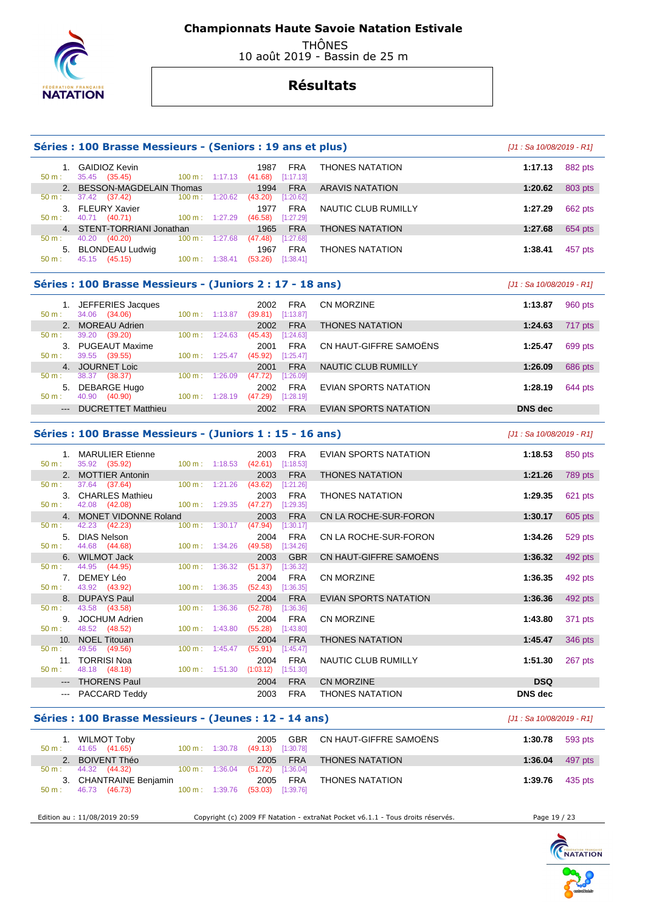# Championnats Haute Savoie Natation Estivale

THÔNES
10 août 2019 - Bassin de 25 m

## Résultats

### Séries : 100 Brasse Messieurs - (Seniors : 19 ans et plus)

*[J1 : Sa 10/08/2019 - R1]*

| Rang | Nom | Année | Nat. | Club | Temps | Points |
|---|---|---|---|---|---|---|
| 1. | GAIDIOZ Kevin | 1987 | FRA | THONES NATATION | 1:17.13 | 882 pts |
| | 50 m : 35.45 (35.45) — 100 m : 1:17.13 (41.68) [1:17.13] | | | | | |
| 2. | BESSON-MAGDELAIN Thomas | 1994 | FRA | ARAVIS NATATION | 1:20.62 | 803 pts |
| | 50 m : 37.42 (37.42) — 100 m : 1:20.62 (43.20) [1:20.62] | | | | | |
| 3. | FLEURY Xavier | 1977 | FRA | NAUTIC CLUB RUMILLY | 1:27.29 | 662 pts |
| | 50 m : 40.71 (40.71) — 100 m : 1:27.29 (46.58) [1:27.29] | | | | | |
| 4. | STENT-TORRIANI Jonathan | 1965 | FRA | THONES NATATION | 1:27.68 | 654 pts |
| | 50 m : 40.20 (40.20) — 100 m : 1:27.68 (47.48) [1:27.68] | | | | | |
| 5. | BLONDEAU Ludwig | 1967 | FRA | THONES NATATION | 1:38.41 | 457 pts |
| | 50 m : 45.15 (45.15) — 100 m : 1:38.41 (53.26) [1:38.41] | | | | | |

### Séries : 100 Brasse Messieurs - (Juniors 2 : 17 - 18 ans)

*[J1 : Sa 10/08/2019 - R1]*

| Rang | Nom | Année | Nat. | Club | Temps | Points |
|---|---|---|---|---|---|---|
| 1. | JEFFERIES Jacques | 2002 | FRA | CN MORZINE | 1:13.87 | 960 pts |
| | 50 m : 34.06 (34.06) — 100 m : 1:13.87 (39.81) [1:13.87] | | | | | |
| 2. | MOREAU Adrien | 2002 | FRA | THONES NATATION | 1:24.63 | 717 pts |
| | 50 m : 39.20 (39.20) — 100 m : 1:24.63 (45.43) [1:24.63] | | | | | |
| 3. | PUGEAUT Maxime | 2001 | FRA | CN HAUT-GIFFRE SAMOËNS | 1:25.47 | 699 pts |
| | 50 m : 39.55 (39.55) — 100 m : 1:25.47 (45.92) [1:25.47] | | | | | |
| 4. | JOURNET Loic | 2001 | FRA | NAUTIC CLUB RUMILLY | 1:26.09 | 686 pts |
| | 50 m : 38.37 (38.37) — 100 m : 1:26.09 (47.72) [1:26.09] | | | | | |
| 5. | DEBARGE Hugo | 2002 | FRA | EVIAN SPORTS NATATION | 1:28.19 | 644 pts |
| | 50 m : 40.90 (40.90) — 100 m : 1:28.19 (47.29) [1:28.19] | | | | | |
| --- | DUCRETTET Matthieu | 2002 | FRA | EVIAN SPORTS NATATION | DNS dec | |

### Séries : 100 Brasse Messieurs - (Juniors 1 : 15 - 16 ans)

*[J1 : Sa 10/08/2019 - R1]*

| Rang | Nom | Année | Nat. | Club | Temps | Points |
|---|---|---|---|---|---|---|
| 1. | MARULIER Etienne | 2003 | FRA | EVIAN SPORTS NATATION | 1:18.53 | 850 pts |
| | 50 m : 35.92 (35.92) — 100 m : 1:18.53 (42.61) [1:18.53] | | | | | |
| 2. | MOTTIER Antonin | 2003 | FRA | THONES NATATION | 1:21.26 | 789 pts |
| | 50 m : 37.64 (37.64) — 100 m : 1:21.26 (43.62) [1:21.26] | | | | | |
| 3. | CHARLES Mathieu | 2003 | FRA | THONES NATATION | 1:29.35 | 621 pts |
| | 50 m : 42.08 (42.08) — 100 m : 1:29.35 (47.27) [1:29.35] | | | | | |
| 4. | MONET VIDONNE Roland | 2003 | FRA | CN LA ROCHE-SUR-FORON | 1:30.17 | 605 pts |
| | 50 m : 42.23 (42.23) — 100 m : 1:30.17 (47.94) [1:30.17] | | | | | |
| 5. | DIAS Nelson | 2004 | FRA | CN LA ROCHE-SUR-FORON | 1:34.26 | 529 pts |
| | 50 m : 44.68 (44.68) — 100 m : 1:34.26 (49.58) [1:34.26] | | | | | |
| 6. | WILMOT Jack | 2003 | GBR | CN HAUT-GIFFRE SAMOËNS | 1:36.32 | 492 pts |
| | 50 m : 44.95 (44.95) — 100 m : 1:36.32 (51.37) [1:36.32] | | | | | |
| 7. | DEMEY Léo | 2004 | FRA | CN MORZINE | 1:36.35 | 492 pts |
| | 50 m : 43.92 (43.92) — 100 m : 1:36.35 (52.43) [1:36.35] | | | | | |
| 8. | DUPAYS Paul | 2004 | FRA | EVIAN SPORTS NATATION | 1:36.36 | 492 pts |
| | 50 m : 43.58 (43.58) — 100 m : 1:36.36 (52.78) [1:36.36] | | | | | |
| 9. | JOCHUM Adrien | 2004 | FRA | CN MORZINE | 1:43.80 | 371 pts |
| | 50 m : 48.52 (48.52) — 100 m : 1:43.80 (55.28) [1:43.80] | | | | | |
| 10. | NOEL Titouan | 2004 | FRA | THONES NATATION | 1:45.47 | 346 pts |
| | 50 m : 49.56 (49.56) — 100 m : 1:45.47 (55.91) [1:45.47] | | | | | |
| 11. | TORRISI Noa | 2004 | FRA | NAUTIC CLUB RUMILLY | 1:51.30 | 267 pts |
| | 50 m : 48.18 (48.18) — 100 m : 1:51.30 (1:03.12) [1:51.30] | | | | | |
| --- | THORENS Paul | 2004 | FRA | CN MORZINE | DSQ | |
| --- | PACCARD Teddy | 2003 | FRA | THONES NATATION | DNS dec | |

### Séries : 100 Brasse Messieurs - (Jeunes : 12 - 14 ans)

*[J1 : Sa 10/08/2019 - R1]*

| Rang | Nom | Année | Nat. | Club | Temps | Points |
|---|---|---|---|---|---|---|
| 1. | WILMOT Toby | 2005 | GBR | CN HAUT-GIFFRE SAMOËNS | 1:30.78 | 593 pts |
| | 50 m : 41.65 (41.65) — 100 m : 1:30.78 (49.13) [1:30.78] | | | | | |
| 2. | BOIVENT Théo | 2005 | FRA | THONES NATATION | 1:36.04 | 497 pts |
| | 50 m : 44.32 (44.32) — 100 m : 1:36.04 (51.72) [1:36.04] | | | | | |
| 3. | CHANTRAINE Benjamin | 2005 | FRA | THONES NATATION | 1:39.76 | 435 pts |
| | 50 m : 46.73 (46.73) — 100 m : 1:39.76 (53.03) [1:39.76] | | | | | |

Edition au : 11/08/2019 20:59 — Copyright (c) 2009 FF Natation - extraNat Pocket v6.1.1 - Tous droits réservés.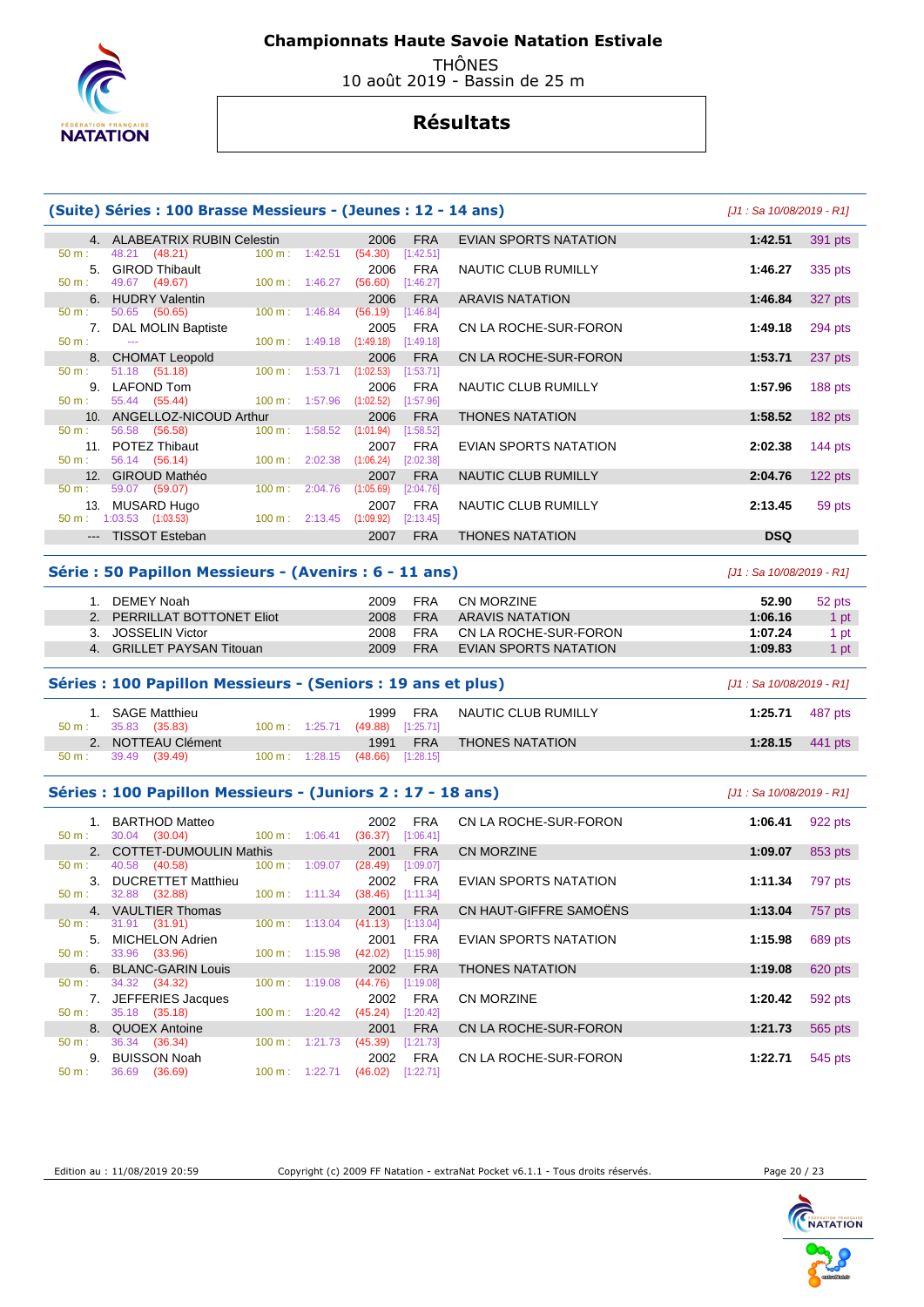# Championnats Haute Savoie Natation Estivale

THÔNES
10 août 2019 - Bassin de 25 m

## Résultats

### (Suite) Séries : 100 Brasse Messieurs - (Jeunes : 12 - 14 ans)

*[J1 : Sa 10/08/2019 - R1]*

| Rang | Nom | Année | Nat. | Club | Temps | Points |
|---|---|---|---|---|---|---|
| 4. | ALABEATRIX RUBIN Celestin | 2006 | FRA | EVIAN SPORTS NATATION | 1:42.51 | 391 pts |
| | 50 m : 48.21 (48.21) 100 m : 1:42.51 (54.30) [1:42.51] | | | | | |
| 5. | GIROD Thibault | 2006 | FRA | NAUTIC CLUB RUMILLY | 1:46.27 | 335 pts |
| | 50 m : 49.67 (49.67) 100 m : 1:46.27 (56.60) [1:46.27] | | | | | |
| 6. | HUDRY Valentin | 2006 | FRA | ARAVIS NATATION | 1:46.84 | 327 pts |
| | 50 m : 50.65 (50.65) 100 m : 1:46.84 (56.19) [1:46.84] | | | | | |
| 7. | DAL MOLIN Baptiste | 2005 | FRA | CN LA ROCHE-SUR-FORON | 1:49.18 | 294 pts |
| | 50 m : --- 100 m : 1:49.18 (1:49.18) [1:49.18] | | | | | |
| 8. | CHOMAT Leopold | 2006 | FRA | CN LA ROCHE-SUR-FORON | 1:53.71 | 237 pts |
| | 50 m : 51.18 (51.18) 100 m : 1:53.71 (1:02.53) [1:53.71] | | | | | |
| 9. | LAFOND Tom | 2006 | FRA | NAUTIC CLUB RUMILLY | 1:57.96 | 188 pts |
| | 50 m : 55.44 (55.44) 100 m : 1:57.96 (1:02.52) [1:57.96] | | | | | |
| 10. | ANGELLOZ-NICOUD Arthur | 2006 | FRA | THONES NATATION | 1:58.52 | 182 pts |
| | 50 m : 56.58 (56.58) 100 m : 1:58.52 (1:01.94) [1:58.52] | | | | | |
| 11. | POTEZ Thibaut | 2007 | FRA | EVIAN SPORTS NATATION | 2:02.38 | 144 pts |
| | 50 m : 56.14 (56.14) 100 m : 2:02.38 (1:06.24) [2:02.38] | | | | | |
| 12. | GIROUD Mathéo | 2007 | FRA | NAUTIC CLUB RUMILLY | 2:04.76 | 122 pts |
| | 50 m : 59.07 (59.07) 100 m : 2:04.76 (1:05.69) [2:04.76] | | | | | |
| 13. | MUSARD Hugo | 2007 | FRA | NAUTIC CLUB RUMILLY | 2:13.45 | 59 pts |
| | 50 m : 1:03.53 (1:03.53) 100 m : 2:13.45 (1:09.92) [2:13.45] | | | | | |
| --- | TISSOT Esteban | 2007 | FRA | THONES NATATION | DSQ | |

### Série : 50 Papillon Messieurs - (Avenirs : 6 - 11 ans)

*[J1 : Sa 10/08/2019 - R1]*

| Rang | Nom | Année | Nat. | Club | Temps | Points |
|---|---|---|---|---|---|---|
| 1. | DEMEY Noah | 2009 | FRA | CN MORZINE | 52.90 | 52 pts |
| 2. | PERRILLAT BOTTONET Eliot | 2008 | FRA | ARAVIS NATATION | 1:06.16 | 1 pt |
| 3. | JOSSELIN Victor | 2008 | FRA | CN LA ROCHE-SUR-FORON | 1:07.24 | 1 pt |
| 4. | GRILLET PAYSAN Titouan | 2009 | FRA | EVIAN SPORTS NATATION | 1:09.83 | 1 pt |

### Séries : 100 Papillon Messieurs - (Seniors : 19 ans et plus)

*[J1 : Sa 10/08/2019 - R1]*

| Rang | Nom | Année | Nat. | Club | Temps | Points |
|---|---|---|---|---|---|---|
| 1. | SAGE Matthieu | 1999 | FRA | NAUTIC CLUB RUMILLY | 1:25.71 | 487 pts |
| | 50 m : 35.83 (35.83) 100 m : 1:25.71 (49.88) [1:25.71] | | | | | |
| 2. | NOTTEAU Clément | 1991 | FRA | THONES NATATION | 1:28.15 | 441 pts |
| | 50 m : 39.49 (39.49) 100 m : 1:28.15 (48.66) [1:28.15] | | | | | |

### Séries : 100 Papillon Messieurs - (Juniors 2 : 17 - 18 ans)

*[J1 : Sa 10/08/2019 - R1]*

| Rang | Nom | Année | Nat. | Club | Temps | Points |
|---|---|---|---|---|---|---|
| 1. | BARTHOD Matteo | 2002 | FRA | CN LA ROCHE-SUR-FORON | 1:06.41 | 922 pts |
| | 50 m : 30.04 (30.04) 100 m : 1:06.41 (36.37) [1:06.41] | | | | | |
| 2. | COTTET-DUMOULIN Mathis | 2001 | FRA | CN MORZINE | 1:09.07 | 853 pts |
| | 50 m : 40.58 (40.58) 100 m : 1:09.07 (28.49) [1:09.07] | | | | | |
| 3. | DUCRETTET Matthieu | 2002 | FRA | EVIAN SPORTS NATATION | 1:11.34 | 797 pts |
| | 50 m : 32.88 (32.88) 100 m : 1:11.34 (38.46) [1:11.34] | | | | | |
| 4. | VAULTIER Thomas | 2001 | FRA | CN HAUT-GIFFRE SAMOËNS | 1:13.04 | 757 pts |
| | 50 m : 31.91 (31.91) 100 m : 1:13.04 (41.13) [1:13.04] | | | | | |
| 5. | MICHELON Adrien | 2001 | FRA | EVIAN SPORTS NATATION | 1:15.98 | 689 pts |
| | 50 m : 33.96 (33.96) 100 m : 1:15.98 (42.02) [1:15.98] | | | | | |
| 6. | BLANC-GARIN Louis | 2002 | FRA | THONES NATATION | 1:19.08 | 620 pts |
| | 50 m : 34.32 (34.32) 100 m : 1:19.08 (44.76) [1:19.08] | | | | | |
| 7. | JEFFERIES Jacques | 2002 | FRA | CN MORZINE | 1:20.42 | 592 pts |
| | 50 m : 35.18 (35.18) 100 m : 1:20.42 (45.24) [1:20.42] | | | | | |
| 8. | QUOEX Antoine | 2001 | FRA | CN LA ROCHE-SUR-FORON | 1:21.73 | 565 pts |
| | 50 m : 36.34 (36.34) 100 m : 1:21.73 (45.39) [1:21.73] | | | | | |
| 9. | BUISSON Noah | 2002 | FRA | CN LA ROCHE-SUR-FORON | 1:22.71 | 545 pts |
| | 50 m : 36.69 (36.69) 100 m : 1:22.71 (46.02) [1:22.71] | | | | | |

Edition au : 11/08/2019 20:59 Copyright (c) 2009 FF Natation - extraNat Pocket v6.1.1 - Tous droits réservés.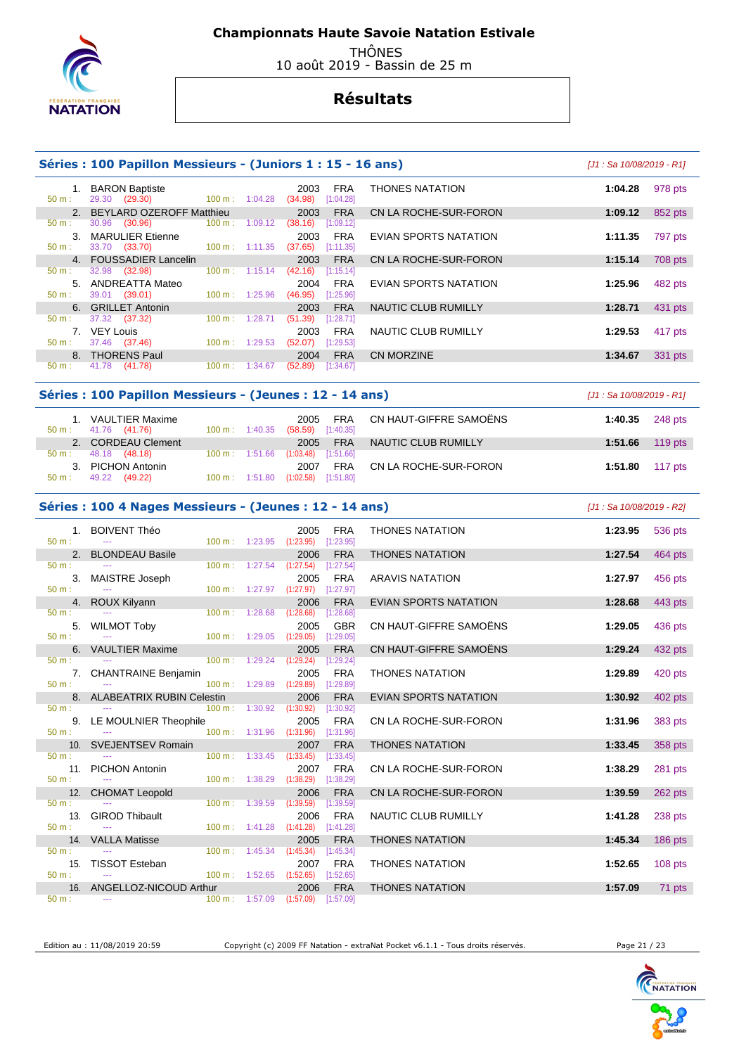# Championnats Haute Savoie Natation Estivale

THÔNES
10 août 2019 - Bassin de 25 m

## Résultats

### Séries : 100 Papillon Messieurs - (Juniors 1 : 15 - 16 ans)

*[J1 : Sa 10/08/2019 - R1]*

| Rang | Nom | Année | Nat. | Club | Temps | Points |
|---|---|---|---|---|---|---|
| 1. | BARON Baptiste | 2003 | FRA | THONES NATATION | 1:04.28 | 978 pts |
| | 50 m : 29.30 (29.30) — 100 m : 1:04.28 (34.98) [1:04.28] | | | | | |
| 2. | BEYLARD OZEROFF Matthieu | 2003 | FRA | CN LA ROCHE-SUR-FORON | 1:09.12 | 852 pts |
| | 50 m : 30.96 (30.96) — 100 m : 1:09.12 (38.16) [1:09.12] | | | | | |
| 3. | MARULIER Etienne | 2003 | FRA | EVIAN SPORTS NATATION | 1:11.35 | 797 pts |
| | 50 m : 33.70 (33.70) — 100 m : 1:11.35 (37.65) [1:11.35] | | | | | |
| 4. | FOUSSADIER Lancelin | 2003 | FRA | CN LA ROCHE-SUR-FORON | 1:15.14 | 708 pts |
| | 50 m : 32.98 (32.98) — 100 m : 1:15.14 (42.16) [1:15.14] | | | | | |
| 5. | ANDREATTA Mateo | 2004 | FRA | EVIAN SPORTS NATATION | 1:25.96 | 482 pts |
| | 50 m : 39.01 (39.01) — 100 m : 1:25.96 (46.95) [1:25.96] | | | | | |
| 6. | GRILLET Antonin | 2003 | FRA | NAUTIC CLUB RUMILLY | 1:28.71 | 431 pts |
| | 50 m : 37.32 (37.32) — 100 m : 1:28.71 (51.39) [1:28.71] | | | | | |
| 7. | VEY Louis | 2003 | FRA | NAUTIC CLUB RUMILLY | 1:29.53 | 417 pts |
| | 50 m : 37.46 (37.46) — 100 m : 1:29.53 (52.07) [1:29.53] | | | | | |
| 8. | THORENS Paul | 2004 | FRA | CN MORZINE | 1:34.67 | 331 pts |
| | 50 m : 41.78 (41.78) — 100 m : 1:34.67 (52.89) [1:34.67] | | | | | |

### Séries : 100 Papillon Messieurs - (Jeunes : 12 - 14 ans)

*[J1 : Sa 10/08/2019 - R1]*

| Rang | Nom | Année | Nat. | Club | Temps | Points |
|---|---|---|---|---|---|---|
| 1. | VAULTIER Maxime | 2005 | FRA | CN HAUT-GIFFRE SAMOËNS | 1:40.35 | 248 pts |
| | 50 m : 41.76 (41.76) — 100 m : 1:40.35 (58.59) [1:40.35] | | | | | |
| 2. | CORDEAU Clement | 2005 | FRA | NAUTIC CLUB RUMILLY | 1:51.66 | 119 pts |
| | 50 m : 48.18 (48.18) — 100 m : 1:51.66 (1:03.48) [1:51.66] | | | | | |
| 3. | PICHON Antonin | 2007 | FRA | CN LA ROCHE-SUR-FORON | 1:51.80 | 117 pts |
| | 50 m : 49.22 (49.22) — 100 m : 1:51.80 (1:02.58) [1:51.80] | | | | | |

### Séries : 100 4 Nages Messieurs - (Jeunes : 12 - 14 ans)

*[J1 : Sa 10/08/2019 - R2]*

| Rang | Nom | Année | Nat. | Club | Temps | Points |
|---|---|---|---|---|---|---|
| 1. | BOIVENT Théo | 2005 | FRA | THONES NATATION | 1:23.95 | 536 pts |
| | 50 m : --- — 100 m : 1:23.95 (1:23.95) [1:23.95] | | | | | |
| 2. | BLONDEAU Basile | 2006 | FRA | THONES NATATION | 1:27.54 | 464 pts |
| | 50 m : --- — 100 m : 1:27.54 (1:27.54) [1:27.54] | | | | | |
| 3. | MAISTRE Joseph | 2005 | FRA | ARAVIS NATATION | 1:27.97 | 456 pts |
| | 50 m : --- — 100 m : 1:27.97 (1:27.97) [1:27.97] | | | | | |
| 4. | ROUX Kilyann | 2006 | FRA | EVIAN SPORTS NATATION | 1:28.68 | 443 pts |
| | 50 m : --- — 100 m : 1:28.68 (1:28.68) [1:28.68] | | | | | |
| 5. | WILMOT Toby | 2005 | GBR | CN HAUT-GIFFRE SAMOËNS | 1:29.05 | 436 pts |
| | 50 m : --- — 100 m : 1:29.05 (1:29.05) [1:29.05] | | | | | |
| 6. | VAULTIER Maxime | 2005 | FRA | CN HAUT-GIFFRE SAMOËNS | 1:29.24 | 432 pts |
| | 50 m : --- — 100 m : 1:29.24 (1:29.24) [1:29.24] | | | | | |
| 7. | CHANTRAINE Benjamin | 2005 | FRA | THONES NATATION | 1:29.89 | 420 pts |
| | 50 m : --- — 100 m : 1:29.89 (1:29.89) [1:29.89] | | | | | |
| 8. | ALABEATRIX RUBIN Celestin | 2006 | FRA | EVIAN SPORTS NATATION | 1:30.92 | 402 pts |
| | 50 m : --- — 100 m : 1:30.92 (1:30.92) [1:30.92] | | | | | |
| 9. | LE MOULNIER Theophile | 2005 | FRA | CN LA ROCHE-SUR-FORON | 1:31.96 | 383 pts |
| | 50 m : --- — 100 m : 1:31.96 (1:31.96) [1:31.96] | | | | | |
| 10. | SVEJENTSEV Romain | 2007 | FRA | THONES NATATION | 1:33.45 | 358 pts |
| | 50 m : --- — 100 m : 1:33.45 (1:33.45) [1:33.45] | | | | | |
| 11. | PICHON Antonin | 2007 | FRA | CN LA ROCHE-SUR-FORON | 1:38.29 | 281 pts |
| | 50 m : --- — 100 m : 1:38.29 (1:38.29) [1:38.29] | | | | | |
| 12. | CHOMAT Leopold | 2006 | FRA | CN LA ROCHE-SUR-FORON | 1:39.59 | 262 pts |
| | 50 m : --- — 100 m : 1:39.59 (1:39.59) [1:39.59] | | | | | |
| 13. | GIROD Thibault | 2006 | FRA | NAUTIC CLUB RUMILLY | 1:41.28 | 238 pts |
| | 50 m : --- — 100 m : 1:41.28 (1:41.28) [1:41.28] | | | | | |
| 14. | VALLA Matisse | 2005 | FRA | THONES NATATION | 1:45.34 | 186 pts |
| | 50 m : --- — 100 m : 1:45.34 (1:45.34) [1:45.34] | | | | | |
| 15. | TISSOT Esteban | 2007 | FRA | THONES NATATION | 1:52.65 | 108 pts |
| | 50 m : --- — 100 m : 1:52.65 (1:52.65) [1:52.65] | | | | | |
| 16. | ANGELLOZ-NICOUD Arthur | 2006 | FRA | THONES NATATION | 1:57.09 | 71 pts |
| | 50 m : --- — 100 m : 1:57.09 (1:57.09) [1:57.09] | | | | | |

Edition au : 11/08/2019 20:59 — Copyright (c) 2009 FF Natation - extraNat Pocket v6.1.1 - Tous droits réservés.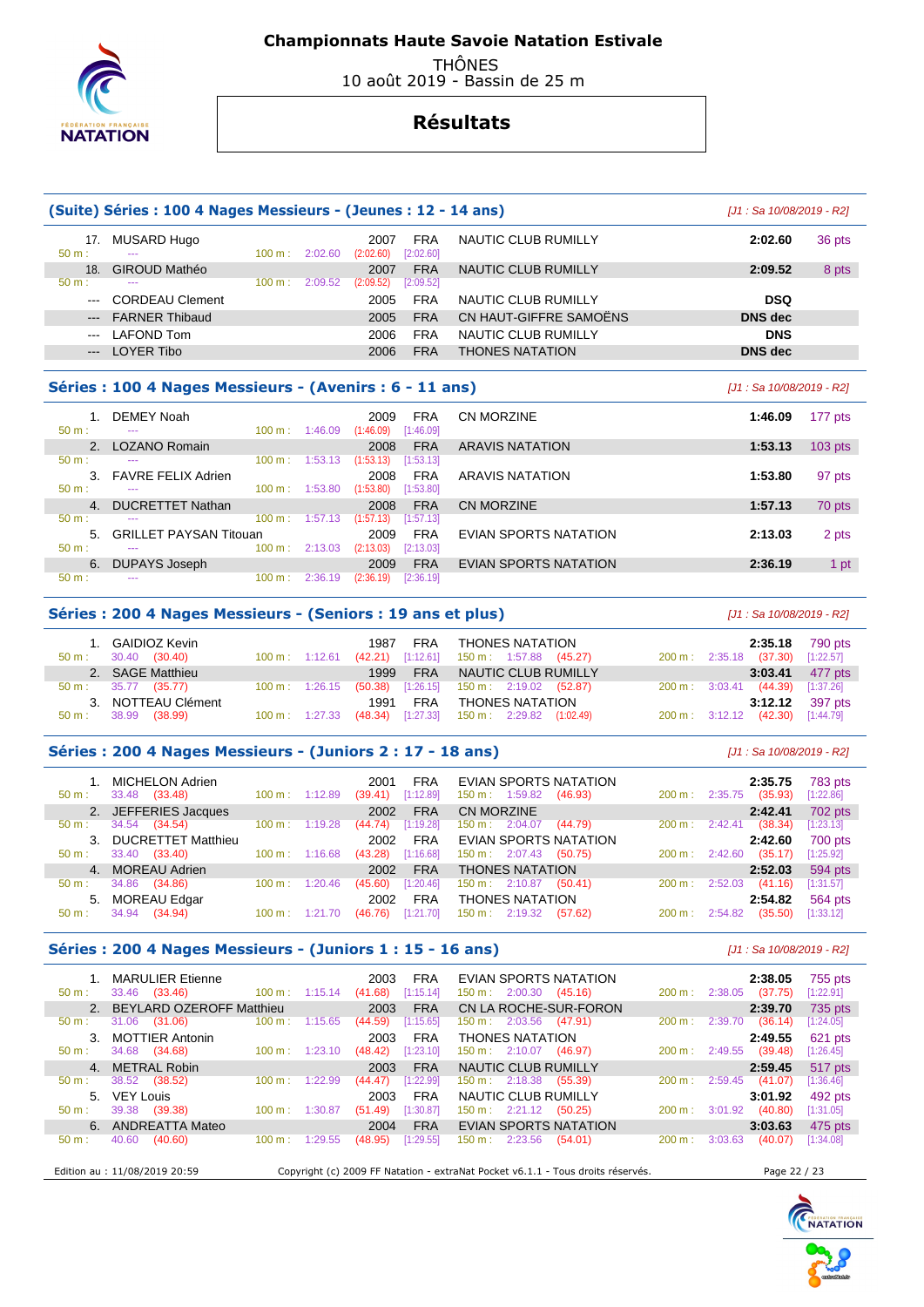# Championnats Haute Savoie Natation Estivale

THÔNES
10 août 2019 - Bassin de 25 m

## Résultats

### (Suite) Séries : 100 4 Nages Messieurs - (Jeunes : 12 - 14 ans)

[J1 : Sa 10/08/2019 - R2]

| Rang | Nom | Année | Nat. | Club | Temps | Points |
|---|---|---|---|---|---|---|
| 17. | MUSARD Hugo | 2007 | FRA | NAUTIC CLUB RUMILLY | 2:02.60 | 36 pts |
| | 50 m : --- / 100 m : 2:02.60 (2:02.60) [2:02.60] | | | | | |
| 18. | GIROUD Mathéo | 2007 | FRA | NAUTIC CLUB RUMILLY | 2:09.52 | 8 pts |
| | 50 m : --- / 100 m : 2:09.52 (2:09.52) [2:09.52] | | | | | |
| --- | CORDEAU Clement | 2005 | FRA | NAUTIC CLUB RUMILLY | DSQ | |
| --- | FARNER Thibaud | 2005 | FRA | CN HAUT-GIFFRE SAMOËNS | DNS dec | |
| --- | LAFOND Tom | 2006 | FRA | NAUTIC CLUB RUMILLY | DNS | |
| --- | LOYER Tibo | 2006 | FRA | THONES NATATION | DNS dec | |

### Séries : 100 4 Nages Messieurs - (Avenirs : 6 - 11 ans)

[J1 : Sa 10/08/2019 - R2]

| Rang | Nom | Année | Nat. | Club | Temps | Points |
|---|---|---|---|---|---|---|
| 1. | DEMEY Noah | 2009 | FRA | CN MORZINE | 1:46.09 | 177 pts |
| | 50 m : --- / 100 m : 1:46.09 (1:46.09) [1:46.09] | | | | | |
| 2. | LOZANO Romain | 2008 | FRA | ARAVIS NATATION | 1:53.13 | 103 pts |
| | 50 m : --- / 100 m : 1:53.13 (1:53.13) [1:53.13] | | | | | |
| 3. | FAVRE FELIX Adrien | 2008 | FRA | ARAVIS NATATION | 1:53.80 | 97 pts |
| | 50 m : --- / 100 m : 1:53.80 (1:53.80) [1:53.80] | | | | | |
| 4. | DUCRETTET Nathan | 2008 | FRA | CN MORZINE | 1:57.13 | 70 pts |
| | 50 m : --- / 100 m : 1:57.13 (1:57.13) [1:57.13] | | | | | |
| 5. | GRILLET PAYSAN Titouan | 2009 | FRA | EVIAN SPORTS NATATION | 2:13.03 | 2 pts |
| | 50 m : --- / 100 m : 2:13.03 (2:13.03) [2:13.03] | | | | | |
| 6. | DUPAYS Joseph | 2009 | FRA | EVIAN SPORTS NATATION | 2:36.19 | 1 pt |
| | 50 m : --- / 100 m : 2:36.19 (2:36.19) [2:36.19] | | | | | |

### Séries : 200 4 Nages Messieurs - (Seniors : 19 ans et plus)

[J1 : Sa 10/08/2019 - R2]

| Rang | Nom | Année | Nat. | Club | Temps | Points |
|---|---|---|---|---|---|---|
| 1. | GAIDIOZ Kevin | 1987 | FRA | THONES NATATION | 2:35.18 | 790 pts |
| | 50 m : 30.40 (30.40) / 100 m : 1:12.61 (42.21) [1:12.61] / 150 m : 1:57.88 (45.27) / 200 m : 2:35.18 (37.30) [1:22.57] | | | | | |
| 2. | SAGE Matthieu | 1999 | FRA | NAUTIC CLUB RUMILLY | 3:03.41 | 477 pts |
| | 50 m : 35.77 (35.77) / 100 m : 1:26.15 (50.38) [1:26.15] / 150 m : 2:19.02 (52.87) / 200 m : 3:03.41 (44.39) [1:37.26] | | | | | |
| 3. | NOTTEAU Clément | 1991 | FRA | THONES NATATION | 3:12.12 | 397 pts |
| | 50 m : 38.99 (38.99) / 100 m : 1:27.33 (48.34) [1:27.33] / 150 m : 2:29.82 (1:02.49) / 200 m : 3:12.12 (42.30) [1:44.79] | | | | | |

### Séries : 200 4 Nages Messieurs - (Juniors 2 : 17 - 18 ans)

[J1 : Sa 10/08/2019 - R2]

| Rang | Nom | Année | Nat. | Club | Temps | Points |
|---|---|---|---|---|---|---|
| 1. | MICHELON Adrien | 2001 | FRA | EVIAN SPORTS NATATION | 2:35.75 | 783 pts |
| | 50 m : 33.48 (33.48) / 100 m : 1:12.89 (39.41) [1:12.89] / 150 m : 1:59.82 (46.93) / 200 m : 2:35.75 (35.93) [1:22.86] | | | | | |
| 2. | JEFFERIES Jacques | 2002 | FRA | CN MORZINE | 2:42.41 | 702 pts |
| | 50 m : 34.54 (34.54) / 100 m : 1:19.28 (44.74) [1:19.28] / 150 m : 2:04.07 (44.79) / 200 m : 2:42.41 (38.34) [1:23.13] | | | | | |
| 3. | DUCRETTET Matthieu | 2002 | FRA | EVIAN SPORTS NATATION | 2:42.60 | 700 pts |
| | 50 m : 33.40 (33.40) / 100 m : 1:16.68 (43.28) [1:16.68] / 150 m : 2:07.43 (50.75) / 200 m : 2:42.60 (35.17) [1:25.92] | | | | | |
| 4. | MOREAU Adrien | 2002 | FRA | THONES NATATION | 2:52.03 | 594 pts |
| | 50 m : 34.86 (34.86) / 100 m : 1:20.46 (45.60) [1:20.46] / 150 m : 2:10.87 (50.41) / 200 m : 2:52.03 (41.16) [1:31.57] | | | | | |
| 5. | MOREAU Edgar | 2002 | FRA | THONES NATATION | 2:54.82 | 564 pts |
| | 50 m : 34.94 (34.94) / 100 m : 1:21.70 (46.76) [1:21.70] / 150 m : 2:19.32 (57.62) / 200 m : 2:54.82 (35.50) [1:33.12] | | | | | |

### Séries : 200 4 Nages Messieurs - (Juniors 1 : 15 - 16 ans)

[J1 : Sa 10/08/2019 - R2]

| Rang | Nom | Année | Nat. | Club | Temps | Points |
|---|---|---|---|---|---|---|
| 1. | MARULIER Etienne | 2003 | FRA | EVIAN SPORTS NATATION | 2:38.05 | 755 pts |
| | 50 m : 33.46 (33.46) / 100 m : 1:15.14 (41.68) [1:15.14] / 150 m : 2:00.30 (45.16) / 200 m : 2:38.05 (37.75) [1:22.91] | | | | | |
| 2. | BEYLARD OZEROFF Matthieu | 2003 | FRA | CN LA ROCHE-SUR-FORON | 2:39.70 | 735 pts |
| | 50 m : 31.06 (31.06) / 100 m : 1:15.65 (44.59) [1:15.65] / 150 m : 2:03.56 (47.91) / 200 m : 2:39.70 (36.14) [1:24.05] | | | | | |
| 3. | MOTTIER Antonin | 2003 | FRA | THONES NATATION | 2:49.55 | 621 pts |
| | 50 m : 34.68 (34.68) / 100 m : 1:23.10 (48.42) [1:23.10] / 150 m : 2:10.07 (46.97) / 200 m : 2:49.55 (39.48) [1:26.45] | | | | | |
| 4. | METRAL Robin | 2003 | FRA | NAUTIC CLUB RUMILLY | 2:59.45 | 517 pts |
| | 50 m : 38.52 (38.52) / 100 m : 1:22.99 (44.47) [1:22.99] / 150 m : 2:18.38 (55.39) / 200 m : 2:59.45 (41.07) [1:36.46] | | | | | |
| 5. | VEY Louis | 2003 | FRA | NAUTIC CLUB RUMILLY | 3:01.92 | 492 pts |
| | 50 m : 39.38 (39.38) / 100 m : 1:30.87 (51.49) [1:30.87] / 150 m : 2:21.12 (50.25) / 200 m : 3:01.92 (40.80) [1:31.05] | | | | | |
| 6. | ANDREATTA Mateo | 2004 | FRA | EVIAN SPORTS NATATION | 3:03.63 | 475 pts |
| | 50 m : 40.60 (40.60) / 100 m : 1:29.55 (48.95) [1:29.55] / 150 m : 2:23.56 (54.01) / 200 m : 3:03.63 (40.07) [1:34.08] | | | | | |

Edition au : 11/08/2019 20:59 — Copyright (c) 2009 FF Natation - extraNat Pocket v6.1.1 - Tous droits réservés.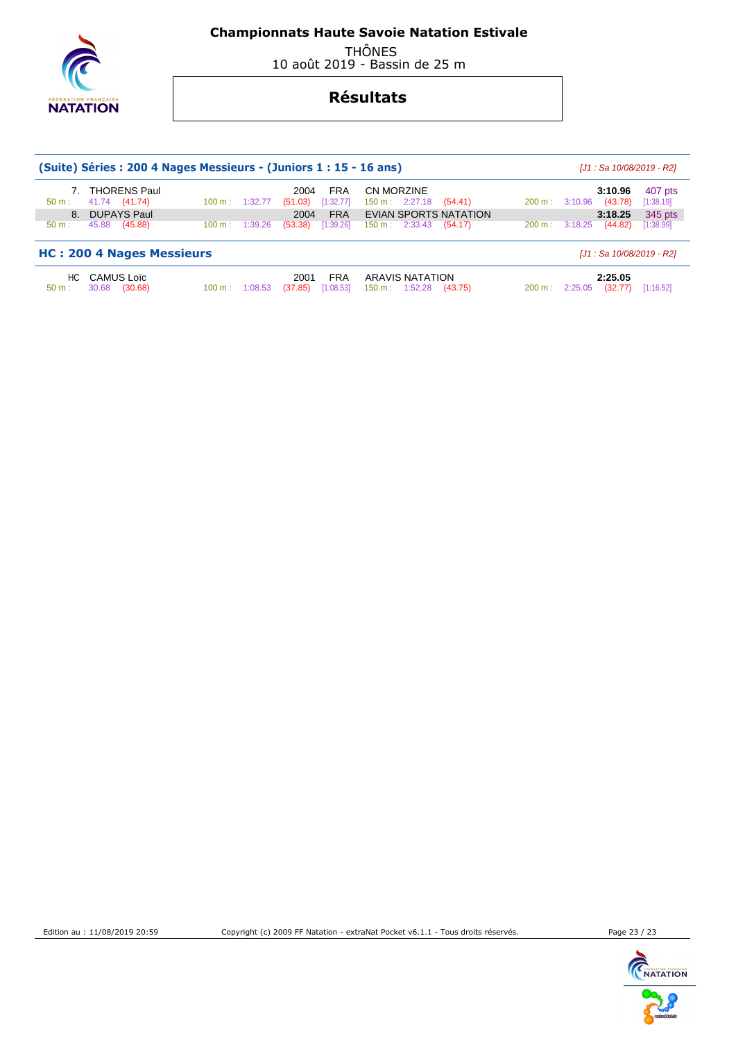**Championnats Haute Savoie Natation Estivale**

THÔNES

10 août 2019 - Bassin de 25 m

# Résultats

## (Suite) Séries : 200 4 Nages Messieurs - (Juniors 1 : 15 - 16 ans)

*[J1 : Sa 10/08/2019 - R2]*

| | | | | | | | |
|---|---|---|---|---|---|---|---|
| 7. | THORENS Paul | 2004 | FRA | CN MORZINE | | 3:10.96 | 407 pts |
| 50 m : 41.74 (41.74) | 100 m : 1:32.77 (51.03) [1:32.77] | | | 150 m : 2:27.18 (54.41) | 200 m : 3:10.96 (43.78) [1:38.19] | | |
| 8. | DUPAYS Paul | 2004 | FRA | EVIAN SPORTS NATATION | | 3:18.25 | 345 pts |
| 50 m : 45.88 (45.88) | 100 m : 1:39.26 (53.38) [1:39.26] | | | 150 m : 2:33.43 (54.17) | 200 m : 3:18.25 (44.82) [1:38.99] | | |

## HC : 200 4 Nages Messieurs

*[J1 : Sa 10/08/2019 - R2]*

| | | | | | | |
|---|---|---|---|---|---|---|
| HC | CAMUS Loïc | 2001 | FRA | ARAVIS NATATION | | 2:25.05 |
| 50 m : 30.68 (30.68) | 100 m : 1:08.53 (37.85) [1:08.53] | | | 150 m : 1:52.28 (43.75) | 200 m : 2:25.05 (32.77) [1:16.52] | |

Edition au : 11/08/2019 20:59 — Copyright (c) 2009 FF Natation - extraNat Pocket v6.1.1 - Tous droits réservés.